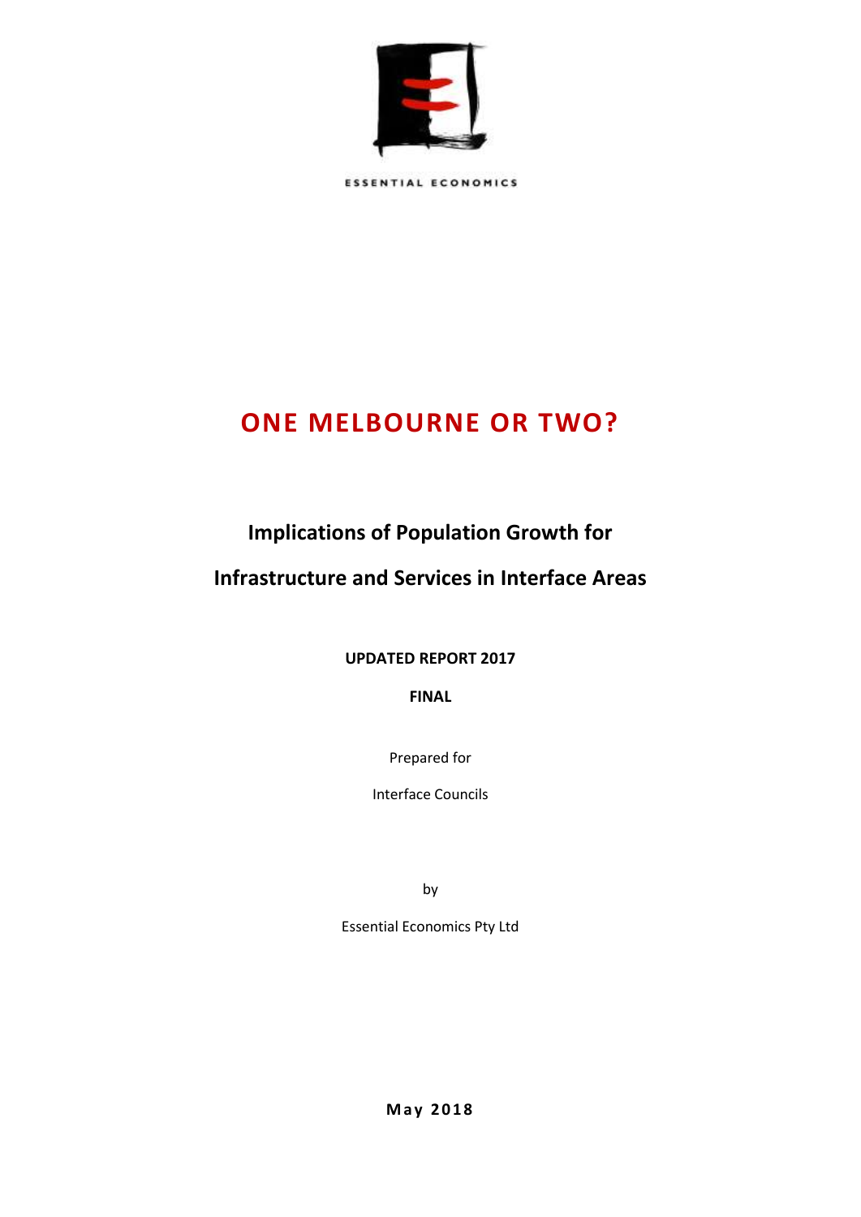ESSENTIAL ECONOMICS

# ONE MELBOURNE OR TWO?

## Implications of Population Growth for Infrastructure and Services in Interface Areas

**UPDATED REPORT 2017**

**FINAL**

Prepared for

Interface Councils

by

Essential Economics Pty Ltd

**May 2018**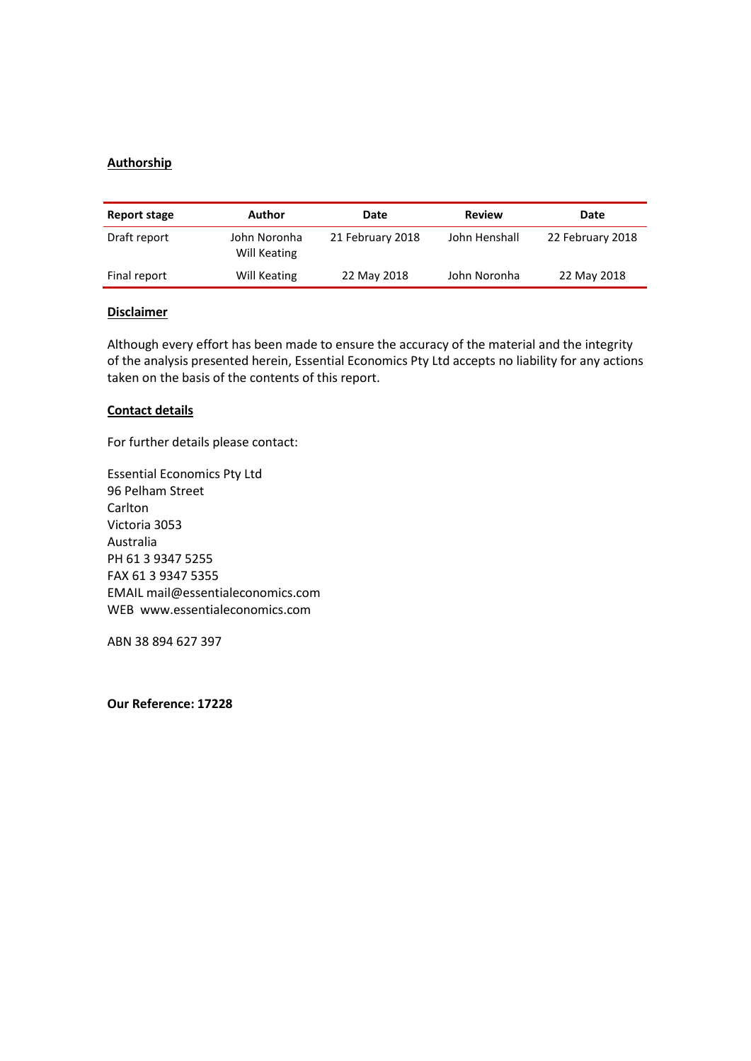**Authorship**

| Report stage | Author | Date | Review | Date |
| --- | --- | --- | --- | --- |
| Draft report | John Noronha<br>Will Keating | 21 February 2018 | John Henshall | 22 February 2018 |
| Final report | Will Keating | 22 May 2018 | John Noronha | 22 May 2018 |

**Disclaimer**

Although every effort has been made to ensure the accuracy of the material and the integrity of the analysis presented herein, Essential Economics Pty Ltd accepts no liability for any actions taken on the basis of the contents of this report.

**Contact details**

For further details please contact:

Essential Economics Pty Ltd
96 Pelham Street
Carlton
Victoria 3053
Australia
PH 61 3 9347 5255
FAX 61 3 9347 5355
EMAIL mail@essentialeconomics.com
WEB www.essentialeconomics.com

ABN 38 894 627 397

**Our Reference: 17228**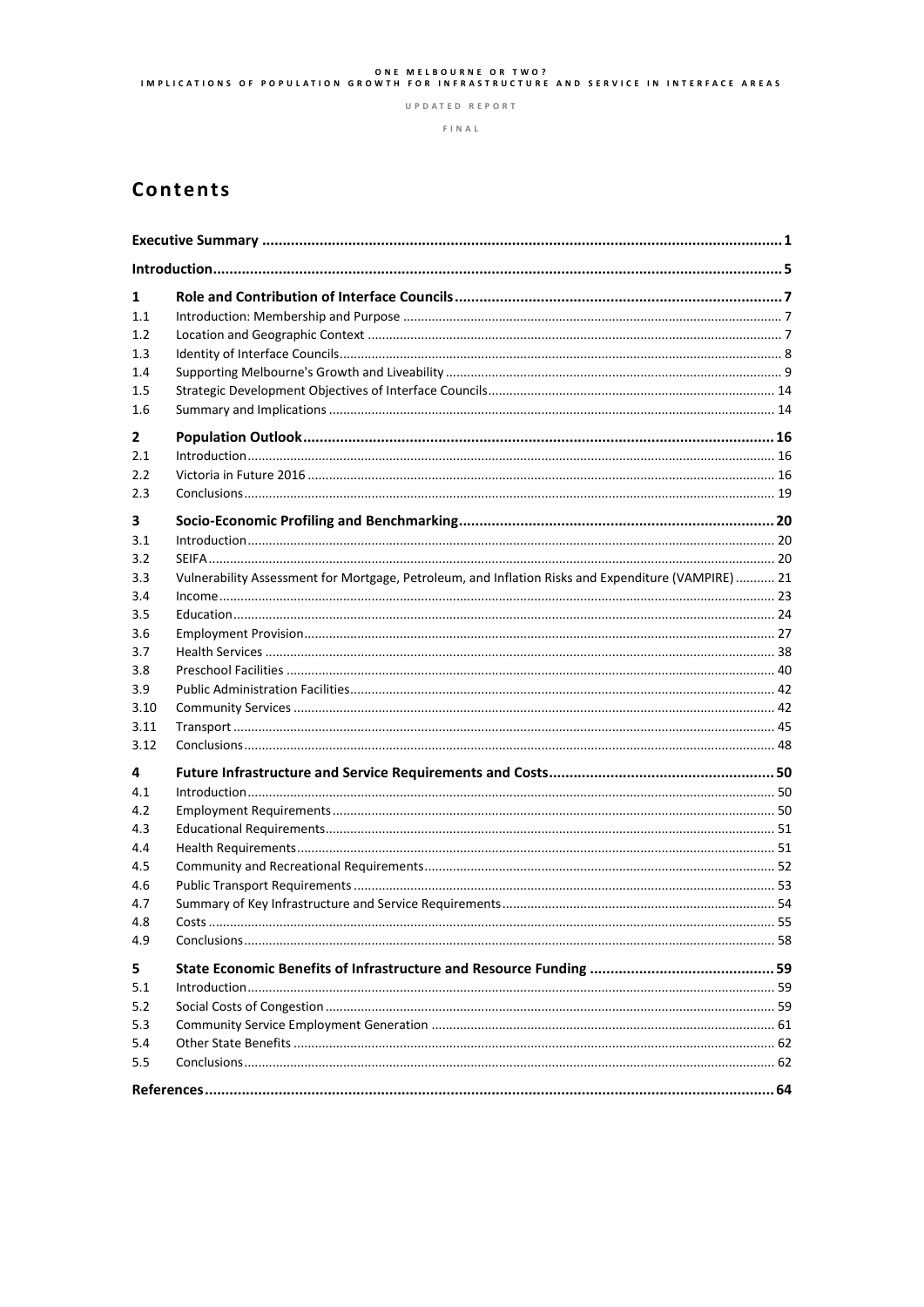# Contents

| | | |
|---|---|---|
| **Executive Summary** | | **1** |
| **Introduction** | | **5** |
| **1** | **Role and Contribution of Interface Councils** | **7** |
| 1.1 | Introduction: Membership and Purpose | 7 |
| 1.2 | Location and Geographic Context | 7 |
| 1.3 | Identity of Interface Councils | 8 |
| 1.4 | Supporting Melbourne's Growth and Liveability | 9 |
| 1.5 | Strategic Development Objectives of Interface Councils | 14 |
| 1.6 | Summary and Implications | 14 |
| **2** | **Population Outlook** | **16** |
| 2.1 | Introduction | 16 |
| 2.2 | Victoria in Future 2016 | 16 |
| 2.3 | Conclusions | 19 |
| **3** | **Socio-Economic Profiling and Benchmarking** | **20** |
| 3.1 | Introduction | 20 |
| 3.2 | SEIFA | 20 |
| 3.3 | Vulnerability Assessment for Mortgage, Petroleum, and Inflation Risks and Expenditure (VAMPIRE) | 21 |
| 3.4 | Income | 23 |
| 3.5 | Education | 24 |
| 3.6 | Employment Provision | 27 |
| 3.7 | Health Services | 38 |
| 3.8 | Preschool Facilities | 40 |
| 3.9 | Public Administration Facilities | 42 |
| 3.10 | Community Services | 42 |
| 3.11 | Transport | 45 |
| 3.12 | Conclusions | 48 |
| **4** | **Future Infrastructure and Service Requirements and Costs** | **50** |
| 4.1 | Introduction | 50 |
| 4.2 | Employment Requirements | 50 |
| 4.3 | Educational Requirements | 51 |
| 4.4 | Health Requirements | 51 |
| 4.5 | Community and Recreational Requirements | 52 |
| 4.6 | Public Transport Requirements | 53 |
| 4.7 | Summary of Key Infrastructure and Service Requirements | 54 |
| 4.8 | Costs | 55 |
| 4.9 | Conclusions | 58 |
| **5** | **State Economic Benefits of Infrastructure and Resource Funding** | **59** |
| 5.1 | Introduction | 59 |
| 5.2 | Social Costs of Congestion | 59 |
| 5.3 | Community Service Employment Generation | 61 |
| 5.4 | Other State Benefits | 62 |
| 5.5 | Conclusions | 62 |
| **References** | | **64** |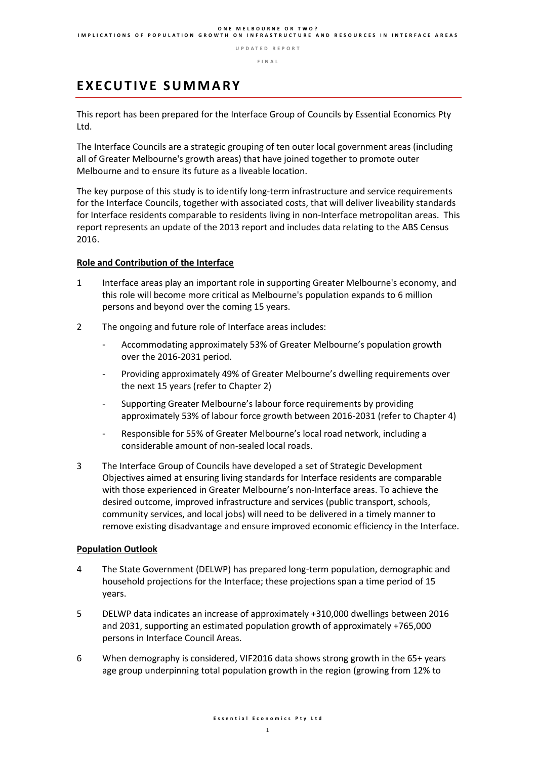# EXECUTIVE SUMMARY

This report has been prepared for the Interface Group of Councils by Essential Economics Pty Ltd.

The Interface Councils are a strategic grouping of ten outer local government areas (including all of Greater Melbourne's growth areas) that have joined together to promote outer Melbourne and to ensure its future as a liveable location.

The key purpose of this study is to identify long-term infrastructure and service requirements for the Interface Councils, together with associated costs, that will deliver liveability standards for Interface residents comparable to residents living in non-Interface metropolitan areas. This report represents an update of the 2013 report and includes data relating to the ABS Census 2016.

**Role and Contribution of the Interface**

1 Interface areas play an important role in supporting Greater Melbourne's economy, and this role will become more critical as Melbourne's population expands to 6 million persons and beyond over the coming 15 years.

2 The ongoing and future role of Interface areas includes:

- Accommodating approximately 53% of Greater Melbourne's population growth over the 2016-2031 period.
- Providing approximately 49% of Greater Melbourne's dwelling requirements over the next 15 years (refer to Chapter 2)
- Supporting Greater Melbourne's labour force requirements by providing approximately 53% of labour force growth between 2016-2031 (refer to Chapter 4)
- Responsible for 55% of Greater Melbourne's local road network, including a considerable amount of non-sealed local roads.

3 The Interface Group of Councils have developed a set of Strategic Development Objectives aimed at ensuring living standards for Interface residents are comparable with those experienced in Greater Melbourne's non-Interface areas. To achieve the desired outcome, improved infrastructure and services (public transport, schools, community services, and local jobs) will need to be delivered in a timely manner to remove existing disadvantage and ensure improved economic efficiency in the Interface.

**Population Outlook**

4 The State Government (DELWP) has prepared long-term population, demographic and household projections for the Interface; these projections span a time period of 15 years.

5 DELWP data indicates an increase of approximately +310,000 dwellings between 2016 and 2031, supporting an estimated population growth of approximately +765,000 persons in Interface Council Areas.

6 When demography is considered, VIF2016 data shows strong growth in the 65+ years age group underpinning total population growth in the region (growing from 12% to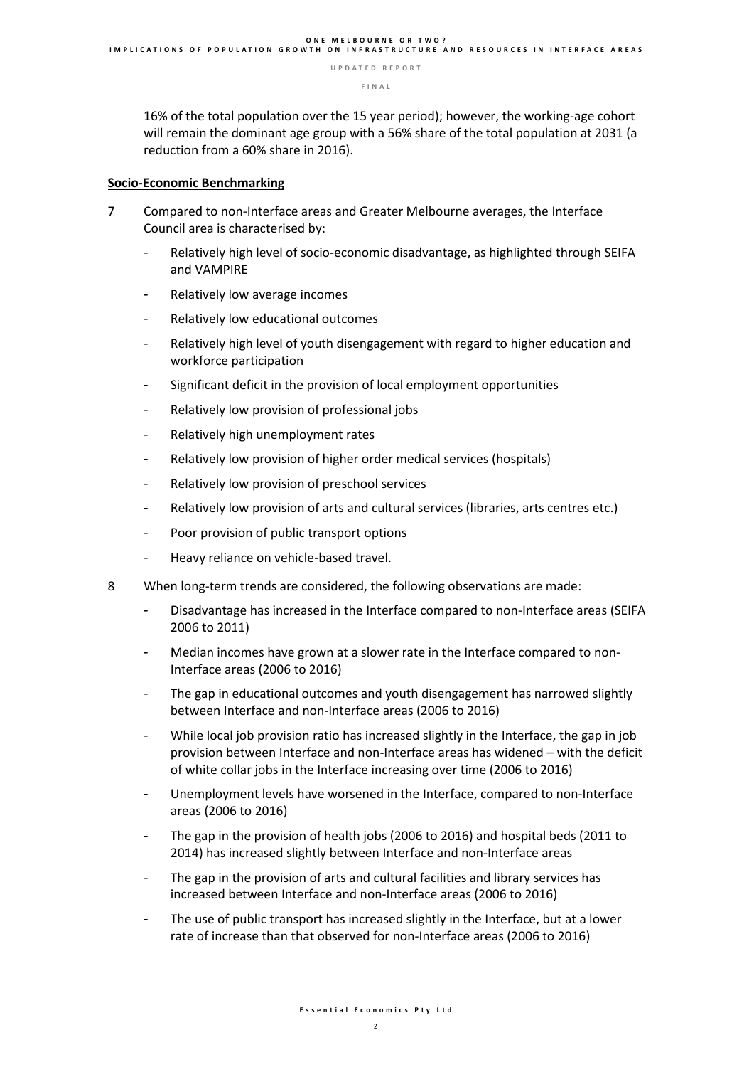16% of the total population over the 15 year period); however, the working-age cohort will remain the dominant age group with a 56% share of the total population at 2031 (a reduction from a 60% share in 2016).

**Socio-Economic Benchmarking**

7 Compared to non-Interface areas and Greater Melbourne averages, the Interface Council area is characterised by:

- Relatively high level of socio-economic disadvantage, as highlighted through SEIFA and VAMPIRE
- Relatively low average incomes
- Relatively low educational outcomes
- Relatively high level of youth disengagement with regard to higher education and workforce participation
- Significant deficit in the provision of local employment opportunities
- Relatively low provision of professional jobs
- Relatively high unemployment rates
- Relatively low provision of higher order medical services (hospitals)
- Relatively low provision of preschool services
- Relatively low provision of arts and cultural services (libraries, arts centres etc.)
- Poor provision of public transport options
- Heavy reliance on vehicle-based travel.

8 When long-term trends are considered, the following observations are made:

- Disadvantage has increased in the Interface compared to non-Interface areas (SEIFA 2006 to 2011)
- Median incomes have grown at a slower rate in the Interface compared to non-Interface areas (2006 to 2016)
- The gap in educational outcomes and youth disengagement has narrowed slightly between Interface and non-Interface areas (2006 to 2016)
- While local job provision ratio has increased slightly in the Interface, the gap in job provision between Interface and non-Interface areas has widened – with the deficit of white collar jobs in the Interface increasing over time (2006 to 2016)
- Unemployment levels have worsened in the Interface, compared to non-Interface areas (2006 to 2016)
- The gap in the provision of health jobs (2006 to 2016) and hospital beds (2011 to 2014) has increased slightly between Interface and non-Interface areas
- The gap in the provision of arts and cultural facilities and library services has increased between Interface and non-Interface areas (2006 to 2016)
- The use of public transport has increased slightly in the Interface, but at a lower rate of increase than that observed for non-Interface areas (2006 to 2016)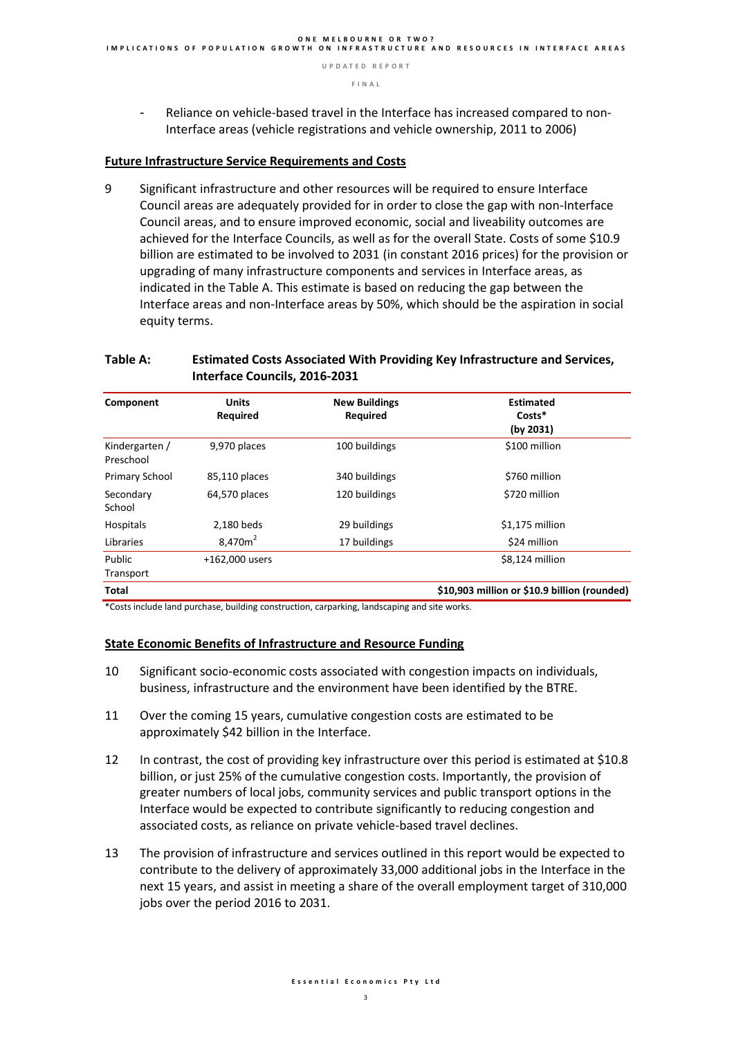- Reliance on vehicle-based travel in the Interface has increased compared to non-Interface areas (vehicle registrations and vehicle ownership, 2011 to 2006)

**Future Infrastructure Service Requirements and Costs**

9 Significant infrastructure and other resources will be required to ensure Interface Council areas are adequately provided for in order to close the gap with non-Interface Council areas, and to ensure improved economic, social and liveability outcomes are achieved for the Interface Councils, as well as for the overall State. Costs of some $10.9 billion are estimated to be involved to 2031 (in constant 2016 prices) for the provision or upgrading of many infrastructure components and services in Interface areas, as indicated in the Table A. This estimate is based on reducing the gap between the Interface areas and non-Interface areas by 50%, which should be the aspiration in social equity terms.

**Table A: Estimated Costs Associated With Providing Key Infrastructure and Services, Interface Councils, 2016-2031**

| Component | Units Required | New Buildings Required | Estimated Costs* (by 2031) |
|---|---|---|---|
| Kindergarten / Preschool | 9,970 places | 100 buildings | $100 million |
| Primary School | 85,110 places | 340 buildings | $760 million |
| Secondary School | 64,570 places | 120 buildings | $720 million |
| Hospitals | 2,180 beds | 29 buildings | $1,175 million |
| Libraries | 8,470m$^2$ | 17 buildings | $24 million |
| Public Transport | +162,000 users | | $8,124 million |
| **Total** | | | **$10,903 million or $10.9 billion (rounded)** |

*Costs include land purchase, building construction, carparking, landscaping and site works.

**State Economic Benefits of Infrastructure and Resource Funding**

10 Significant socio-economic costs associated with congestion impacts on individuals, business, infrastructure and the environment have been identified by the BTRE.

11 Over the coming 15 years, cumulative congestion costs are estimated to be approximately $42 billion in the Interface.

12 In contrast, the cost of providing key infrastructure over this period is estimated at $10.8 billion, or just 25% of the cumulative congestion costs. Importantly, the provision of greater numbers of local jobs, community services and public transport options in the Interface would be expected to contribute significantly to reducing congestion and associated costs, as reliance on private vehicle-based travel declines.

13 The provision of infrastructure and services outlined in this report would be expected to contribute to the delivery of approximately 33,000 additional jobs in the Interface in the next 15 years, and assist in meeting a share of the overall employment target of 310,000 jobs over the period 2016 to 2031.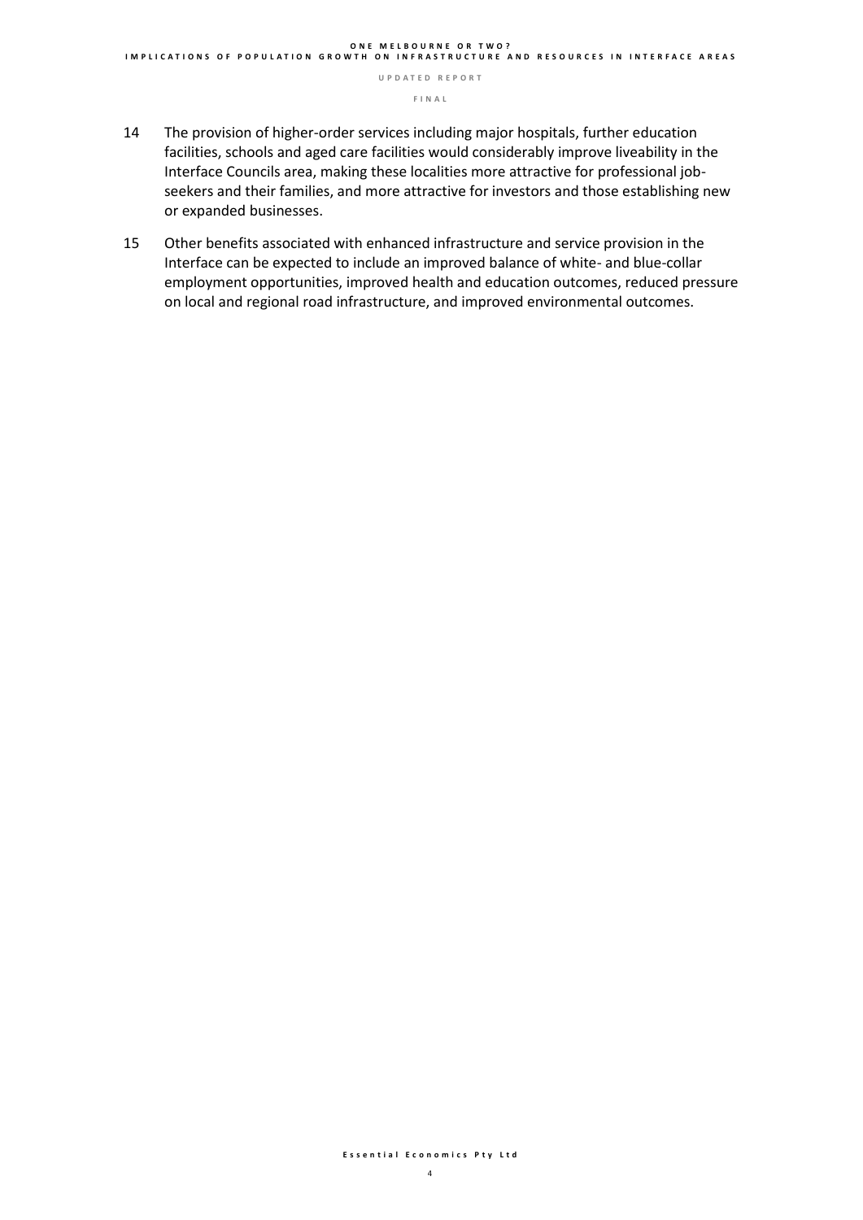14 The provision of higher-order services including major hospitals, further education facilities, schools and aged care facilities would considerably improve liveability in the Interface Councils area, making these localities more attractive for professional job-seekers and their families, and more attractive for investors and those establishing new or expanded businesses.

15 Other benefits associated with enhanced infrastructure and service provision in the Interface can be expected to include an improved balance of white- and blue-collar employment opportunities, improved health and education outcomes, reduced pressure on local and regional road infrastructure, and improved environmental outcomes.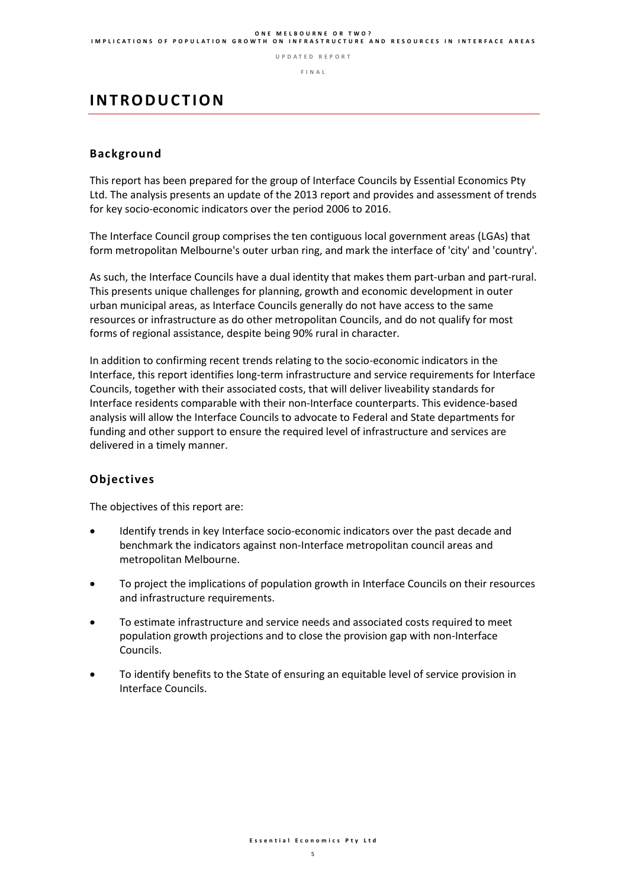# INTRODUCTION

## Background

This report has been prepared for the group of Interface Councils by Essential Economics Pty Ltd. The analysis presents an update of the 2013 report and provides and assessment of trends for key socio-economic indicators over the period 2006 to 2016.

The Interface Council group comprises the ten contiguous local government areas (LGAs) that form metropolitan Melbourne's outer urban ring, and mark the interface of 'city' and 'country'.

As such, the Interface Councils have a dual identity that makes them part-urban and part-rural. This presents unique challenges for planning, growth and economic development in outer urban municipal areas, as Interface Councils generally do not have access to the same resources or infrastructure as do other metropolitan Councils, and do not qualify for most forms of regional assistance, despite being 90% rural in character.

In addition to confirming recent trends relating to the socio-economic indicators in the Interface, this report identifies long-term infrastructure and service requirements for Interface Councils, together with their associated costs, that will deliver liveability standards for Interface residents comparable with their non-Interface counterparts. This evidence-based analysis will allow the Interface Councils to advocate to Federal and State departments for funding and other support to ensure the required level of infrastructure and services are delivered in a timely manner.

## Objectives

The objectives of this report are:

- Identify trends in key Interface socio-economic indicators over the past decade and benchmark the indicators against non-Interface metropolitan council areas and metropolitan Melbourne.
- To project the implications of population growth in Interface Councils on their resources and infrastructure requirements.
- To estimate infrastructure and service needs and associated costs required to meet population growth projections and to close the provision gap with non-Interface Councils.
- To identify benefits to the State of ensuring an equitable level of service provision in Interface Councils.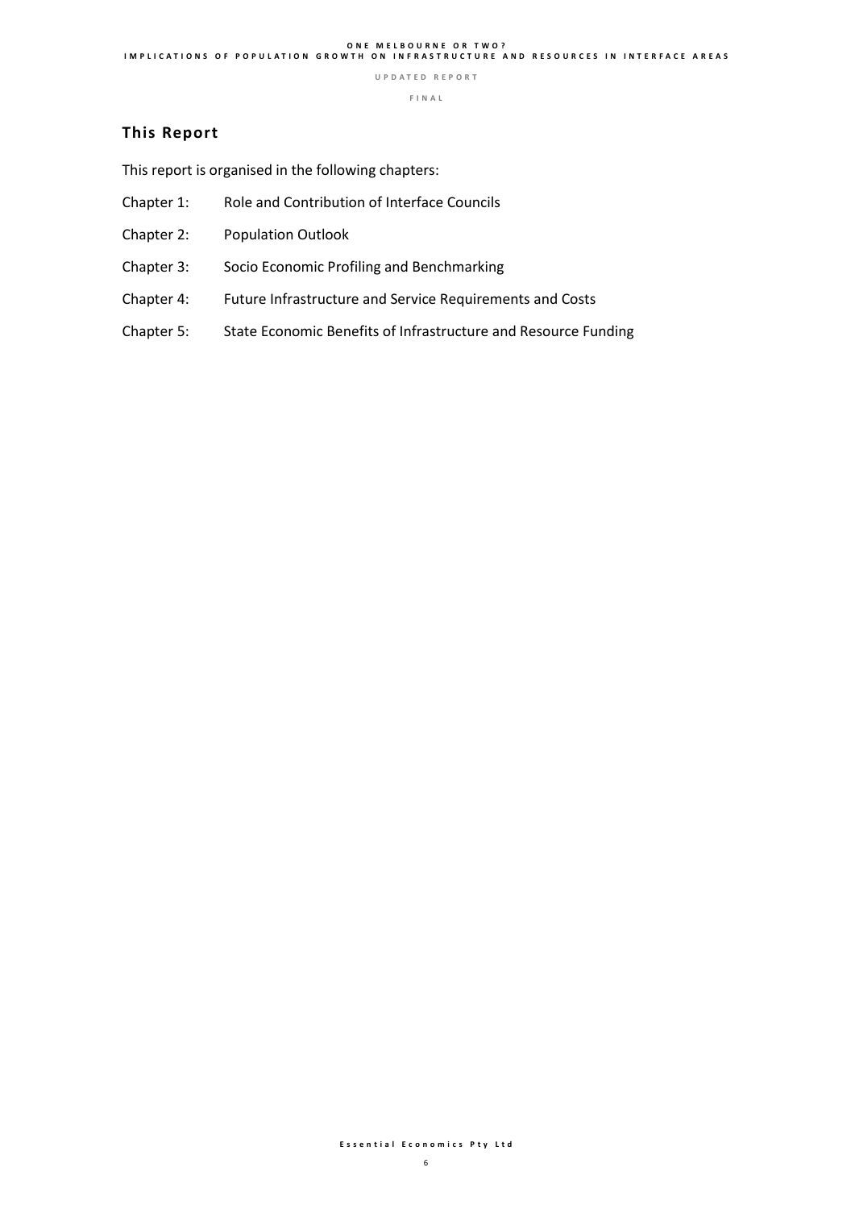## This Report

This report is organised in the following chapters:

Chapter 1: Role and Contribution of Interface Councils

Chapter 2: Population Outlook

Chapter 3: Socio Economic Profiling and Benchmarking

Chapter 4: Future Infrastructure and Service Requirements and Costs

Chapter 5: State Economic Benefits of Infrastructure and Resource Funding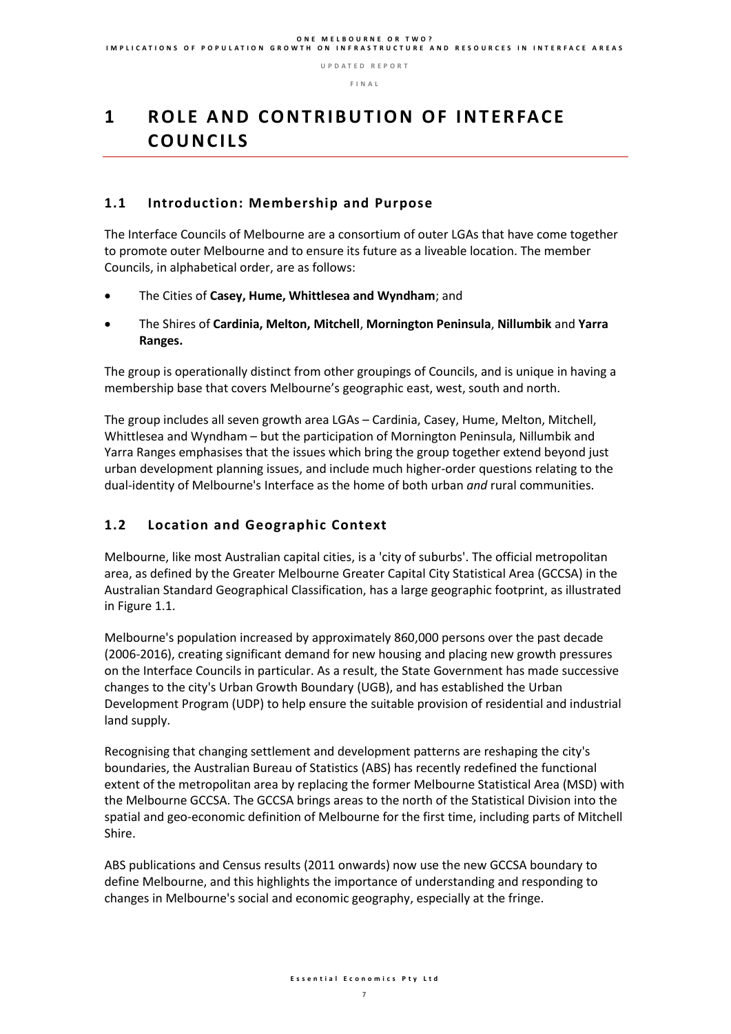# 1 ROLE AND CONTRIBUTION OF INTERFACE COUNCILS

## 1.1 Introduction: Membership and Purpose

The Interface Councils of Melbourne are a consortium of outer LGAs that have come together to promote outer Melbourne and to ensure its future as a liveable location. The member Councils, in alphabetical order, are as follows:

- The Cities of **Casey, Hume, Whittlesea and Wyndham**; and
- The Shires of **Cardinia, Melton, Mitchell**, **Mornington Peninsula**, **Nillumbik** and **Yarra Ranges.**

The group is operationally distinct from other groupings of Councils, and is unique in having a membership base that covers Melbourne's geographic east, west, south and north.

The group includes all seven growth area LGAs – Cardinia, Casey, Hume, Melton, Mitchell, Whittlesea and Wyndham – but the participation of Mornington Peninsula, Nillumbik and Yarra Ranges emphasises that the issues which bring the group together extend beyond just urban development planning issues, and include much higher-order questions relating to the dual-identity of Melbourne's Interface as the home of both urban *and* rural communities.

## 1.2 Location and Geographic Context

Melbourne, like most Australian capital cities, is a 'city of suburbs'. The official metropolitan area, as defined by the Greater Melbourne Greater Capital City Statistical Area (GCCSA) in the Australian Standard Geographical Classification, has a large geographic footprint, as illustrated in Figure 1.1.

Melbourne's population increased by approximately 860,000 persons over the past decade (2006-2016), creating significant demand for new housing and placing new growth pressures on the Interface Councils in particular. As a result, the State Government has made successive changes to the city's Urban Growth Boundary (UGB), and has established the Urban Development Program (UDP) to help ensure the suitable provision of residential and industrial land supply.

Recognising that changing settlement and development patterns are reshaping the city's boundaries, the Australian Bureau of Statistics (ABS) has recently redefined the functional extent of the metropolitan area by replacing the former Melbourne Statistical Area (MSD) with the Melbourne GCCSA. The GCCSA brings areas to the north of the Statistical Division into the spatial and geo-economic definition of Melbourne for the first time, including parts of Mitchell Shire.

ABS publications and Census results (2011 onwards) now use the new GCCSA boundary to define Melbourne, and this highlights the importance of understanding and responding to changes in Melbourne's social and economic geography, especially at the fringe.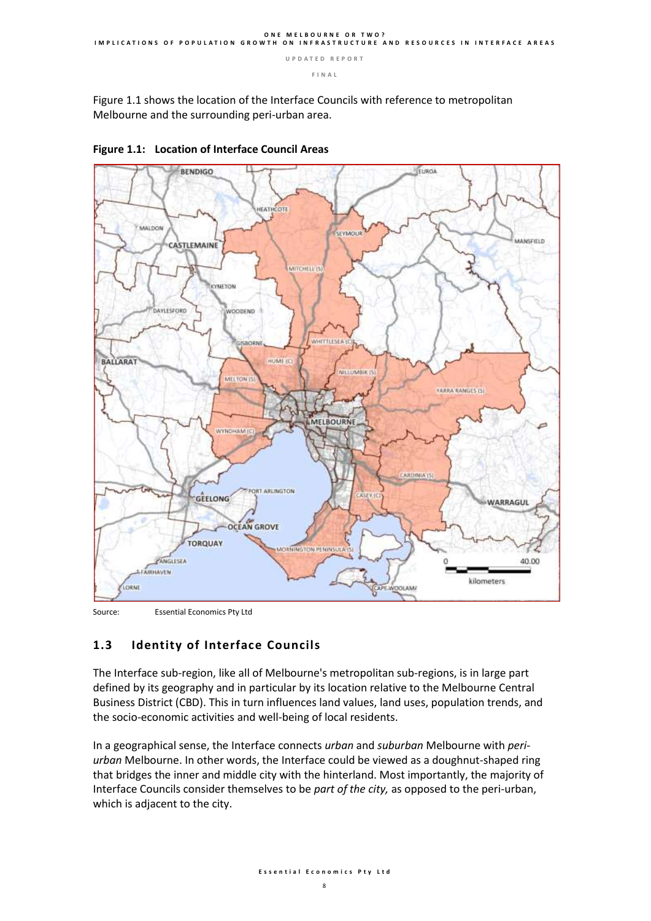Figure 1.1 shows the location of the Interface Councils with reference to metropolitan Melbourne and the surrounding peri-urban area.

**Figure 1.1: Location of Interface Council Areas**

Source: Essential Economics Pty Ltd

## 1.3 Identity of Interface Councils

The Interface sub-region, like all of Melbourne's metropolitan sub-regions, is in large part defined by its geography and in particular by its location relative to the Melbourne Central Business District (CBD). This in turn influences land values, land uses, population trends, and the socio-economic activities and well-being of local residents.

In a geographical sense, the Interface connects *urban* and *suburban* Melbourne with *peri-urban* Melbourne. In other words, the Interface could be viewed as a doughnut-shaped ring that bridges the inner and middle city with the hinterland. Most importantly, the majority of Interface Councils consider themselves to be *part of the city,* as opposed to the peri-urban, which is adjacent to the city.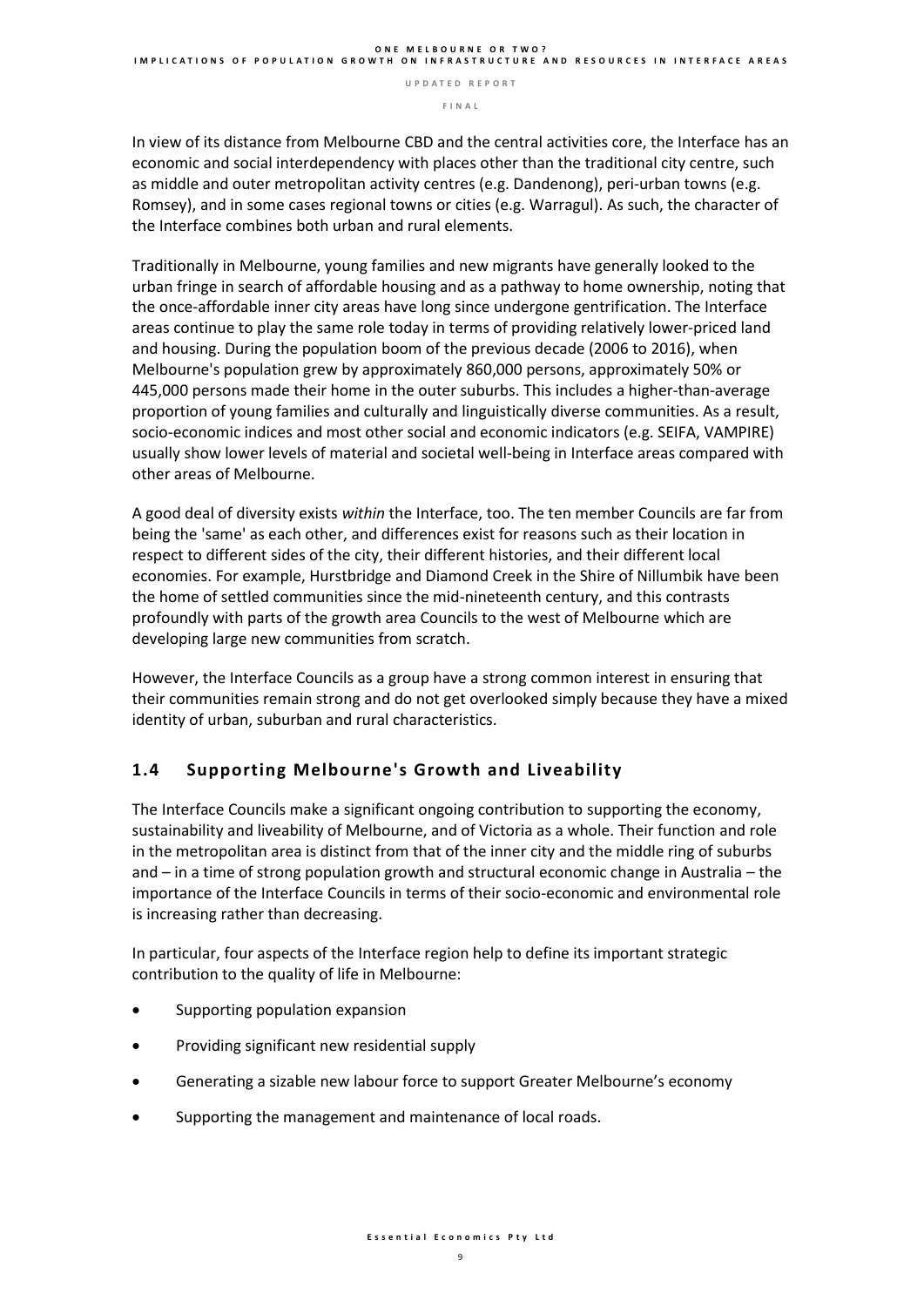In view of its distance from Melbourne CBD and the central activities core, the Interface has an economic and social interdependency with places other than the traditional city centre, such as middle and outer metropolitan activity centres (e.g. Dandenong), peri-urban towns (e.g. Romsey), and in some cases regional towns or cities (e.g. Warragul). As such, the character of the Interface combines both urban and rural elements.

Traditionally in Melbourne, young families and new migrants have generally looked to the urban fringe in search of affordable housing and as a pathway to home ownership, noting that the once-affordable inner city areas have long since undergone gentrification. The Interface areas continue to play the same role today in terms of providing relatively lower-priced land and housing. During the population boom of the previous decade (2006 to 2016), when Melbourne's population grew by approximately 860,000 persons, approximately 50% or 445,000 persons made their home in the outer suburbs. This includes a higher-than-average proportion of young families and culturally and linguistically diverse communities. As a result, socio-economic indices and most other social and economic indicators (e.g. SEIFA, VAMPIRE) usually show lower levels of material and societal well-being in Interface areas compared with other areas of Melbourne.

A good deal of diversity exists *within* the Interface, too. The ten member Councils are far from being the 'same' as each other, and differences exist for reasons such as their location in respect to different sides of the city, their different histories, and their different local economies. For example, Hurstbridge and Diamond Creek in the Shire of Nillumbik have been the home of settled communities since the mid-nineteenth century, and this contrasts profoundly with parts of the growth area Councils to the west of Melbourne which are developing large new communities from scratch.

However, the Interface Councils as a group have a strong common interest in ensuring that their communities remain strong and do not get overlooked simply because they have a mixed identity of urban, suburban and rural characteristics.

## 1.4 Supporting Melbourne's Growth and Liveability

The Interface Councils make a significant ongoing contribution to supporting the economy, sustainability and liveability of Melbourne, and of Victoria as a whole. Their function and role in the metropolitan area is distinct from that of the inner city and the middle ring of suburbs and – in a time of strong population growth and structural economic change in Australia – the importance of the Interface Councils in terms of their socio-economic and environmental role is increasing rather than decreasing.

In particular, four aspects of the Interface region help to define its important strategic contribution to the quality of life in Melbourne:

- Supporting population expansion
- Providing significant new residential supply
- Generating a sizable new labour force to support Greater Melbourne's economy
- Supporting the management and maintenance of local roads.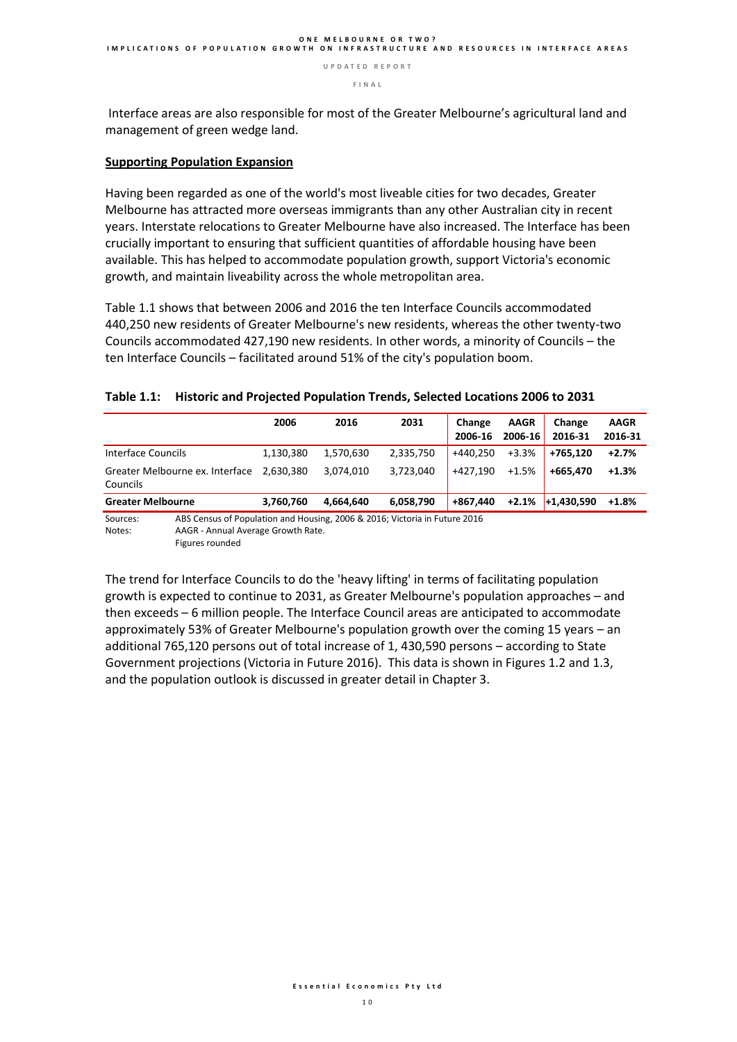Interface areas are also responsible for most of the Greater Melbourne's agricultural land and management of green wedge land.

**Supporting Population Expansion**

Having been regarded as one of the world's most liveable cities for two decades, Greater Melbourne has attracted more overseas immigrants than any other Australian city in recent years. Interstate relocations to Greater Melbourne have also increased. The Interface has been crucially important to ensuring that sufficient quantities of affordable housing have been available. This has helped to accommodate population growth, support Victoria's economic growth, and maintain liveability across the whole metropolitan area.

Table 1.1 shows that between 2006 and 2016 the ten Interface Councils accommodated 440,250 new residents of Greater Melbourne's new residents, whereas the other twenty-two Councils accommodated 427,190 new residents. In other words, a minority of Councils – the ten Interface Councils – facilitated around 51% of the city's population boom.

**Table 1.1: Historic and Projected Population Trends, Selected Locations 2006 to 2031**

| | 2006 | 2016 | 2031 | Change 2006-16 | AAGR 2006-16 | Change 2016-31 | AAGR 2016-31 |
|---|---|---|---|---|---|---|---|
| Interface Councils | 1,130,380 | 1,570,630 | 2,335,750 | +440,250 | +3.3% | **+765,120** | **+2.7%** |
| Greater Melbourne ex. Interface Councils | 2,630,380 | 3,074,010 | 3,723,040 | +427,190 | +1.5% | **+665,470** | **+1.3%** |
| **Greater Melbourne** | **3,760,760** | **4,664,640** | **6,058,790** | **+867,440** | **+2.1%** | **+1,430,590** | **+1.8%** |

Sources: ABS Census of Population and Housing, 2006 & 2016; Victoria in Future 2016
Notes: AAGR - Annual Average Growth Rate.
Figures rounded

The trend for Interface Councils to do the 'heavy lifting' in terms of facilitating population growth is expected to continue to 2031, as Greater Melbourne's population approaches – and then exceeds – 6 million people. The Interface Council areas are anticipated to accommodate approximately 53% of Greater Melbourne's population growth over the coming 15 years – an additional 765,120 persons out of total increase of 1, 430,590 persons – according to State Government projections (Victoria in Future 2016). This data is shown in Figures 1.2 and 1.3, and the population outlook is discussed in greater detail in Chapter 3.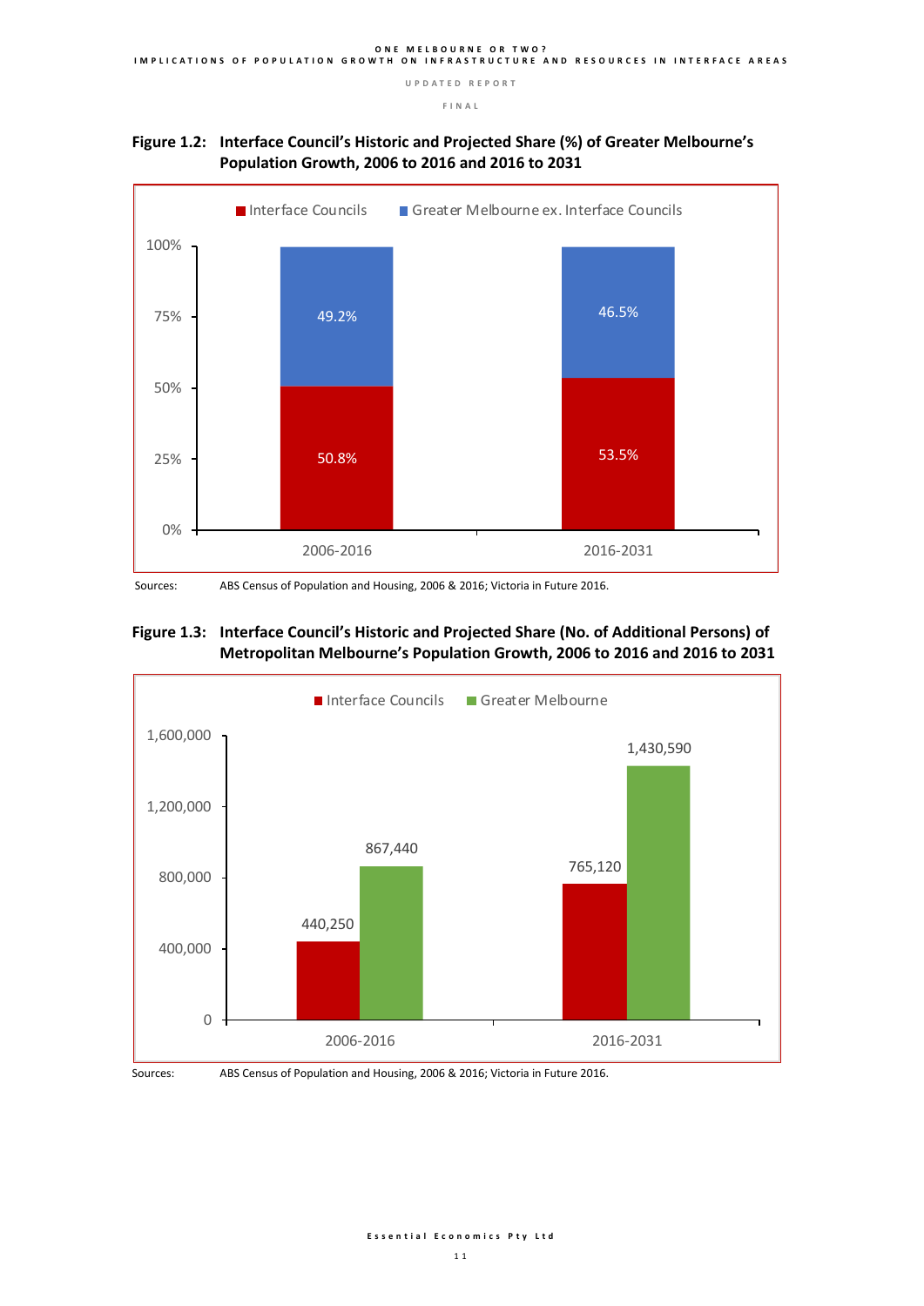**Figure 1.2: Interface Council's Historic and Projected Share (%) of Greater Melbourne's Population Growth, 2006 to 2016 and 2016 to 2031**

| | 2006-2016 | 2016-2031 |
|---|---|---|
| Interface Councils | 50.8% | 53.5% |
| Greater Melbourne ex. Interface Councils | 49.2% | 46.5% |

Sources: ABS Census of Population and Housing, 2006 & 2016; Victoria in Future 2016.

**Figure 1.3: Interface Council's Historic and Projected Share (No. of Additional Persons) of Metropolitan Melbourne's Population Growth, 2006 to 2016 and 2016 to 2031**

| | 2006-2016 | 2016-2031 |
|---|---|---|
| Interface Councils | 440,250 | 765,120 |
| Greater Melbourne | 867,440 | 1,430,590 |

Sources: ABS Census of Population and Housing, 2006 & 2016; Victoria in Future 2016.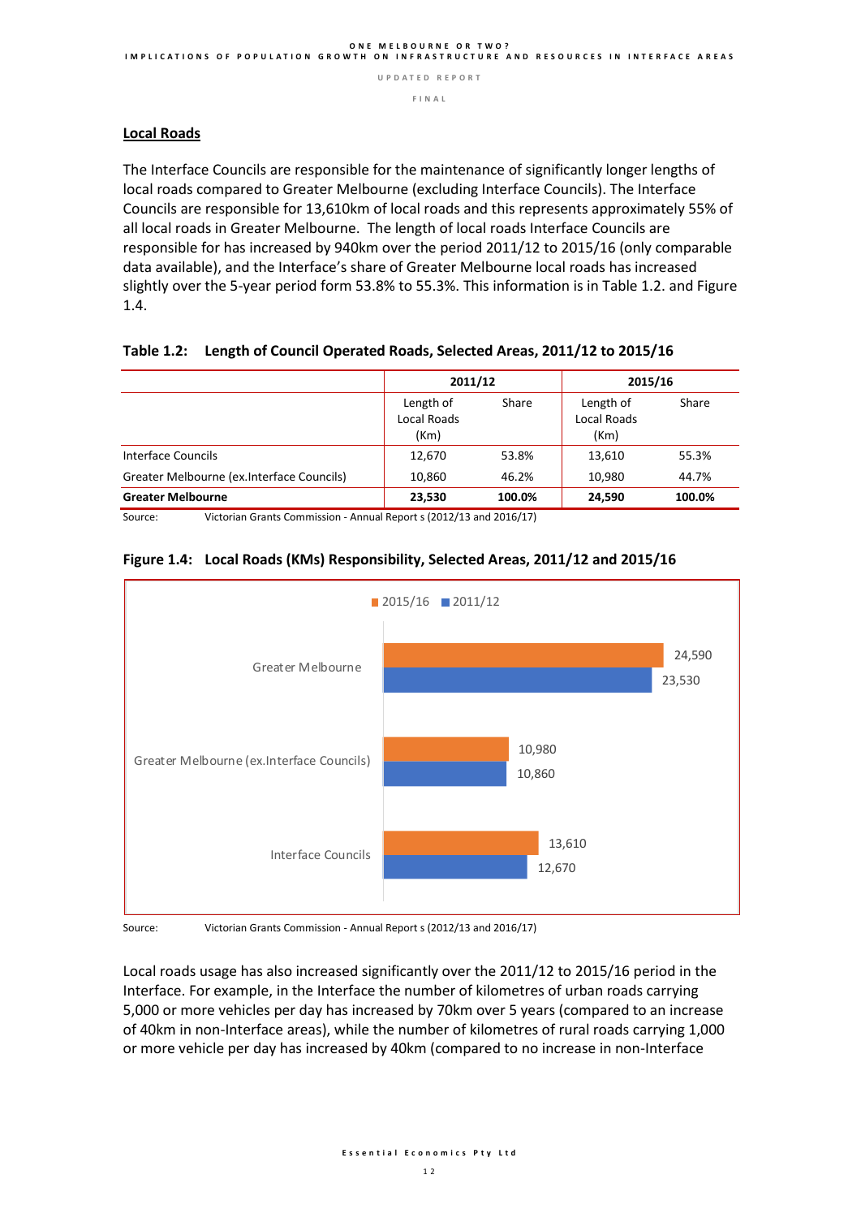### Local Roads

The Interface Councils are responsible for the maintenance of significantly longer lengths of local roads compared to Greater Melbourne (excluding Interface Councils). The Interface Councils are responsible for 13,610km of local roads and this represents approximately 55% of all local roads in Greater Melbourne. The length of local roads Interface Councils are responsible for has increased by 940km over the period 2011/12 to 2015/16 (only comparable data available), and the Interface's share of Greater Melbourne local roads has increased slightly over the 5-year period form 53.8% to 55.3%. This information is in Table 1.2. and Figure 1.4.

**Table 1.2: Length of Council Operated Roads, Selected Areas, 2011/12 to 2015/16**

| | 2011/12 | | 2015/16 | |
|---|---|---|---|---|
| | Length of Local Roads (Km) | Share | Length of Local Roads (Km) | Share |
| Interface Councils | 12,670 | 53.8% | 13,610 | 55.3% |
| Greater Melbourne (ex.Interface Councils) | 10,860 | 46.2% | 10,980 | 44.7% |
| **Greater Melbourne** | **23,530** | **100.0%** | **24,590** | **100.0%** |

Source: Victorian Grants Commission - Annual Report s (2012/13 and 2016/17)

**Figure 1.4: Local Roads (KMs) Responsibility, Selected Areas, 2011/12 and 2015/16**

| | 2015/16 | 2011/12 |
|---|---|---|
| Greater Melbourne | 24,590 | 23,530 |
| Greater Melbourne (ex.Interface Councils) | 10,980 | 10,860 |
| Interface Councils | 13,610 | 12,670 |

Source: Victorian Grants Commission - Annual Report s (2012/13 and 2016/17)

Local roads usage has also increased significantly over the 2011/12 to 2015/16 period in the Interface. For example, in the Interface the number of kilometres of urban roads carrying 5,000 or more vehicles per day has increased by 70km over 5 years (compared to an increase of 40km in non-Interface areas), while the number of kilometres of rural roads carrying 1,000 or more vehicle per day has increased by 40km (compared to no increase in non-Interface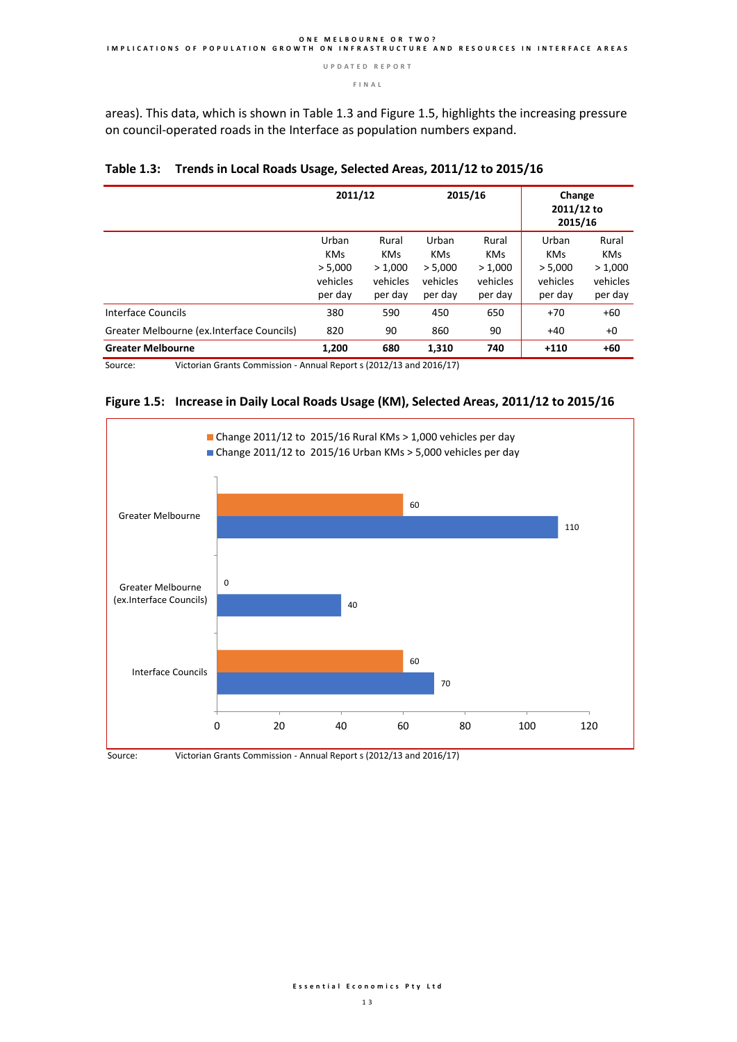areas). This data, which is shown in Table 1.3 and Figure 1.5, highlights the increasing pressure on council-operated roads in the Interface as population numbers expand.

**Table 1.3: Trends in Local Roads Usage, Selected Areas, 2011/12 to 2015/16**

| | 2011/12 | | 2015/16 | | Change 2011/12 to 2015/16 | |
|---|---|---|---|---|---|---|
| | Urban KMs > 5,000 vehicles per day | Rural KMs > 1,000 vehicles per day | Urban KMs > 5,000 vehicles per day | Rural KMs > 1,000 vehicles per day | Urban KMs > 5,000 vehicles per day | Rural KMs > 1,000 vehicles per day |
| Interface Councils | 380 | 590 | 450 | 650 | +70 | +60 |
| Greater Melbourne (ex.Interface Councils) | 820 | 90 | 860 | 90 | +40 | +0 |
| **Greater Melbourne** | **1,200** | **680** | **1,310** | **740** | **+110** | **+60** |

Source: Victorian Grants Commission - Annual Report s (2012/13 and 2016/17)

**Figure 1.5: Increase in Daily Local Roads Usage (KM), Selected Areas, 2011/12 to 2015/16**

| | Change 2011/12 to 2015/16 Rural KMs > 1,000 vehicles per day | Change 2011/12 to 2015/16 Urban KMs > 5,000 vehicles per day |
|---|---|---|
| Greater Melbourne | 60 | 110 |
| Greater Melbourne (ex.Interface Councils) | 0 | 40 |
| Interface Councils | 60 | 70 |

Source: Victorian Grants Commission - Annual Report s (2012/13 and 2016/17)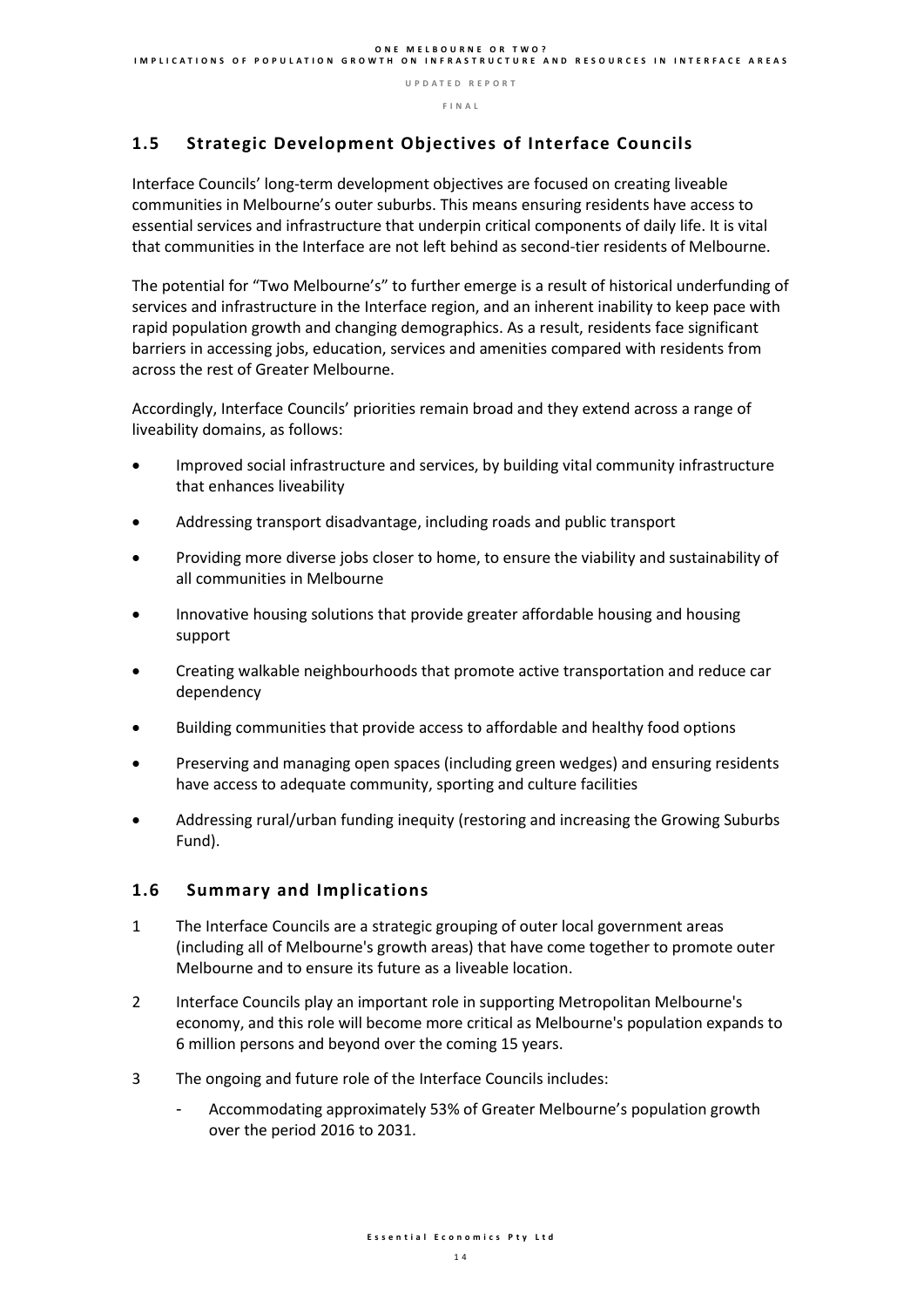## 1.5 Strategic Development Objectives of Interface Councils

Interface Councils' long-term development objectives are focused on creating liveable communities in Melbourne's outer suburbs. This means ensuring residents have access to essential services and infrastructure that underpin critical components of daily life. It is vital that communities in the Interface are not left behind as second-tier residents of Melbourne.

The potential for "Two Melbourne's" to further emerge is a result of historical underfunding of services and infrastructure in the Interface region, and an inherent inability to keep pace with rapid population growth and changing demographics. As a result, residents face significant barriers in accessing jobs, education, services and amenities compared with residents from across the rest of Greater Melbourne.

Accordingly, Interface Councils' priorities remain broad and they extend across a range of liveability domains, as follows:

- Improved social infrastructure and services, by building vital community infrastructure that enhances liveability
- Addressing transport disadvantage, including roads and public transport
- Providing more diverse jobs closer to home, to ensure the viability and sustainability of all communities in Melbourne
- Innovative housing solutions that provide greater affordable housing and housing support
- Creating walkable neighbourhoods that promote active transportation and reduce car dependency
- Building communities that provide access to affordable and healthy food options
- Preserving and managing open spaces (including green wedges) and ensuring residents have access to adequate community, sporting and culture facilities
- Addressing rural/urban funding inequity (restoring and increasing the Growing Suburbs Fund).

## 1.6 Summary and Implications

1. The Interface Councils are a strategic grouping of outer local government areas (including all of Melbourne's growth areas) that have come together to promote outer Melbourne and to ensure its future as a liveable location.
2. Interface Councils play an important role in supporting Metropolitan Melbourne's economy, and this role will become more critical as Melbourne's population expands to 6 million persons and beyond over the coming 15 years.
3. The ongoing and future role of the Interface Councils includes:
   - Accommodating approximately 53% of Greater Melbourne's population growth over the period 2016 to 2031.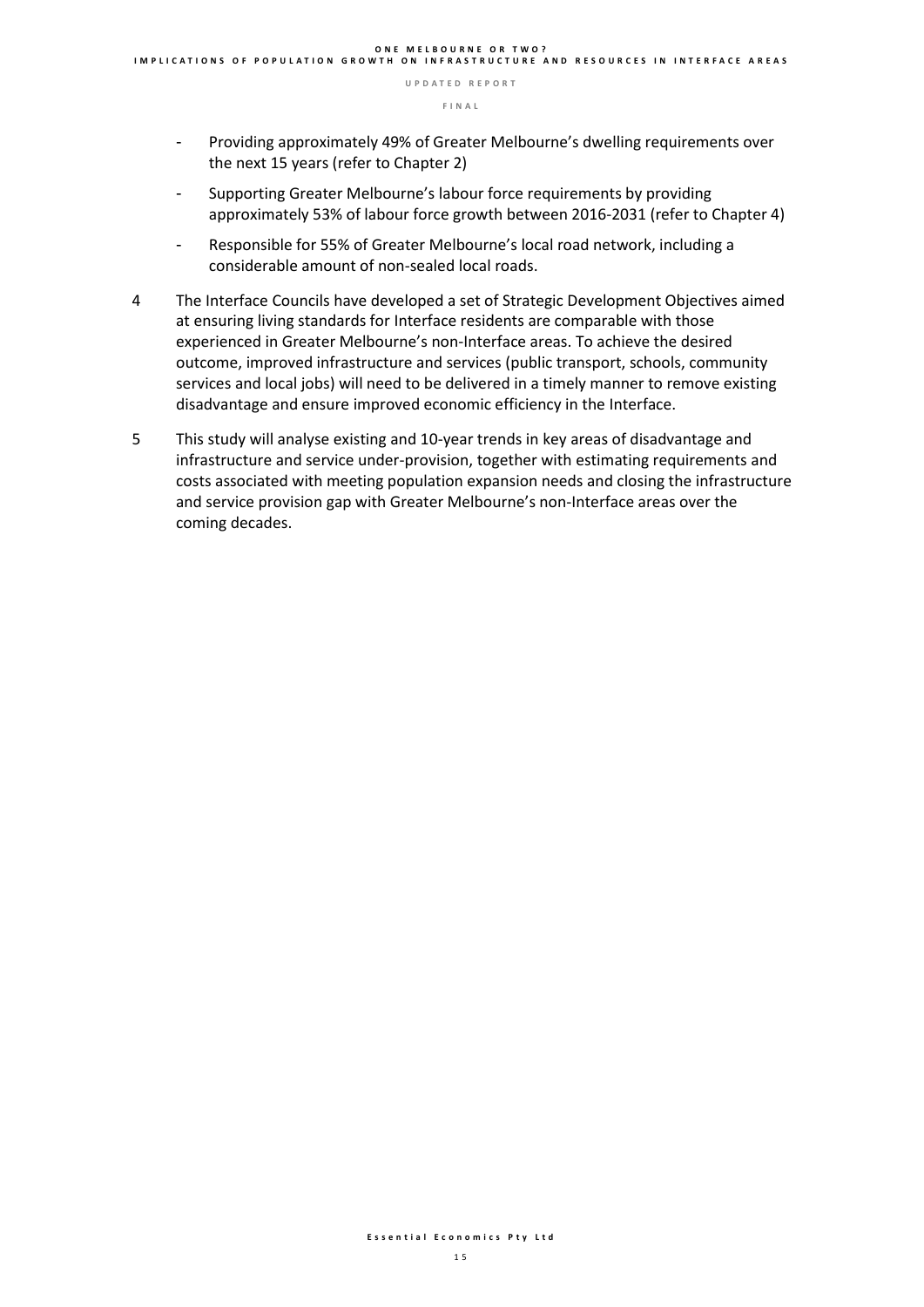- Providing approximately 49% of Greater Melbourne's dwelling requirements over the next 15 years (refer to Chapter 2)
- Supporting Greater Melbourne's labour force requirements by providing approximately 53% of labour force growth between 2016-2031 (refer to Chapter 4)
- Responsible for 55% of Greater Melbourne's local road network, including a considerable amount of non-sealed local roads.

4 The Interface Councils have developed a set of Strategic Development Objectives aimed at ensuring living standards for Interface residents are comparable with those experienced in Greater Melbourne's non-Interface areas. To achieve the desired outcome, improved infrastructure and services (public transport, schools, community services and local jobs) will need to be delivered in a timely manner to remove existing disadvantage and ensure improved economic efficiency in the Interface.

5 This study will analyse existing and 10-year trends in key areas of disadvantage and infrastructure and service under-provision, together with estimating requirements and costs associated with meeting population expansion needs and closing the infrastructure and service provision gap with Greater Melbourne's non-Interface areas over the coming decades.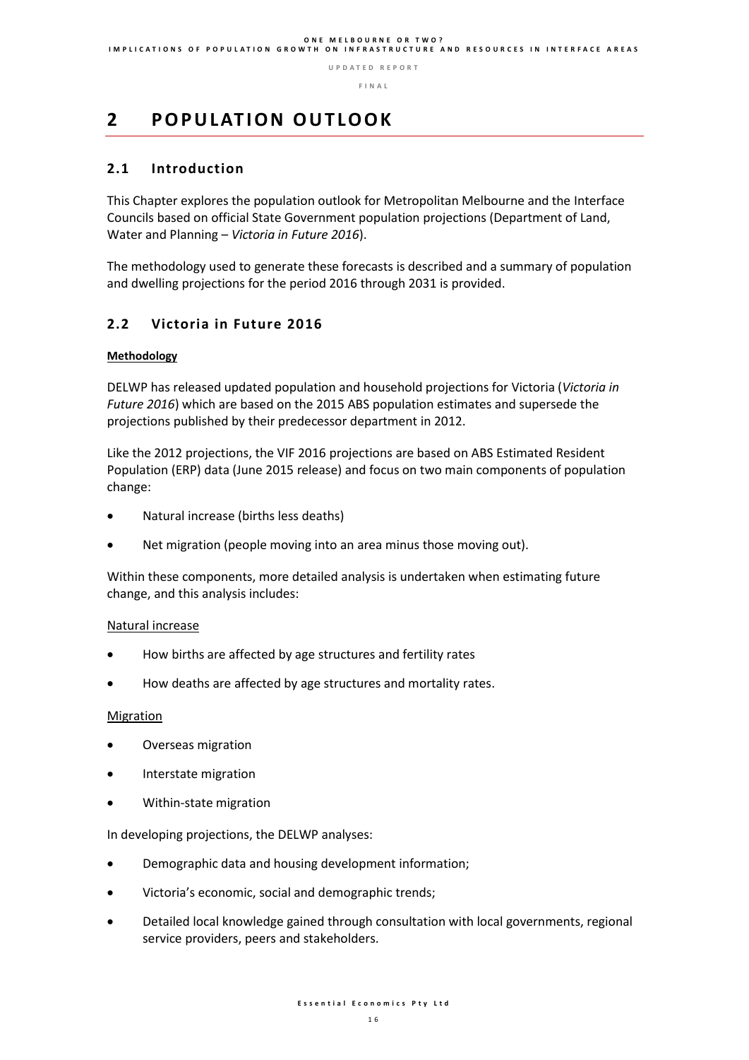# 2 POPULATION OUTLOOK

## 2.1 Introduction

This Chapter explores the population outlook for Metropolitan Melbourne and the Interface Councils based on official State Government population projections (Department of Land, Water and Planning – *Victoria in Future 2016*).

The methodology used to generate these forecasts is described and a summary of population and dwelling projections for the period 2016 through 2031 is provided.

## 2.2 Victoria in Future 2016

**Methodology**

DELWP has released updated population and household projections for Victoria (*Victoria in Future 2016*) which are based on the 2015 ABS population estimates and supersede the projections published by their predecessor department in 2012.

Like the 2012 projections, the VIF 2016 projections are based on ABS Estimated Resident Population (ERP) data (June 2015 release) and focus on two main components of population change:

- Natural increase (births less deaths)
- Net migration (people moving into an area minus those moving out).

Within these components, more detailed analysis is undertaken when estimating future change, and this analysis includes:

Natural increase

- How births are affected by age structures and fertility rates
- How deaths are affected by age structures and mortality rates.

Migration

- Overseas migration
- Interstate migration
- Within-state migration

In developing projections, the DELWP analyses:

- Demographic data and housing development information;
- Victoria's economic, social and demographic trends;
- Detailed local knowledge gained through consultation with local governments, regional service providers, peers and stakeholders.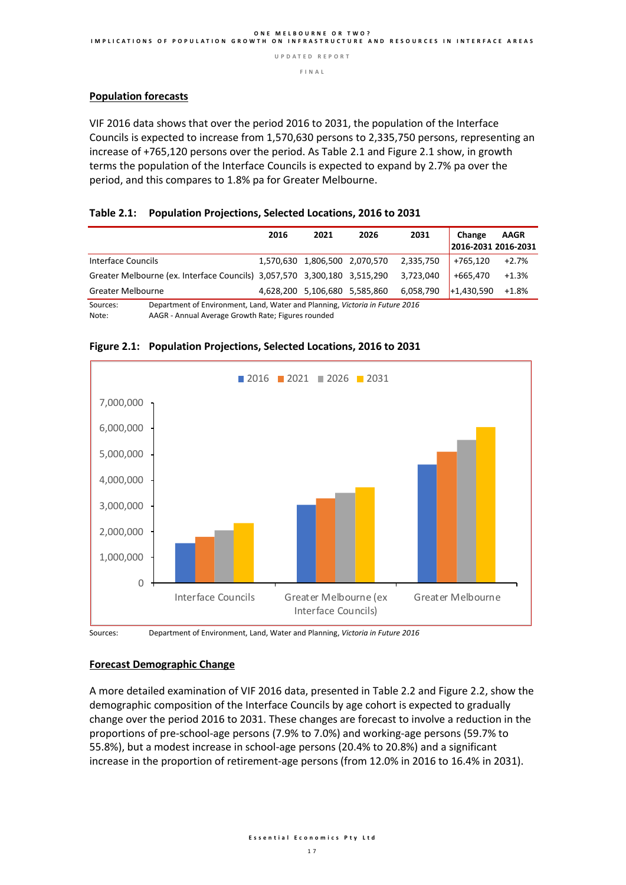## Population forecasts

VIF 2016 data shows that over the period 2016 to 2031, the population of the Interface Councils is expected to increase from 1,570,630 persons to 2,335,750 persons, representing an increase of +765,120 persons over the period. As Table 2.1 and Figure 2.1 show, in growth terms the population of the Interface Councils is expected to expand by 2.7% pa over the period, and this compares to 1.8% pa for Greater Melbourne.

**Table 2.1: Population Projections, Selected Locations, 2016 to 2031**

| | 2016 | 2021 | 2026 | 2031 | Change 2016-2031 | AAGR 2016-2031 |
|---|---|---|---|---|---|---|
| Interface Councils | 1,570,630 | 1,806,500 | 2,070,570 | 2,335,750 | +765,120 | +2.7% |
| Greater Melbourne (ex. Interface Councils) | 3,057,570 | 3,300,180 | 3,515,290 | 3,723,040 | +665,470 | +1.3% |
| Greater Melbourne | 4,628,200 | 5,106,680 | 5,585,860 | 6,058,790 | +1,430,590 | +1.8% |

Sources: Department of Environment, Land, Water and Planning, *Victoria in Future 2016*
Note: AAGR - Annual Average Growth Rate; Figures rounded

**Figure 2.1: Population Projections, Selected Locations, 2016 to 2031**

Sources: Department of Environment, Land, Water and Planning, *Victoria in Future 2016*

## Forecast Demographic Change

A more detailed examination of VIF 2016 data, presented in Table 2.2 and Figure 2.2, show the demographic composition of the Interface Councils by age cohort is expected to gradually change over the period 2016 to 2031. These changes are forecast to involve a reduction in the proportions of pre-school-age persons (7.9% to 7.0%) and working-age persons (59.7% to 55.8%), but a modest increase in school-age persons (20.4% to 20.8%) and a significant increase in the proportion of retirement-age persons (from 12.0% in 2016 to 16.4% in 2031).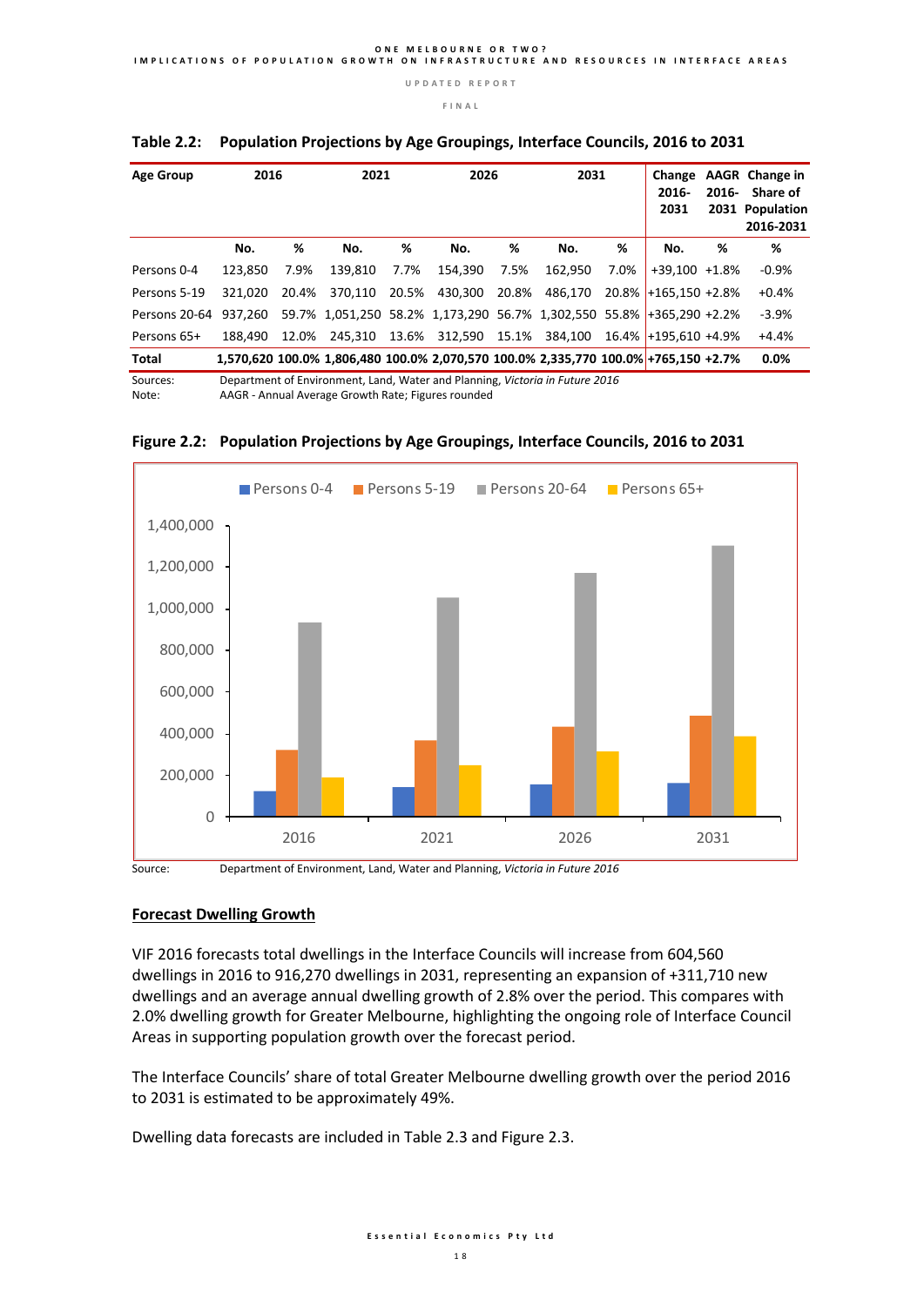**Table 2.2: Population Projections by Age Groupings, Interface Councils, 2016 to 2031**

| Age Group | 2016 | | 2021 | | 2026 | | 2031 | | Change 2016-2031 | AAGR 2016-2031 | Change in Share of Population 2016-2031 |
|---|---|---|---|---|---|---|---|---|---|---|---|
| | No. | % | No. | % | No. | % | No. | % | No. | % | % |
| Persons 0-4 | 123,850 | 7.9% | 139,810 | 7.7% | 154,390 | 7.5% | 162,950 | 7.0% | +39,100 | +1.8% | -0.9% |
| Persons 5-19 | 321,020 | 20.4% | 370,110 | 20.5% | 430,300 | 20.8% | 486,170 | 20.8% | +165,150 | +2.8% | +0.4% |
| Persons 20-64 | 937,260 | 59.7% | 1,051,250 | 58.2% | 1,173,290 | 56.7% | 1,302,550 | 55.8% | +365,290 | +2.2% | -3.9% |
| Persons 65+ | 188,490 | 12.0% | 245,310 | 13.6% | 312,590 | 15.1% | 384,100 | 16.4% | +195,610 | +4.9% | +4.4% |
| **Total** | **1,570,620** | **100.0%** | **1,806,480** | **100.0%** | **2,070,570** | **100.0%** | **2,335,770** | **100.0%** | **+765,150** | **+2.7%** | **0.0%** |

Sources: Department of Environment, Land, Water and Planning, *Victoria in Future 2016*
Note: AAGR - Annual Average Growth Rate; Figures rounded

**Figure 2.2: Population Projections by Age Groupings, Interface Councils, 2016 to 2031**

Source: Department of Environment, Land, Water and Planning, *Victoria in Future 2016*

**Forecast Dwelling Growth**

VIF 2016 forecasts total dwellings in the Interface Councils will increase from 604,560 dwellings in 2016 to 916,270 dwellings in 2031, representing an expansion of +311,710 new dwellings and an average annual dwelling growth of 2.8% over the period. This compares with 2.0% dwelling growth for Greater Melbourne, highlighting the ongoing role of Interface Council Areas in supporting population growth over the forecast period.

The Interface Councils' share of total Greater Melbourne dwelling growth over the period 2016 to 2031 is estimated to be approximately 49%.

Dwelling data forecasts are included in Table 2.3 and Figure 2.3.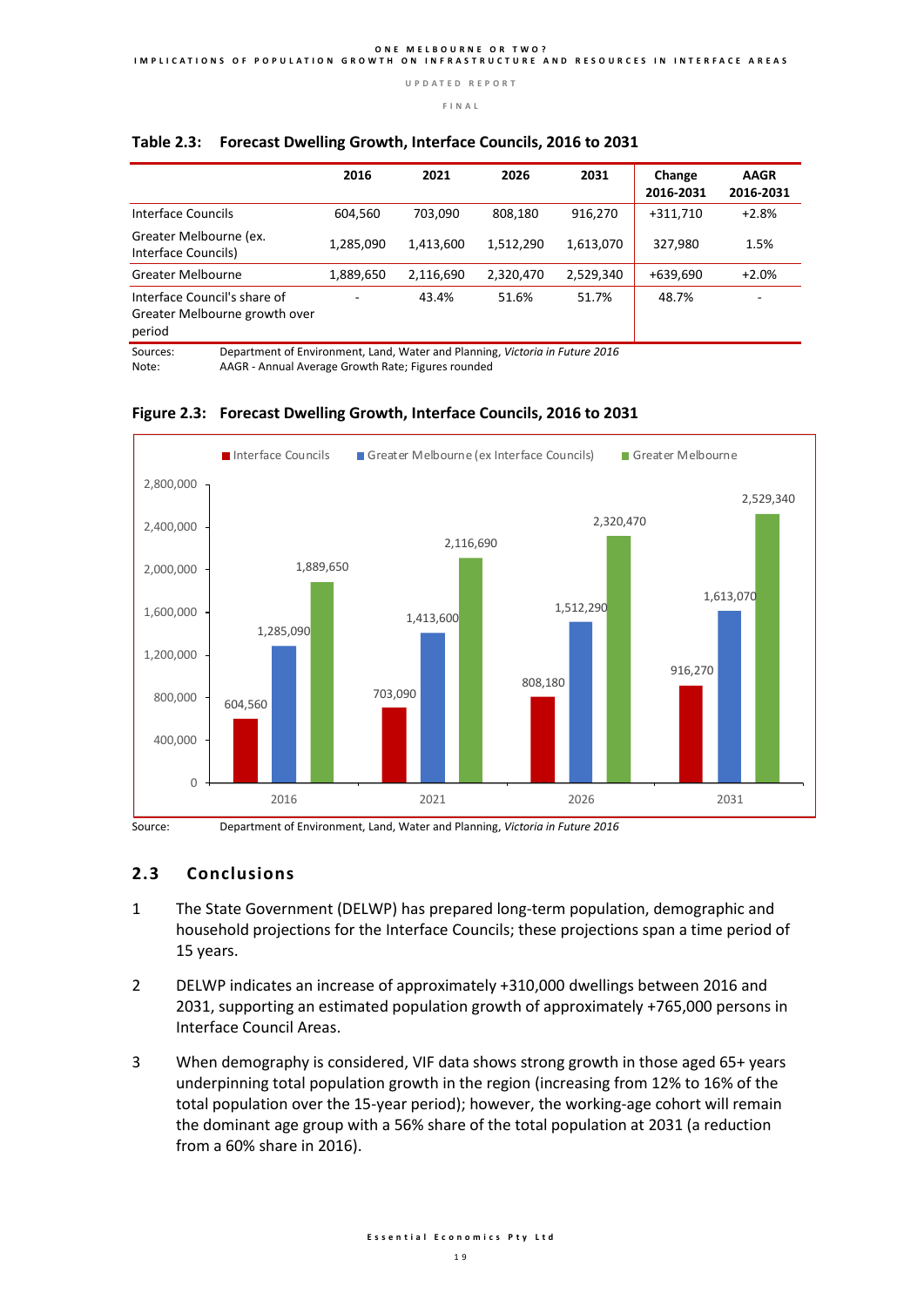**Table 2.3: Forecast Dwelling Growth, Interface Councils, 2016 to 2031**

| | 2016 | 2021 | 2026 | 2031 | Change 2016-2031 | AAGR 2016-2031 |
|---|---|---|---|---|---|---|
| Interface Councils | 604,560 | 703,090 | 808,180 | 916,270 | +311,710 | +2.8% |
| Greater Melbourne (ex. Interface Councils) | 1,285,090 | 1,413,600 | 1,512,290 | 1,613,070 | 327,980 | 1.5% |
| Greater Melbourne | 1,889,650 | 2,116,690 | 2,320,470 | 2,529,340 | +639,690 | +2.0% |
| Interface Council's share of Greater Melbourne growth over period | - | 43.4% | 51.6% | 51.7% | 48.7% | - |

Sources: Department of Environment, Land, Water and Planning, *Victoria in Future 2016*
Note: AAGR - Annual Average Growth Rate; Figures rounded

**Figure 2.3: Forecast Dwelling Growth, Interface Councils, 2016 to 2031**

| | Interface Councils | Greater Melbourne (ex Interface Councils) | Greater Melbourne |
|---|---|---|---|
| 2016 | 604,560 | 1,285,090 | 1,889,650 |
| 2021 | 703,090 | 1,413,600 | 2,116,690 |
| 2026 | 808,180 | 1,512,290 | 2,320,470 |
| 2031 | 916,270 | 1,613,070 | 2,529,340 |

Source: Department of Environment, Land, Water and Planning, *Victoria in Future 2016*

## 2.3 Conclusions

1. The State Government (DELWP) has prepared long-term population, demographic and household projections for the Interface Councils; these projections span a time period of 15 years.

2. DELWP indicates an increase of approximately +310,000 dwellings between 2016 and 2031, supporting an estimated population growth of approximately +765,000 persons in Interface Council Areas.

3. When demography is considered, VIF data shows strong growth in those aged 65+ years underpinning total population growth in the region (increasing from 12% to 16% of the total population over the 15-year period); however, the working-age cohort will remain the dominant age group with a 56% share of the total population at 2031 (a reduction from a 60% share in 2016).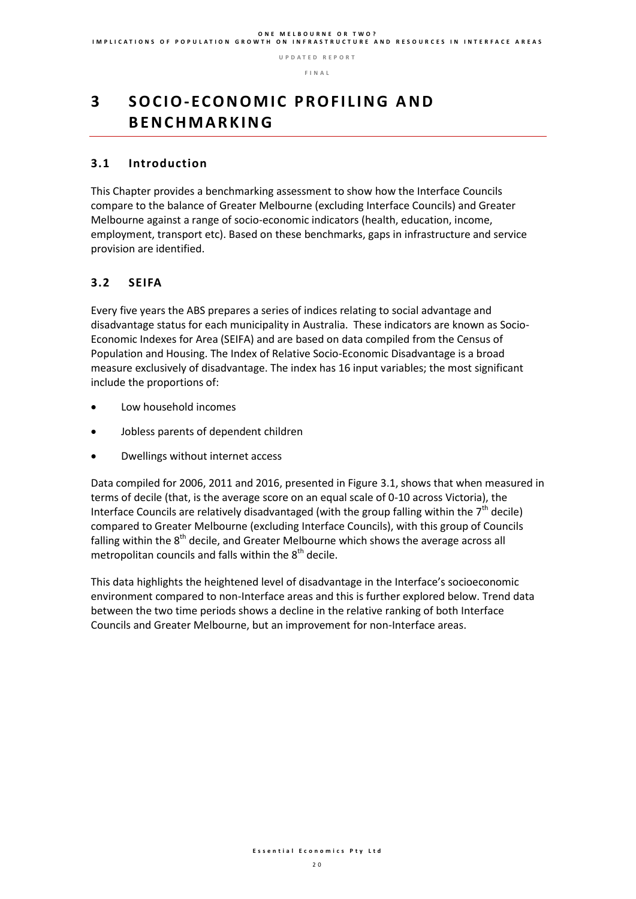# 3 SOCIO-ECONOMIC PROFILING AND BENCHMARKING

## 3.1 Introduction

This Chapter provides a benchmarking assessment to show how the Interface Councils compare to the balance of Greater Melbourne (excluding Interface Councils) and Greater Melbourne against a range of socio-economic indicators (health, education, income, employment, transport etc). Based on these benchmarks, gaps in infrastructure and service provision are identified.

## 3.2 SEIFA

Every five years the ABS prepares a series of indices relating to social advantage and disadvantage status for each municipality in Australia. These indicators are known as Socio-Economic Indexes for Area (SEIFA) and are based on data compiled from the Census of Population and Housing. The Index of Relative Socio-Economic Disadvantage is a broad measure exclusively of disadvantage. The index has 16 input variables; the most significant include the proportions of:

- Low household incomes
- Jobless parents of dependent children
- Dwellings without internet access

Data compiled for 2006, 2011 and 2016, presented in Figure 3.1, shows that when measured in terms of decile (that, is the average score on an equal scale of 0-10 across Victoria), the Interface Councils are relatively disadvantaged (with the group falling within the 7th decile) compared to Greater Melbourne (excluding Interface Councils), with this group of Councils falling within the 8th decile, and Greater Melbourne which shows the average across all metropolitan councils and falls within the 8th decile.

This data highlights the heightened level of disadvantage in the Interface's socioeconomic environment compared to non-Interface areas and this is further explored below. Trend data between the two time periods shows a decline in the relative ranking of both Interface Councils and Greater Melbourne, but an improvement for non-Interface areas.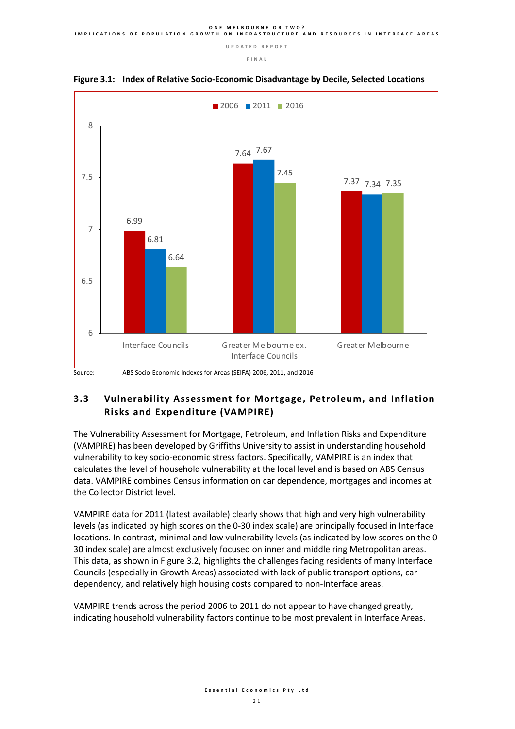**Figure 3.1: Index of Relative Socio-Economic Disadvantage by Decile, Selected Locations**

| | 2006 | 2011 | 2016 |
|---|---|---|---|
| Interface Councils | 6.99 | 6.81 | 6.64 |
| Greater Melbourne ex. Interface Councils | 7.64 | 7.67 | 7.45 |
| Greater Melbourne | 7.37 | 7.34 | 7.35 |

Source: ABS Socio-Economic Indexes for Areas (SEIFA) 2006, 2011, and 2016

## 3.3 Vulnerability Assessment for Mortgage, Petroleum, and Inflation Risks and Expenditure (VAMPIRE)

The Vulnerability Assessment for Mortgage, Petroleum, and Inflation Risks and Expenditure (VAMPIRE) has been developed by Griffiths University to assist in understanding household vulnerability to key socio-economic stress factors. Specifically, VAMPIRE is an index that calculates the level of household vulnerability at the local level and is based on ABS Census data. VAMPIRE combines Census information on car dependence, mortgages and incomes at the Collector District level.

VAMPIRE data for 2011 (latest available) clearly shows that high and very high vulnerability levels (as indicated by high scores on the 0-30 index scale) are principally focused in Interface locations. In contrast, minimal and low vulnerability levels (as indicated by low scores on the 0-30 index scale) are almost exclusively focused on inner and middle ring Metropolitan areas. This data, as shown in Figure 3.2, highlights the challenges facing residents of many Interface Councils (especially in Growth Areas) associated with lack of public transport options, car dependency, and relatively high housing costs compared to non-Interface areas.

VAMPIRE trends across the period 2006 to 2011 do not appear to have changed greatly, indicating household vulnerability factors continue to be most prevalent in Interface Areas.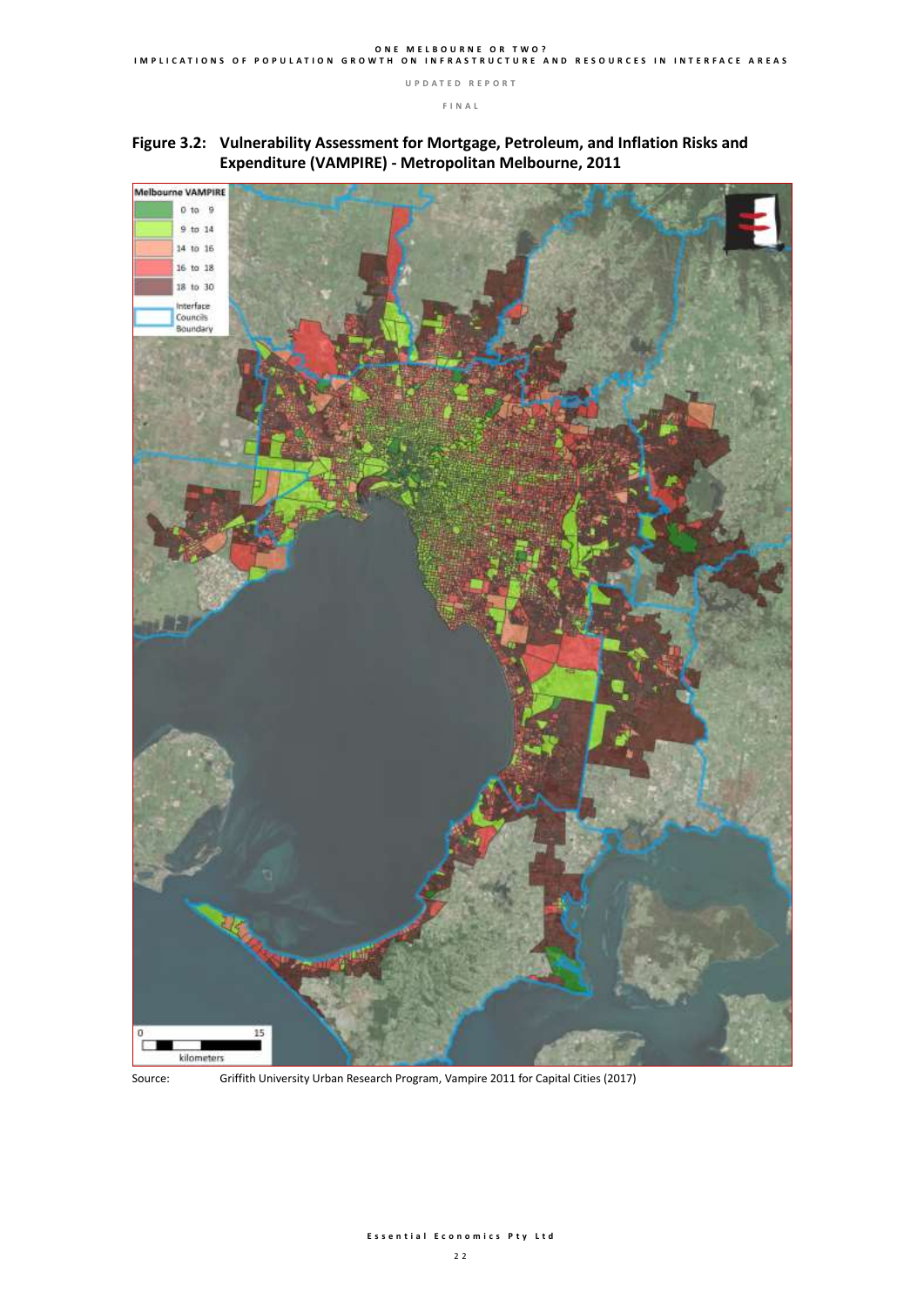**Figure 3.2: Vulnerability Assessment for Mortgage, Petroleum, and Inflation Risks and Expenditure (VAMPIRE) - Metropolitan Melbourne, 2011**

Source: Griffith University Urban Research Program, Vampire 2011 for Capital Cities (2017)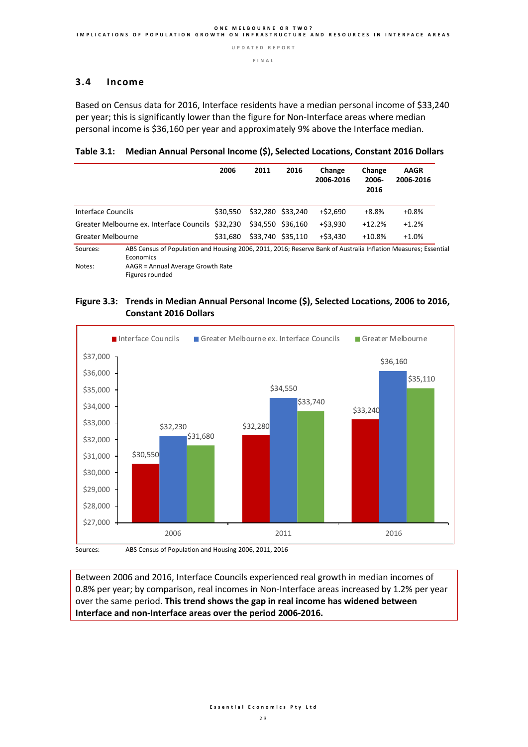## 3.4 Income

Based on Census data for 2016, Interface residents have a median personal income of $33,240 per year; this is significantly lower than the figure for Non-Interface areas where median personal income is $36,160 per year and approximately 9% above the Interface median.

**Table 3.1: Median Annual Personal Income ($), Selected Locations, Constant 2016 Dollars**

| | 2006 | 2011 | 2016 | Change 2006-2016 | Change 2006-2016 | AAGR 2006-2016 |
|---|---|---|---|---|---|---|
| Interface Councils | $30,550 | $32,280 | $33,240 | +$2,690 | +8.8% | +0.8% |
| Greater Melbourne ex. Interface Councils | $32,230 | $34,550 | $36,160 | +$3,930 | +12.2% | +1.2% |
| Greater Melbourne | $31,680 | $33,740 | $35,110 | +$3,430 | +10.8% | +1.0% |

Sources: ABS Census of Population and Housing 2006, 2011, 2016; Reserve Bank of Australia Inflation Measures; Essential Economics

Notes: AAGR = Annual Average Growth Rate
Figures rounded

**Figure 3.3: Trends in Median Annual Personal Income ($), Selected Locations, 2006 to 2016, Constant 2016 Dollars**

Sources: ABS Census of Population and Housing 2006, 2011, 2016

Between 2006 and 2016, Interface Councils experienced real growth in median incomes of 0.8% per year; by comparison, real incomes in Non-Interface areas increased by 1.2% per year over the same period. **This trend shows the gap in real income has widened between Interface and non-Interface areas over the period 2006-2016.**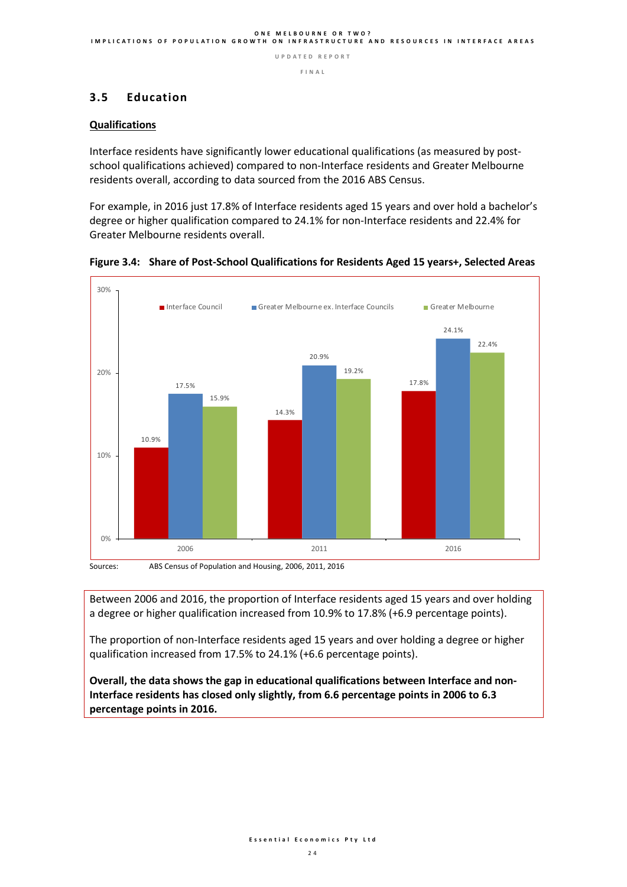## 3.5 Education

**Qualifications**

Interface residents have significantly lower educational qualifications (as measured by post-school qualifications achieved) compared to non-Interface residents and Greater Melbourne residents overall, according to data sourced from the 2016 ABS Census.

For example, in 2016 just 17.8% of Interface residents aged 15 years and over hold a bachelor's degree or higher qualification compared to 24.1% for non-Interface residents and 22.4% for Greater Melbourne residents overall.

**Figure 3.4: Share of Post-School Qualifications for Residents Aged 15 years+, Selected Areas**

| | Interface Council | Greater Melbourne ex. Interface Councils | Greater Melbourne |
|---|---|---|---|
| 2006 | 10.9% | 17.5% | 15.9% |
| 2011 | 14.3% | 20.9% | 19.2% |
| 2016 | 17.8% | 24.1% | 22.4% |

Sources: ABS Census of Population and Housing, 2006, 2011, 2016

Between 2006 and 2016, the proportion of Interface residents aged 15 years and over holding a degree or higher qualification increased from 10.9% to 17.8% (+6.9 percentage points).

The proportion of non-Interface residents aged 15 years and over holding a degree or higher qualification increased from 17.5% to 24.1% (+6.6 percentage points).

**Overall, the data shows the gap in educational qualifications between Interface and non-Interface residents has closed only slightly, from 6.6 percentage points in 2006 to 6.3 percentage points in 2016.**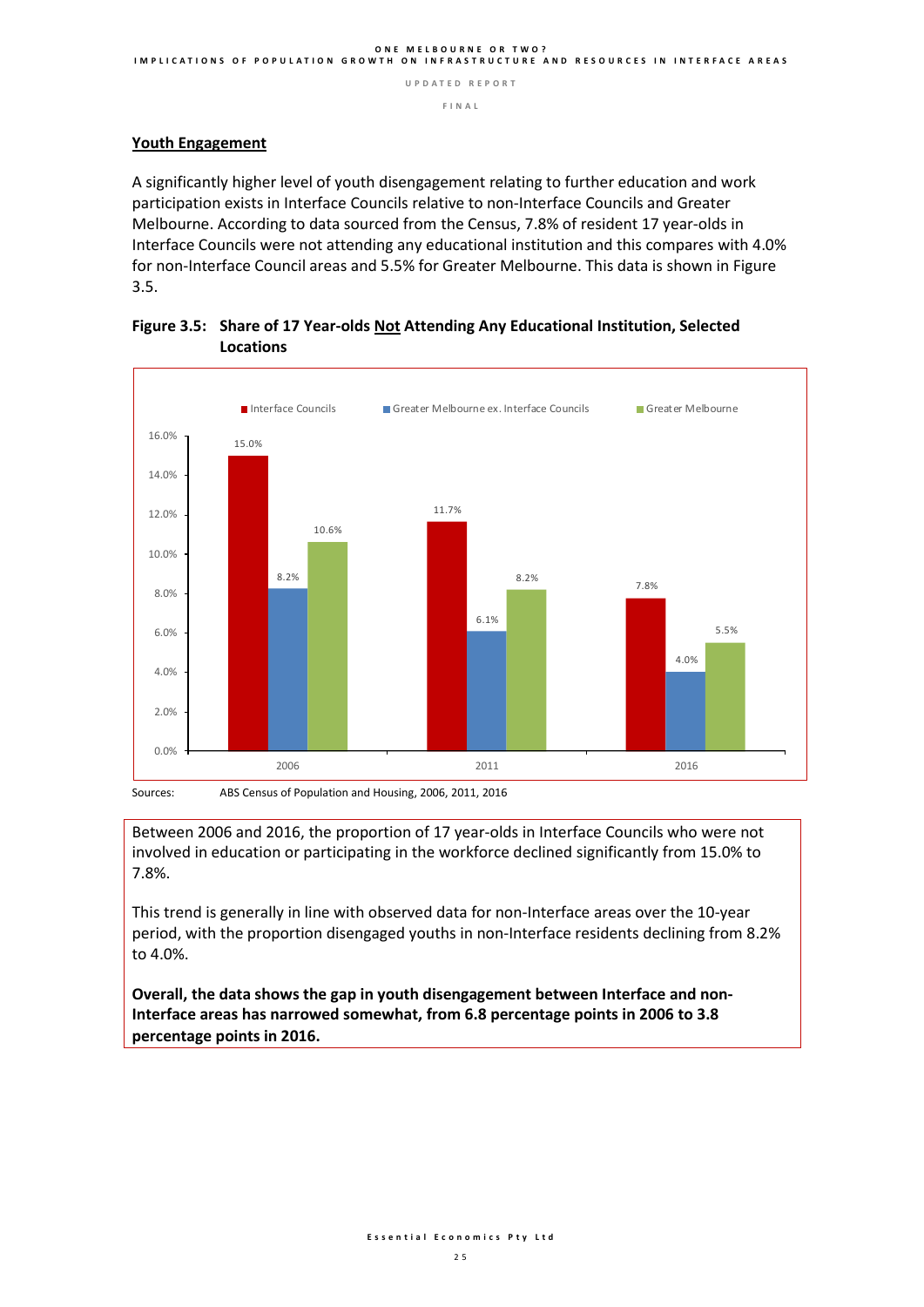## Youth Engagement

A significantly higher level of youth disengagement relating to further education and work participation exists in Interface Councils relative to non-Interface Councils and Greater Melbourne. According to data sourced from the Census, 7.8% of resident 17 year-olds in Interface Councils were not attending any educational institution and this compares with 4.0% for non-Interface Council areas and 5.5% for Greater Melbourne. This data is shown in Figure 3.5.

**Figure 3.5: Share of 17 Year-olds Not Attending Any Educational Institution, Selected Locations**

| | Interface Councils | Greater Melbourne ex. Interface Councils | Greater Melbourne |
|---|---|---|---|
| 2006 | 15.0% | 8.2% | 10.6% |
| 2011 | 11.7% | 6.1% | 8.2% |
| 2016 | 7.8% | 4.0% | 5.5% |

Sources: ABS Census of Population and Housing, 2006, 2011, 2016

Between 2006 and 2016, the proportion of 17 year-olds in Interface Councils who were not involved in education or participating in the workforce declined significantly from 15.0% to 7.8%.

This trend is generally in line with observed data for non-Interface areas over the 10-year period, with the proportion disengaged youths in non-Interface residents declining from 8.2% to 4.0%.

**Overall, the data shows the gap in youth disengagement between Interface and non-Interface areas has narrowed somewhat, from 6.8 percentage points in 2006 to 3.8 percentage points in 2016.**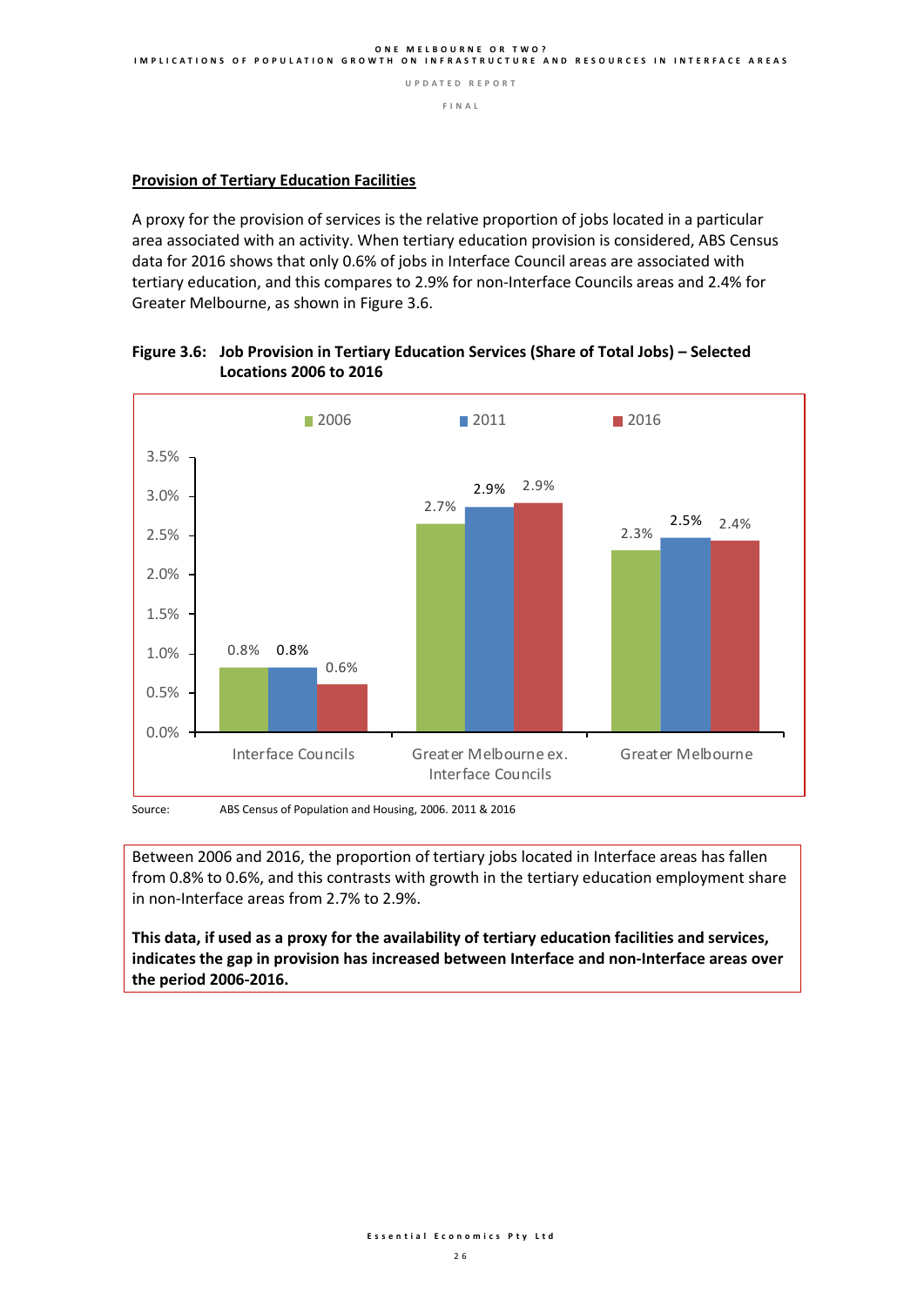## Provision of Tertiary Education Facilities

A proxy for the provision of services is the relative proportion of jobs located in a particular area associated with an activity. When tertiary education provision is considered, ABS Census data for 2016 shows that only 0.6% of jobs in Interface Council areas are associated with tertiary education, and this compares to 2.9% for non-Interface Councils areas and 2.4% for Greater Melbourne, as shown in Figure 3.6.

**Figure 3.6: Job Provision in Tertiary Education Services (Share of Total Jobs) – Selected Locations 2006 to 2016**

| | 2006 | 2011 | 2016 |
|---|---|---|---|
| Interface Councils | 0.8% | 0.8% | 0.6% |
| Greater Melbourne ex. Interface Councils | 2.7% | 2.9% | 2.9% |
| Greater Melbourne | 2.3% | 2.5% | 2.4% |

Source: ABS Census of Population and Housing, 2006. 2011 & 2016

Between 2006 and 2016, the proportion of tertiary jobs located in Interface areas has fallen from 0.8% to 0.6%, and this contrasts with growth in the tertiary education employment share in non-Interface areas from 2.7% to 2.9%.

**This data, if used as a proxy for the availability of tertiary education facilities and services, indicates the gap in provision has increased between Interface and non-Interface areas over the period 2006-2016.**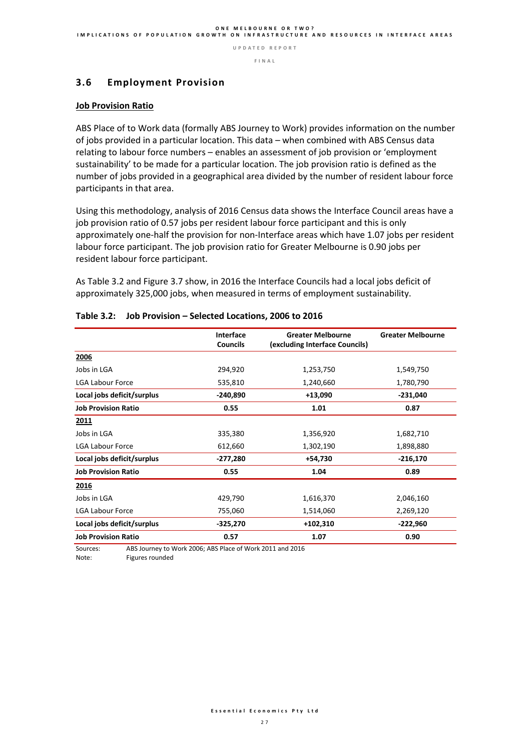## 3.6 Employment Provision

**Job Provision Ratio**

ABS Place of to Work data (formally ABS Journey to Work) provides information on the number of jobs provided in a particular location. This data – when combined with ABS Census data relating to labour force numbers – enables an assessment of job provision or 'employment sustainability' to be made for a particular location. The job provision ratio is defined as the number of jobs provided in a geographical area divided by the number of resident labour force participants in that area.

Using this methodology, analysis of 2016 Census data shows the Interface Council areas have a job provision ratio of 0.57 jobs per resident labour force participant and this is only approximately one-half the provision for non-Interface areas which have 1.07 jobs per resident labour force participant. The job provision ratio for Greater Melbourne is 0.90 jobs per resident labour force participant.

As Table 3.2 and Figure 3.7 show, in 2016 the Interface Councils had a local jobs deficit of approximately 325,000 jobs, when measured in terms of employment sustainability.

**Table 3.2: Job Provision – Selected Locations, 2006 to 2016**

| | Interface Councils | Greater Melbourne (excluding Interface Councils) | Greater Melbourne |
|---|---|---|---|
| **2006** | | | |
| Jobs in LGA | 294,920 | 1,253,750 | 1,549,750 |
| LGA Labour Force | 535,810 | 1,240,660 | 1,780,790 |
| **Local jobs deficit/surplus** | **-240,890** | **+13,090** | **-231,040** |
| **Job Provision Ratio** | **0.55** | **1.01** | **0.87** |
| **2011** | | | |
| Jobs in LGA | 335,380 | 1,356,920 | 1,682,710 |
| LGA Labour Force | 612,660 | 1,302,190 | 1,898,880 |
| **Local jobs deficit/surplus** | **-277,280** | **+54,730** | **-216,170** |
| **Job Provision Ratio** | **0.55** | **1.04** | **0.89** |
| **2016** | | | |
| Jobs in LGA | 429,790 | 1,616,370 | 2,046,160 |
| LGA Labour Force | 755,060 | 1,514,060 | 2,269,120 |
| **Local jobs deficit/surplus** | **-325,270** | **+102,310** | **-222,960** |
| **Job Provision Ratio** | **0.57** | **1.07** | **0.90** |

Sources: ABS Journey to Work 2006; ABS Place of Work 2011 and 2016
Note: Figures rounded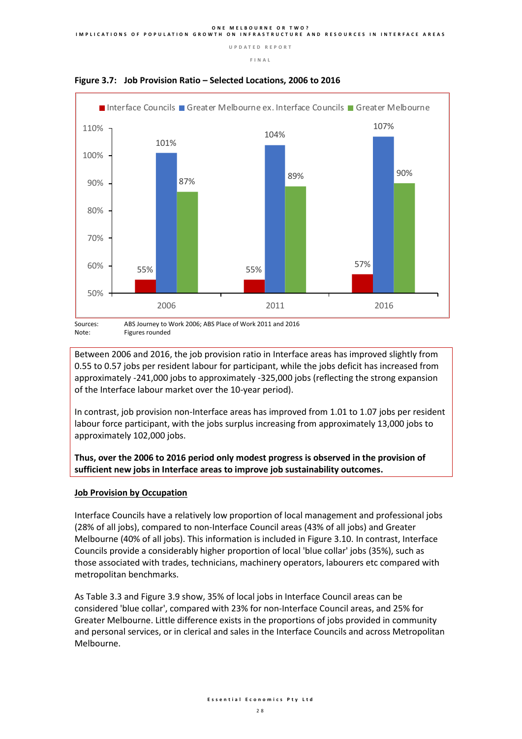**Figure 3.7: Job Provision Ratio – Selected Locations, 2006 to 2016**

| | Interface Councils | Greater Melbourne ex. Interface Councils | Greater Melbourne |
|---|---|---|---|
| 2006 | 55% | 101% | 87% |
| 2011 | 55% | 104% | 89% |
| 2016 | 57% | 107% | 90% |

Sources: ABS Journey to Work 2006; ABS Place of Work 2011 and 2016
Note: Figures rounded

Between 2006 and 2016, the job provision ratio in Interface areas has improved slightly from 0.55 to 0.57 jobs per resident labour for participant, while the jobs deficit has increased from approximately -241,000 jobs to approximately -325,000 jobs (reflecting the strong expansion of the Interface labour market over the 10-year period).

In contrast, job provision non-Interface areas has improved from 1.01 to 1.07 jobs per resident labour force participant, with the jobs surplus increasing from approximately 13,000 jobs to approximately 102,000 jobs.

**Thus, over the 2006 to 2016 period only modest progress is observed in the provision of sufficient new jobs in Interface areas to improve job sustainability outcomes.**

**Job Provision by Occupation**

Interface Councils have a relatively low proportion of local management and professional jobs (28% of all jobs), compared to non-Interface Council areas (43% of all jobs) and Greater Melbourne (40% of all jobs). This information is included in Figure 3.10. In contrast, Interface Councils provide a considerably higher proportion of local 'blue collar' jobs (35%), such as those associated with trades, technicians, machinery operators, labourers etc compared with metropolitan benchmarks.

As Table 3.3 and Figure 3.9 show, 35% of local jobs in Interface Council areas can be considered 'blue collar', compared with 23% for non-Interface Council areas, and 25% for Greater Melbourne. Little difference exists in the proportions of jobs provided in community and personal services, or in clerical and sales in the Interface Councils and across Metropolitan Melbourne.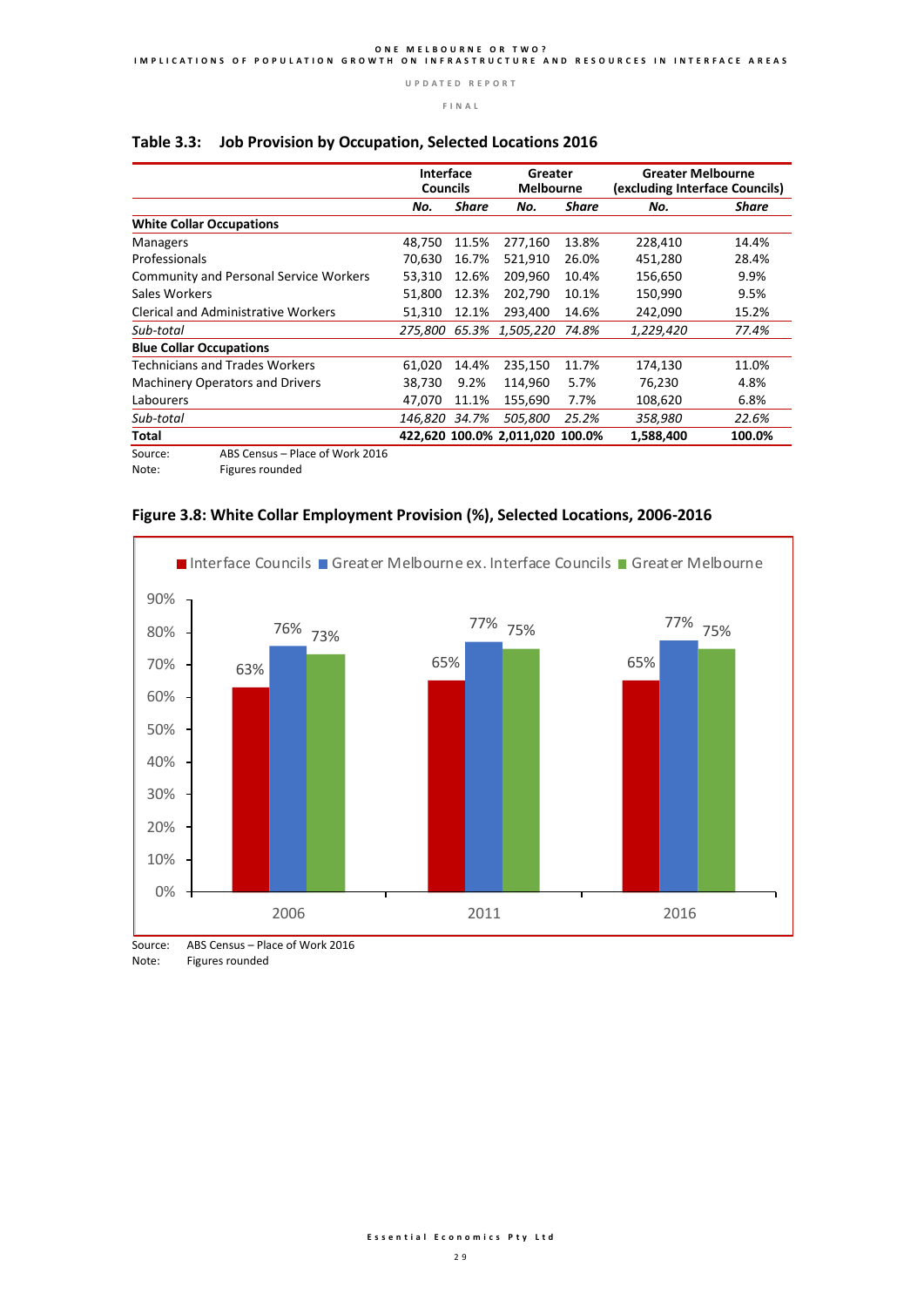### Table 3.3: Job Provision by Occupation, Selected Locations 2016

| | Interface Councils | | Greater Melbourne | | Greater Melbourne (excluding Interface Councils) | |
|---|---|---|---|---|---|---|
| | ***No.*** | ***Share*** | ***No.*** | ***Share*** | ***No.*** | ***Share*** |
| **White Collar Occupations** | | | | | | |
| Managers | 48,750 | 11.5% | 277,160 | 13.8% | 228,410 | 14.4% |
| Professionals | 70,630 | 16.7% | 521,910 | 26.0% | 451,280 | 28.4% |
| Community and Personal Service Workers | 53,310 | 12.6% | 209,960 | 10.4% | 156,650 | 9.9% |
| Sales Workers | 51,800 | 12.3% | 202,790 | 10.1% | 150,990 | 9.5% |
| Clerical and Administrative Workers | 51,310 | 12.1% | 293,400 | 14.6% | 242,090 | 15.2% |
| *Sub-total* | *275,800* | *65.3%* | *1,505,220* | *74.8%* | *1,229,420* | *77.4%* |
| **Blue Collar Occupations** | | | | | | |
| Technicians and Trades Workers | 61,020 | 14.4% | 235,150 | 11.7% | 174,130 | 11.0% |
| Machinery Operators and Drivers | 38,730 | 9.2% | 114,960 | 5.7% | 76,230 | 4.8% |
| Labourers | 47,070 | 11.1% | 155,690 | 7.7% | 108,620 | 6.8% |
| *Sub-total* | *146,820* | *34.7%* | *505,800* | *25.2%* | *358,980* | *22.6%* |
| **Total** | **422,620** | **100.0%** | **2,011,020** | **100.0%** | **1,588,400** | **100.0%** |

Source: ABS Census – Place of Work 2016
Note: Figures rounded

### Figure 3.8: White Collar Employment Provision (%), Selected Locations, 2006-2016

| | Interface Councils | Greater Melbourne ex. Interface Councils | Greater Melbourne |
|---|---|---|---|
| 2006 | 63% | 76% | 73% |
| 2011 | 65% | 77% | 75% |
| 2016 | 65% | 77% | 75% |

Source: ABS Census – Place of Work 2016
Note: Figures rounded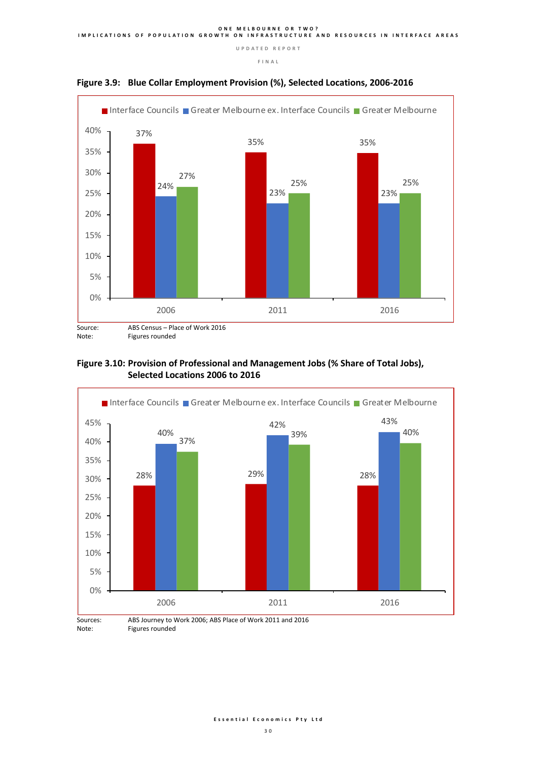**Figure 3.9: Blue Collar Employment Provision (%), Selected Locations, 2006-2016**

| | Interface Councils | Greater Melbourne ex. Interface Councils | Greater Melbourne |
|---|---|---|---|
| 2006 | 37% | 24% | 27% |
| 2011 | 35% | 23% | 25% |
| 2016 | 35% | 23% | 25% |

Source: ABS Census – Place of Work 2016
Note: Figures rounded

**Figure 3.10: Provision of Professional and Management Jobs (% Share of Total Jobs), Selected Locations 2006 to 2016**

| | Interface Councils | Greater Melbourne ex. Interface Councils | Greater Melbourne |
|---|---|---|---|
| 2006 | 28% | 40% | 37% |
| 2011 | 29% | 42% | 39% |
| 2016 | 28% | 43% | 40% |

Sources: ABS Journey to Work 2006; ABS Place of Work 2011 and 2016
Note: Figures rounded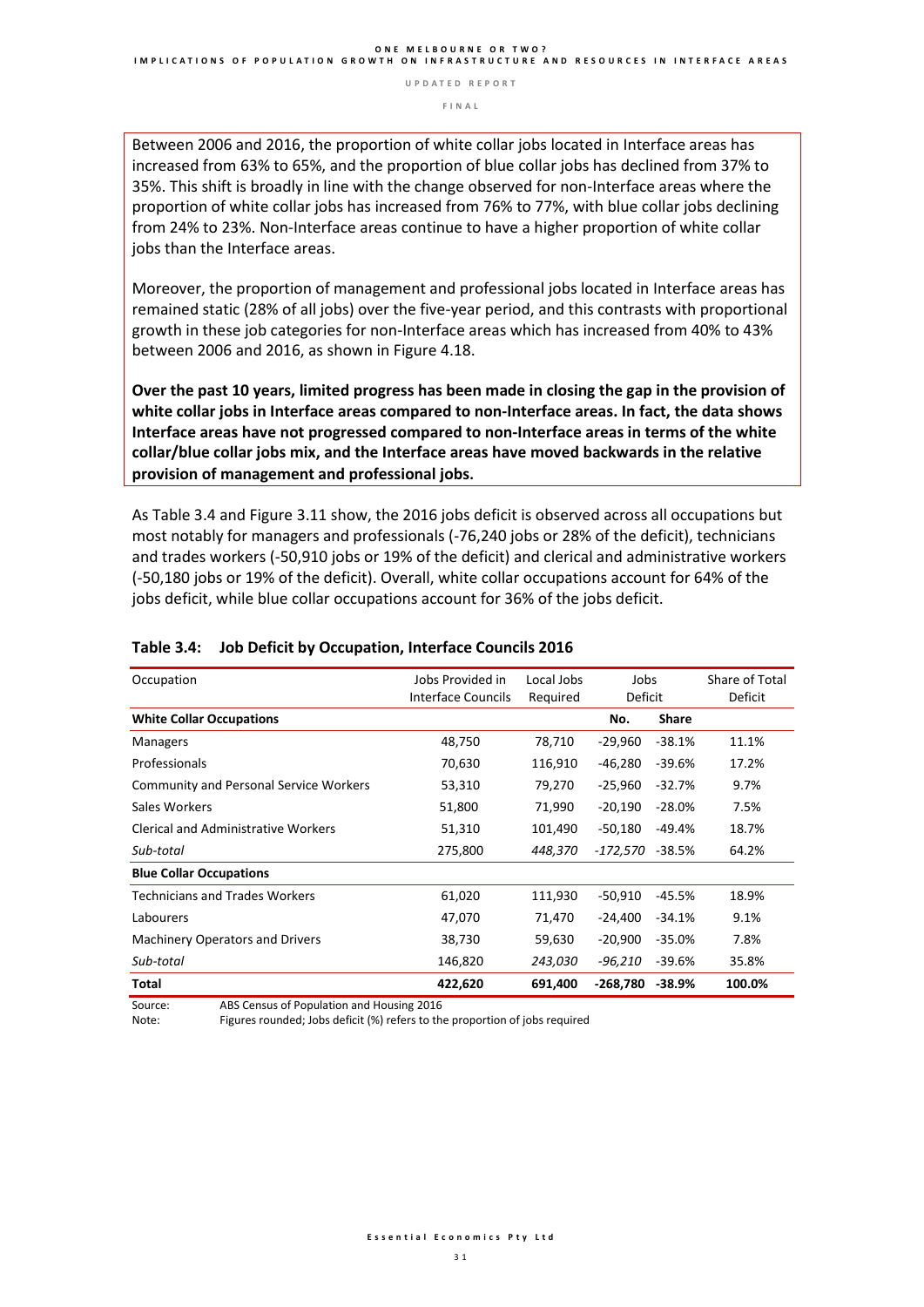Between 2006 and 2016, the proportion of white collar jobs located in Interface areas has increased from 63% to 65%, and the proportion of blue collar jobs has declined from 37% to 35%. This shift is broadly in line with the change observed for non-Interface areas where the proportion of white collar jobs has increased from 76% to 77%, with blue collar jobs declining from 24% to 23%. Non-Interface areas continue to have a higher proportion of white collar jobs than the Interface areas.

Moreover, the proportion of management and professional jobs located in Interface areas has remained static (28% of all jobs) over the five-year period, and this contrasts with proportional growth in these job categories for non-Interface areas which has increased from 40% to 43% between 2006 and 2016, as shown in Figure 4.18.

**Over the past 10 years, limited progress has been made in closing the gap in the provision of white collar jobs in Interface areas compared to non-Interface areas. In fact, the data shows Interface areas have not progressed compared to non-Interface areas in terms of the white collar/blue collar jobs mix, and the Interface areas have moved backwards in the relative provision of management and professional jobs.**

As Table 3.4 and Figure 3.11 show, the 2016 jobs deficit is observed across all occupations but most notably for managers and professionals (-76,240 jobs or 28% of the deficit), technicians and trades workers (-50,910 jobs or 19% of the deficit) and clerical and administrative workers (-50,180 jobs or 19% of the deficit). Overall, white collar occupations account for 64% of the jobs deficit, while blue collar occupations account for 36% of the jobs deficit.

### Table 3.4: Job Deficit by Occupation, Interface Councils 2016

| Occupation | Jobs Provided in Interface Councils | Local Jobs Required | Jobs Deficit | | Share of Total Deficit |
|---|---|---|---|---|---|
| **White Collar Occupations** | | | **No.** | **Share** | |
| Managers | 48,750 | 78,710 | -29,960 | -38.1% | 11.1% |
| Professionals | 70,630 | 116,910 | -46,280 | -39.6% | 17.2% |
| Community and Personal Service Workers | 53,310 | 79,270 | -25,960 | -32.7% | 9.7% |
| Sales Workers | 51,800 | 71,990 | -20,190 | -28.0% | 7.5% |
| Clerical and Administrative Workers | 51,310 | 101,490 | -50,180 | -49.4% | 18.7% |
| *Sub-total* | 275,800 | *448,370* | *-172,570* | -38.5% | 64.2% |
| **Blue Collar Occupations** | | | | | |
| Technicians and Trades Workers | 61,020 | 111,930 | -50,910 | -45.5% | 18.9% |
| Labourers | 47,070 | 71,470 | -24,400 | -34.1% | 9.1% |
| Machinery Operators and Drivers | 38,730 | 59,630 | -20,900 | -35.0% | 7.8% |
| *Sub-total* | 146,820 | *243,030* | *-96,210* | -39.6% | 35.8% |
| **Total** | **422,620** | **691,400** | **-268,780** | **-38.9%** | **100.0%** |

Source: ABS Census of Population and Housing 2016

Note: Figures rounded; Jobs deficit (%) refers to the proportion of jobs required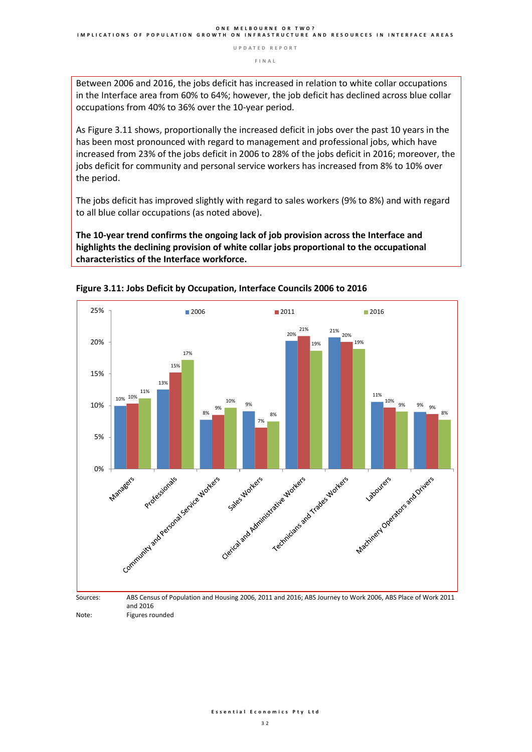Between 2006 and 2016, the jobs deficit has increased in relation to white collar occupations in the Interface area from 60% to 64%; however, the job deficit has declined across blue collar occupations from 40% to 36% over the 10-year period.

As Figure 3.11 shows, proportionally the increased deficit in jobs over the past 10 years in the has been most pronounced with regard to management and professional jobs, which have increased from 23% of the jobs deficit in 2006 to 28% of the jobs deficit in 2016; moreover, the jobs deficit for community and personal service workers has increased from 8% to 10% over the period.

The jobs deficit has improved slightly with regard to sales workers (9% to 8%) and with regard to all blue collar occupations (as noted above).

**The 10-year trend confirms the ongoing lack of job provision across the Interface and highlights the declining provision of white collar jobs proportional to the occupational characteristics of the Interface workforce.**

**Figure 3.11: Jobs Deficit by Occupation, Interface Councils 2006 to 2016**

| Occupation | 2006 | 2011 | 2016 |
|---|---|---|---|
| Managers | 10% | 10% | 11% |
| Professionals | 13% | 15% | 17% |
| Community and Personal Service Workers | 8% | 9% | 10% |
| Sales Workers | 9% | 7% | 8% |
| Clerical and Administrative Workers | 20% | 21% | 19% |
| Technicians and Trades Workers | 21% | 20% | 19% |
| Labourers | 11% | 10% | 9% |
| Machinery Operators and Drivers | 9% | 9% | 8% |

Sources: ABS Census of Population and Housing 2006, 2011 and 2016; ABS Journey to Work 2006, ABS Place of Work 2011 and 2016

Note: Figures rounded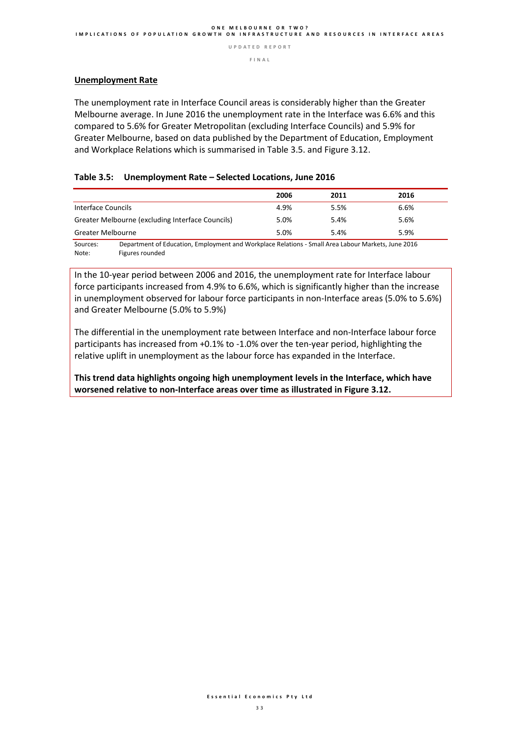## Unemployment Rate

The unemployment rate in Interface Council areas is considerably higher than the Greater Melbourne average. In June 2016 the unemployment rate in the Interface was 6.6% and this compared to 5.6% for Greater Metropolitan (excluding Interface Councils) and 5.9% for Greater Melbourne, based on data published by the Department of Education, Employment and Workplace Relations which is summarised in Table 3.5. and Figure 3.12.

**Table 3.5: Unemployment Rate – Selected Locations, June 2016**

| | 2006 | 2011 | 2016 |
|---|---|---|---|
| Interface Councils | 4.9% | 5.5% | 6.6% |
| Greater Melbourne (excluding Interface Councils) | 5.0% | 5.4% | 5.6% |
| Greater Melbourne | 5.0% | 5.4% | 5.9% |

Sources: Department of Education, Employment and Workplace Relations - Small Area Labour Markets, June 2016
Note: Figures rounded

In the 10-year period between 2006 and 2016, the unemployment rate for Interface labour force participants increased from 4.9% to 6.6%, which is significantly higher than the increase in unemployment observed for labour force participants in non-Interface areas (5.0% to 5.6%) and Greater Melbourne (5.0% to 5.9%)

The differential in the unemployment rate between Interface and non-Interface labour force participants has increased from +0.1% to -1.0% over the ten-year period, highlighting the relative uplift in unemployment as the labour force has expanded in the Interface.

**This trend data highlights ongoing high unemployment levels in the Interface, which have worsened relative to non-Interface areas over time as illustrated in Figure 3.12.**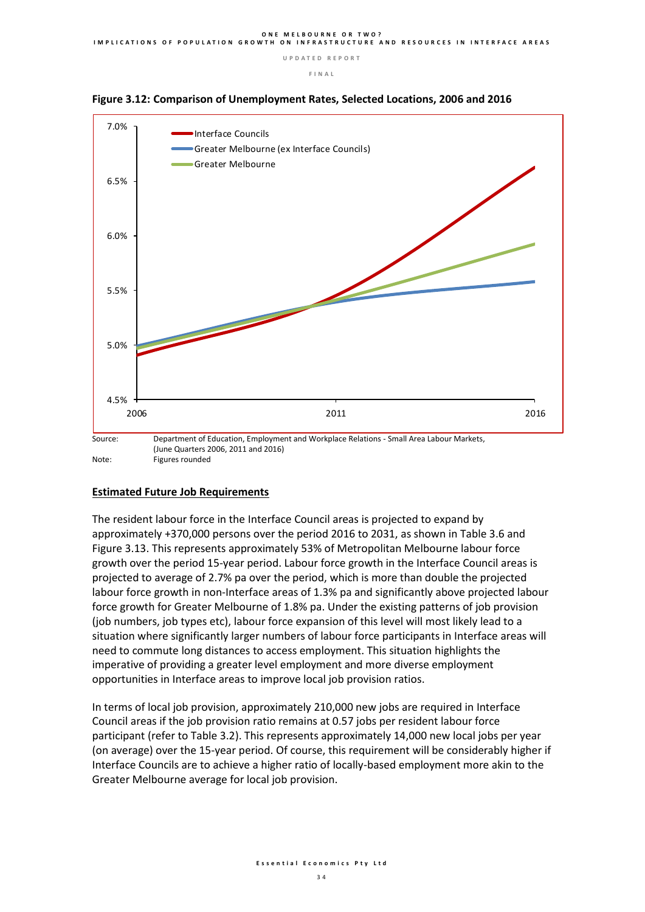**Figure 3.12: Comparison of Unemployment Rates, Selected Locations, 2006 and 2016**

Source: Department of Education, Employment and Workplace Relations - Small Area Labour Markets, (June Quarters 2006, 2011 and 2016)

Note: Figures rounded

## Estimated Future Job Requirements

The resident labour force in the Interface Council areas is projected to expand by approximately +370,000 persons over the period 2016 to 2031, as shown in Table 3.6 and Figure 3.13. This represents approximately 53% of Metropolitan Melbourne labour force growth over the period 15-year period. Labour force growth in the Interface Council areas is projected to average of 2.7% pa over the period, which is more than double the projected labour force growth in non-Interface areas of 1.3% pa and significantly above projected labour force growth for Greater Melbourne of 1.8% pa. Under the existing patterns of job provision (job numbers, job types etc), labour force expansion of this level will most likely lead to a situation where significantly larger numbers of labour force participants in Interface areas will need to commute long distances to access employment. This situation highlights the imperative of providing a greater level employment and more diverse employment opportunities in Interface areas to improve local job provision ratios.

In terms of local job provision, approximately 210,000 new jobs are required in Interface Council areas if the job provision ratio remains at 0.57 jobs per resident labour force participant (refer to Table 3.2). This represents approximately 14,000 new local jobs per year (on average) over the 15-year period. Of course, this requirement will be considerably higher if Interface Councils are to achieve a higher ratio of locally-based employment more akin to the Greater Melbourne average for local job provision.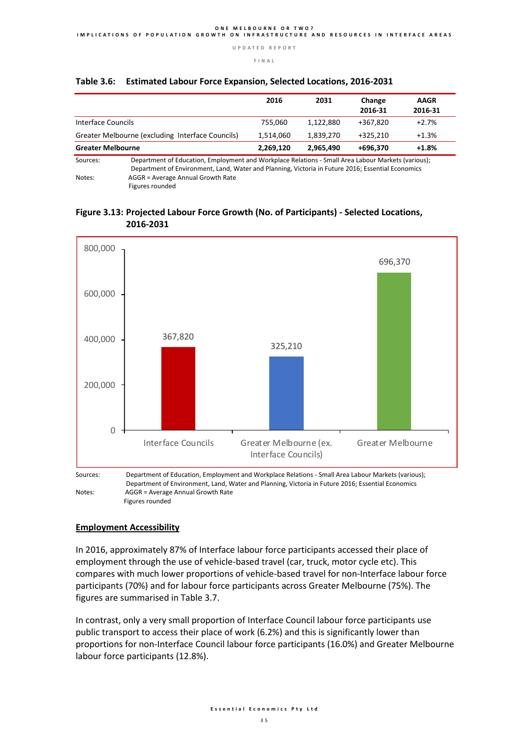**Table 3.6: Estimated Labour Force Expansion, Selected Locations, 2016-2031**

| | 2016 | 2031 | Change 2016-31 | AAGR 2016-31 |
|---|---|---|---|---|
| Interface Councils | 755,060 | 1,122,880 | +367,820 | +2.7% |
| Greater Melbourne (excluding Interface Councils) | 1,514,060 | 1,839,270 | +325,210 | +1.3% |
| **Greater Melbourne** | **2,269,120** | **2,965,490** | **+696,370** | **+1.8%** |

Sources: Department of Education, Employment and Workplace Relations - Small Area Labour Markets (various); Department of Environment, Land, Water and Planning, Victoria in Future 2016; Essential Economics

Notes: AGGR = Average Annual Growth Rate
Figures rounded

**Figure 3.13: Projected Labour Force Growth (No. of Participants) - Selected Locations, 2016-2031**

| Location | Growth |
|---|---|
| Interface Councils | 367,820 |
| Greater Melbourne (ex. Interface Councils) | 325,210 |
| Greater Melbourne | 696,370 |

Sources: Department of Education, Employment and Workplace Relations - Small Area Labour Markets (various); Department of Environment, Land, Water and Planning, Victoria in Future 2016; Essential Economics

Notes: AGGR = Average Annual Growth Rate
Figures rounded

**Employment Accessibility**

In 2016, approximately 87% of Interface labour force participants accessed their place of employment through the use of vehicle-based travel (car, truck, motor cycle etc). This compares with much lower proportions of vehicle-based travel for non-Interface labour force participants (70%) and for labour force participants across Greater Melbourne (75%). The figures are summarised in Table 3.7.

In contrast, only a very small proportion of Interface Council labour force participants use public transport to access their place of work (6.2%) and this is significantly lower than proportions for non-Interface Council labour force participants (16.0%) and Greater Melbourne labour force participants (12.8%).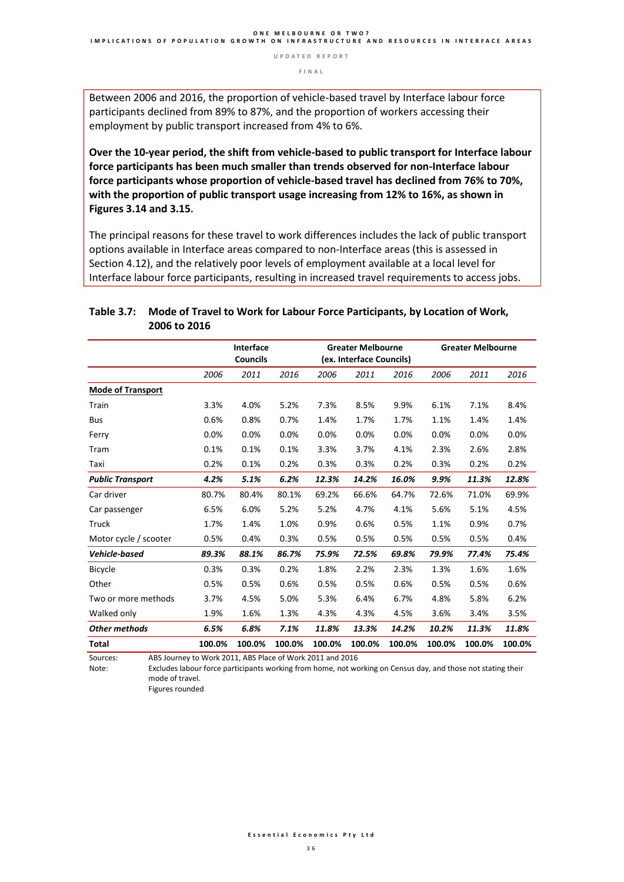Between 2006 and 2016, the proportion of vehicle-based travel by Interface labour force participants declined from 89% to 87%, and the proportion of workers accessing their employment by public transport increased from 4% to 6%.

**Over the 10-year period, the shift from vehicle-based to public transport for Interface labour force participants has been much smaller than trends observed for non-Interface labour force participants whose proportion of vehicle-based travel has declined from 76% to 70%, with the proportion of public transport usage increasing from 12% to 16%, as shown in Figures 3.14 and 3.15.**

The principal reasons for these travel to work differences includes the lack of public transport options available in Interface areas compared to non-Interface areas (this is assessed in Section 4.12), and the relatively poor levels of employment available at a local level for Interface labour force participants, resulting in increased travel requirements to access jobs.

**Table 3.7: Mode of Travel to Work for Labour Force Participants, by Location of Work, 2006 to 2016**

| | Interface Councils | | | Greater Melbourne (ex. Interface Councils) | | | Greater Melbourne | | |
|---|---|---|---|---|---|---|---|---|---|
| | *2006* | *2011* | *2016* | *2006* | *2011* | *2016* | *2006* | *2011* | *2016* |
| **Mode of Transport** | | | | | | | | | |
| Train | 3.3% | 4.0% | 5.2% | 7.3% | 8.5% | 9.9% | 6.1% | 7.1% | 8.4% |
| Bus | 0.6% | 0.8% | 0.7% | 1.4% | 1.7% | 1.7% | 1.1% | 1.4% | 1.4% |
| Ferry | 0.0% | 0.0% | 0.0% | 0.0% | 0.0% | 0.0% | 0.0% | 0.0% | 0.0% |
| Tram | 0.1% | 0.1% | 0.1% | 3.3% | 3.7% | 4.1% | 2.3% | 2.6% | 2.8% |
| Taxi | 0.2% | 0.1% | 0.2% | 0.3% | 0.3% | 0.2% | 0.3% | 0.2% | 0.2% |
| ***Public Transport*** | ***4.2%*** | ***5.1%*** | ***6.2%*** | ***12.3%*** | ***14.2%*** | ***16.0%*** | ***9.9%*** | ***11.3%*** | ***12.8%*** |
| Car driver | 80.7% | 80.4% | 80.1% | 69.2% | 66.6% | 64.7% | 72.6% | 71.0% | 69.9% |
| Car passenger | 6.5% | 6.0% | 5.2% | 5.2% | 4.7% | 4.1% | 5.6% | 5.1% | 4.5% |
| Truck | 1.7% | 1.4% | 1.0% | 0.9% | 0.6% | 0.5% | 1.1% | 0.9% | 0.7% |
| Motor cycle / scooter | 0.5% | 0.4% | 0.3% | 0.5% | 0.5% | 0.5% | 0.5% | 0.5% | 0.4% |
| ***Vehicle-based*** | ***89.3%*** | ***88.1%*** | ***86.7%*** | ***75.9%*** | ***72.5%*** | ***69.8%*** | ***79.9%*** | ***77.4%*** | ***75.4%*** |
| Bicycle | 0.3% | 0.3% | 0.2% | 1.8% | 2.2% | 2.3% | 1.3% | 1.6% | 1.6% |
| Other | 0.5% | 0.5% | 0.6% | 0.5% | 0.5% | 0.6% | 0.5% | 0.5% | 0.6% |
| Two or more methods | 3.7% | 4.5% | 5.0% | 5.3% | 6.4% | 6.7% | 4.8% | 5.8% | 6.2% |
| Walked only | 1.9% | 1.6% | 1.3% | 4.3% | 4.3% | 4.5% | 3.6% | 3.4% | 3.5% |
| ***Other methods*** | ***6.5%*** | ***6.8%*** | ***7.1%*** | ***11.8%*** | ***13.3%*** | ***14.2%*** | ***10.2%*** | ***11.3%*** | ***11.8%*** |
| **Total** | **100.0%** | **100.0%** | **100.0%** | **100.0%** | **100.0%** | **100.0%** | **100.0%** | **100.0%** | **100.0%** |

Sources: ABS Journey to Work 2011, ABS Place of Work 2011 and 2016

Note: Excludes labour force participants working from home, not working on Census day, and those not stating their mode of travel.
Figures rounded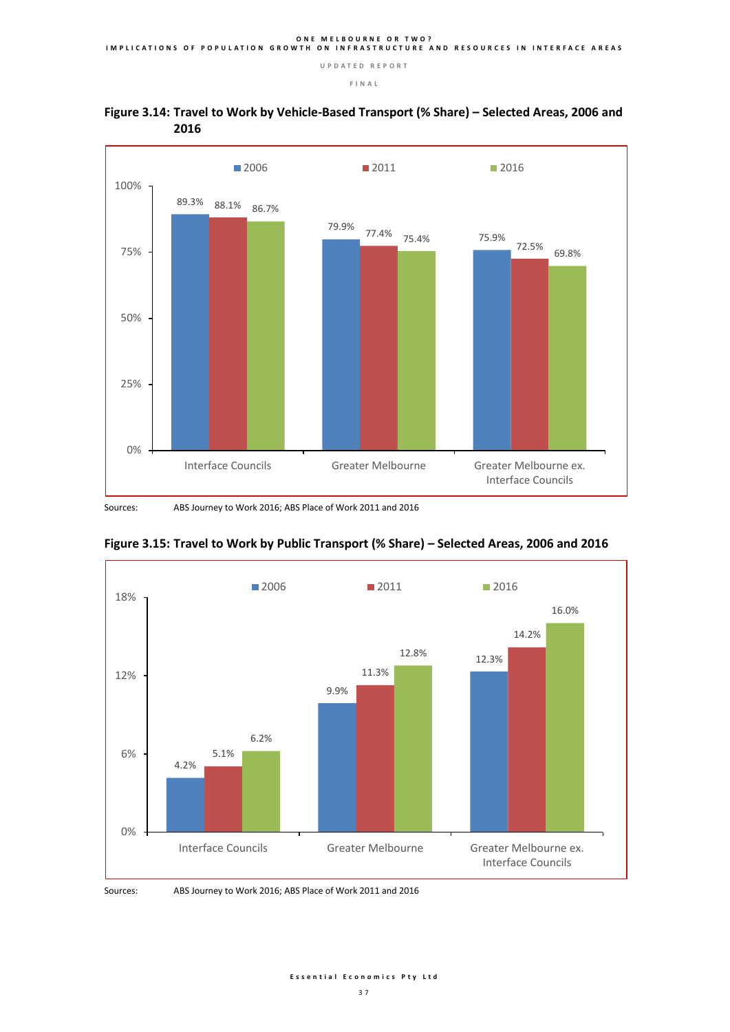**Figure 3.14: Travel to Work by Vehicle-Based Transport (% Share) – Selected Areas, 2006 and 2016**

| Area | 2006 | 2011 | 2016 |
|---|---|---|---|
| Interface Councils | 89.3% | 88.1% | 86.7% |
| Greater Melbourne | 79.9% | 77.4% | 75.4% |
| Greater Melbourne ex. Interface Councils | 75.9% | 72.5% | 69.8% |

Sources: ABS Journey to Work 2016; ABS Place of Work 2011 and 2016

**Figure 3.15: Travel to Work by Public Transport (% Share) – Selected Areas, 2006 and 2016**

| Area | 2006 | 2011 | 2016 |
|---|---|---|---|
| Interface Councils | 4.2% | 5.1% | 6.2% |
| Greater Melbourne | 9.9% | 11.3% | 12.8% |
| Greater Melbourne ex. Interface Councils | 12.3% | 14.2% | 16.0% |

Sources: ABS Journey to Work 2016; ABS Place of Work 2011 and 2016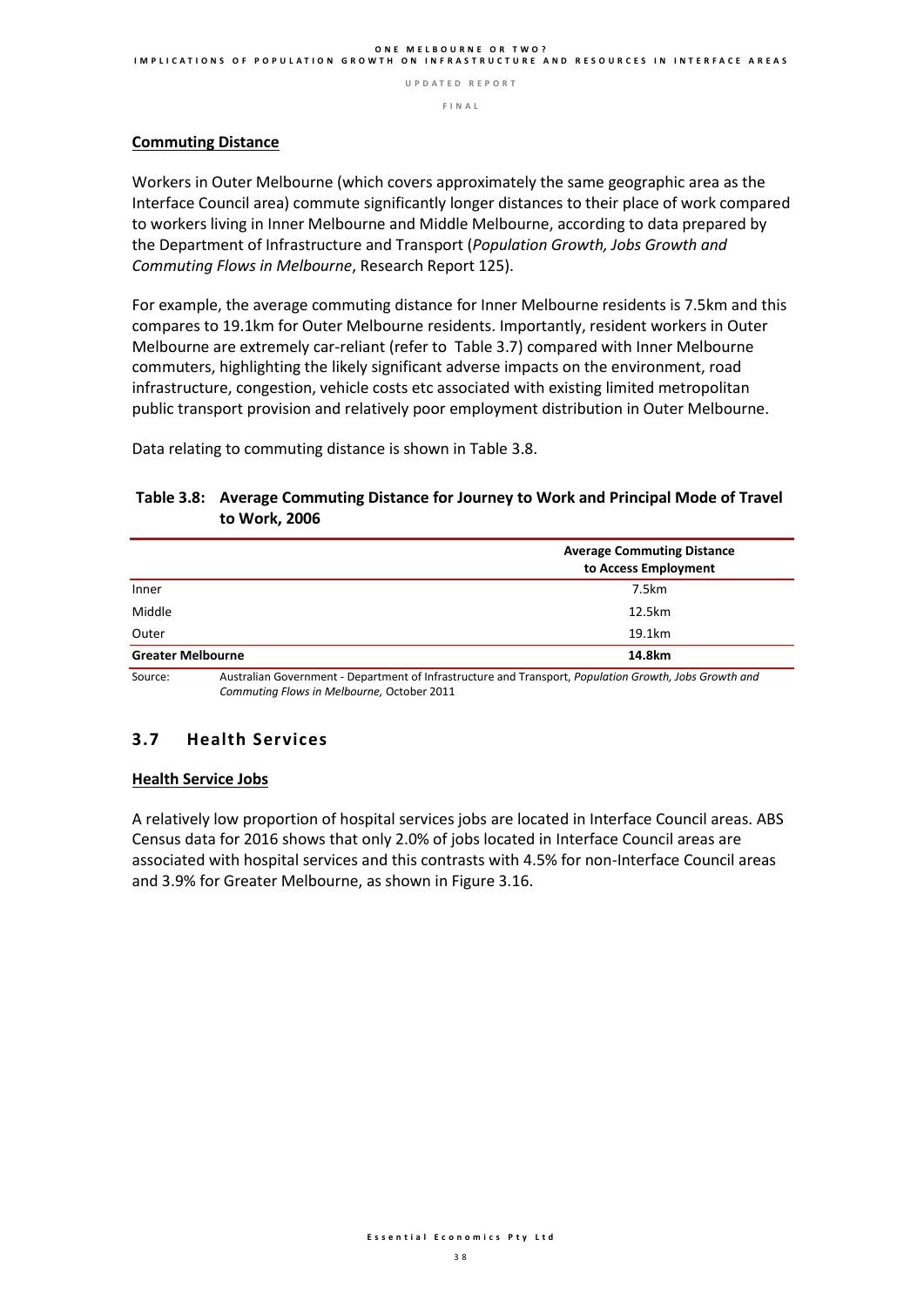**Commuting Distance**

Workers in Outer Melbourne (which covers approximately the same geographic area as the Interface Council area) commute significantly longer distances to their place of work compared to workers living in Inner Melbourne and Middle Melbourne, according to data prepared by the Department of Infrastructure and Transport (*Population Growth, Jobs Growth and Commuting Flows in Melbourne*, Research Report 125).

For example, the average commuting distance for Inner Melbourne residents is 7.5km and this compares to 19.1km for Outer Melbourne residents. Importantly, resident workers in Outer Melbourne are extremely car-reliant (refer to Table 3.7) compared with Inner Melbourne commuters, highlighting the likely significant adverse impacts on the environment, road infrastructure, congestion, vehicle costs etc associated with existing limited metropolitan public transport provision and relatively poor employment distribution in Outer Melbourne.

Data relating to commuting distance is shown in Table 3.8.

**Table 3.8: Average Commuting Distance for Journey to Work and Principal Mode of Travel to Work, 2006**

| | **Average Commuting Distance to Access Employment** |
|---|---|
| Inner | 7.5km |
| Middle | 12.5km |
| Outer | 19.1km |
| **Greater Melbourne** | **14.8km** |

Source: Australian Government - Department of Infrastructure and Transport, *Population Growth, Jobs Growth and Commuting Flows in Melbourne,* October 2011

## 3.7 Health Services

**Health Service Jobs**

A relatively low proportion of hospital services jobs are located in Interface Council areas. ABS Census data for 2016 shows that only 2.0% of jobs located in Interface Council areas are associated with hospital services and this contrasts with 4.5% for non-Interface Council areas and 3.9% for Greater Melbourne, as shown in Figure 3.16.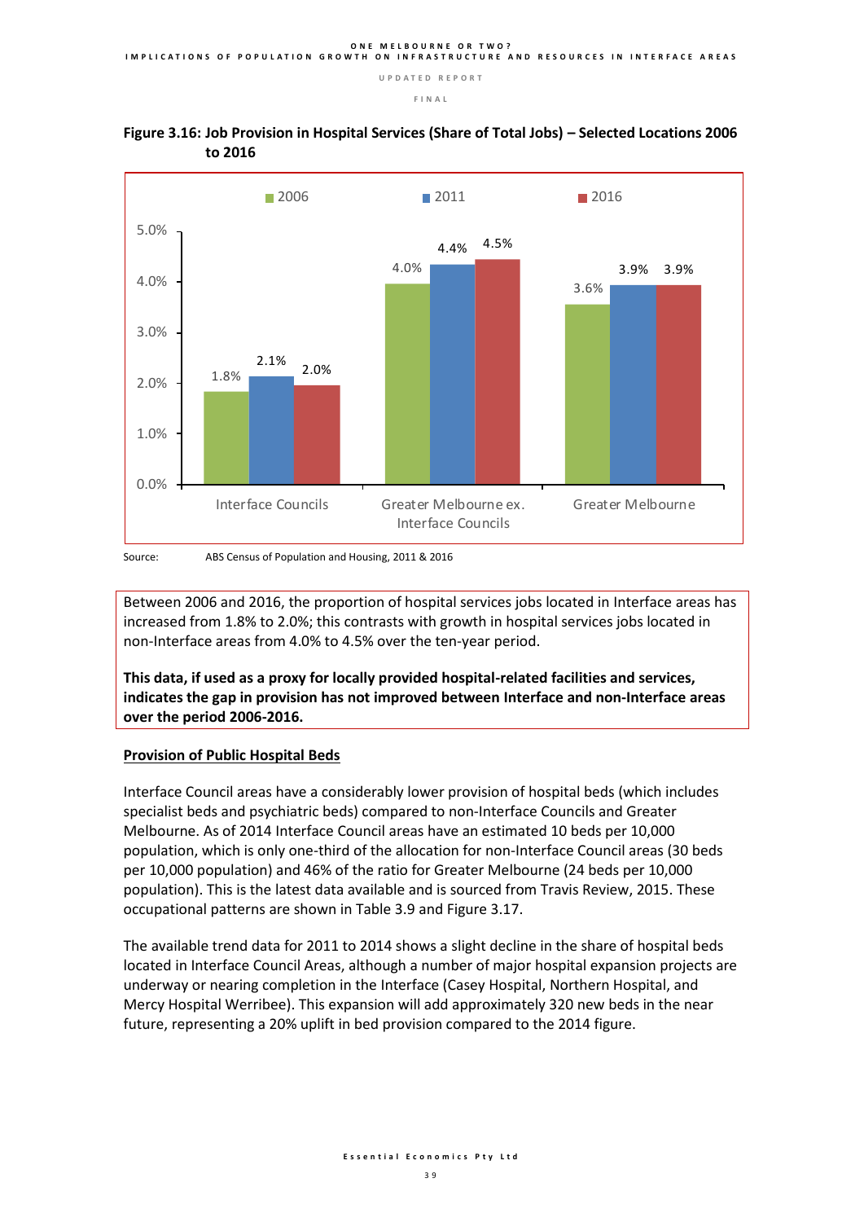**Figure 3.16: Job Provision in Hospital Services (Share of Total Jobs) – Selected Locations 2006 to 2016**

| | 2006 | 2011 | 2016 |
|---|---|---|---|
| Interface Councils | 1.8% | 2.1% | 2.0% |
| Greater Melbourne ex. Interface Councils | 4.0% | 4.4% | 4.5% |
| Greater Melbourne | 3.6% | 3.9% | 3.9% |

Source: ABS Census of Population and Housing, 2011 & 2016

Between 2006 and 2016, the proportion of hospital services jobs located in Interface areas has increased from 1.8% to 2.0%; this contrasts with growth in hospital services jobs located in non-Interface areas from 4.0% to 4.5% over the ten-year period.

**This data, if used as a proxy for locally provided hospital-related facilities and services, indicates the gap in provision has not improved between Interface and non-Interface areas over the period 2006-2016.**

**Provision of Public Hospital Beds**

Interface Council areas have a considerably lower provision of hospital beds (which includes specialist beds and psychiatric beds) compared to non-Interface Councils and Greater Melbourne. As of 2014 Interface Council areas have an estimated 10 beds per 10,000 population, which is only one-third of the allocation for non-Interface Council areas (30 beds per 10,000 population) and 46% of the ratio for Greater Melbourne (24 beds per 10,000 population). This is the latest data available and is sourced from Travis Review, 2015. These occupational patterns are shown in Table 3.9 and Figure 3.17.

The available trend data for 2011 to 2014 shows a slight decline in the share of hospital beds located in Interface Council Areas, although a number of major hospital expansion projects are underway or nearing completion in the Interface (Casey Hospital, Northern Hospital, and Mercy Hospital Werribee). This expansion will add approximately 320 new beds in the near future, representing a 20% uplift in bed provision compared to the 2014 figure.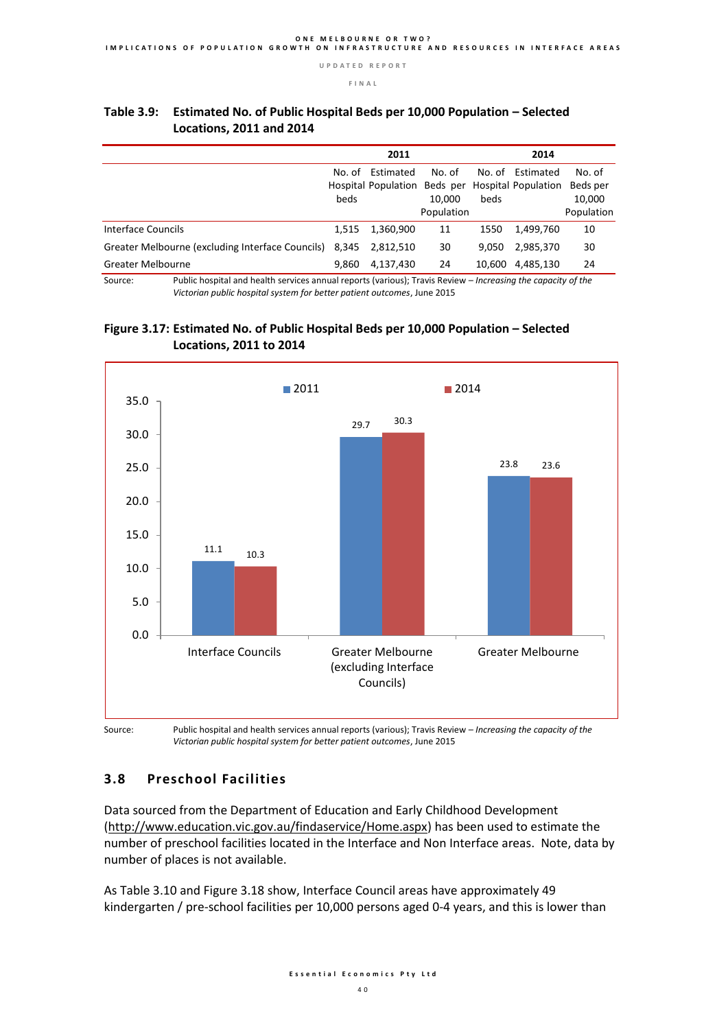**Table 3.9: Estimated No. of Public Hospital Beds per 10,000 Population – Selected Locations, 2011 and 2014**

| | 2011 | | | 2014 | | |
|---|---|---|---|---|---|---|
| | No. of Hospital beds | Estimated Population | No. of Beds per 10,000 Population | No. of Hospital beds | Estimated Population | No. of Beds per 10,000 Population |
| Interface Councils | 1,515 | 1,360,900 | 11 | 1550 | 1,499,760 | 10 |
| Greater Melbourne (excluding Interface Councils) | 8,345 | 2,812,510 | 30 | 9,050 | 2,985,370 | 30 |
| Greater Melbourne | 9,860 | 4,137,430 | 24 | 10,600 | 4,485,130 | 24 |

Source: Public hospital and health services annual reports (various); Travis Review – *Increasing the capacity of the Victorian public hospital system for better patient outcomes*, June 2015

**Figure 3.17: Estimated No. of Public Hospital Beds per 10,000 Population – Selected Locations, 2011 to 2014**

| | 2011 | 2014 |
|---|---|---|
| Interface Councils | 11.1 | 10.3 |
| Greater Melbourne (excluding Interface Councils) | 29.7 | 30.3 |
| Greater Melbourne | 23.8 | 23.6 |

Source: Public hospital and health services annual reports (various); Travis Review – *Increasing the capacity of the Victorian public hospital system for better patient outcomes*, June 2015

## 3.8 Preschool Facilities

Data sourced from the Department of Education and Early Childhood Development (http://www.education.vic.gov.au/findaservice/Home.aspx) has been used to estimate the number of preschool facilities located in the Interface and Non Interface areas. Note, data by number of places is not available.

As Table 3.10 and Figure 3.18 show, Interface Council areas have approximately 49 kindergarten / pre-school facilities per 10,000 persons aged 0-4 years, and this is lower than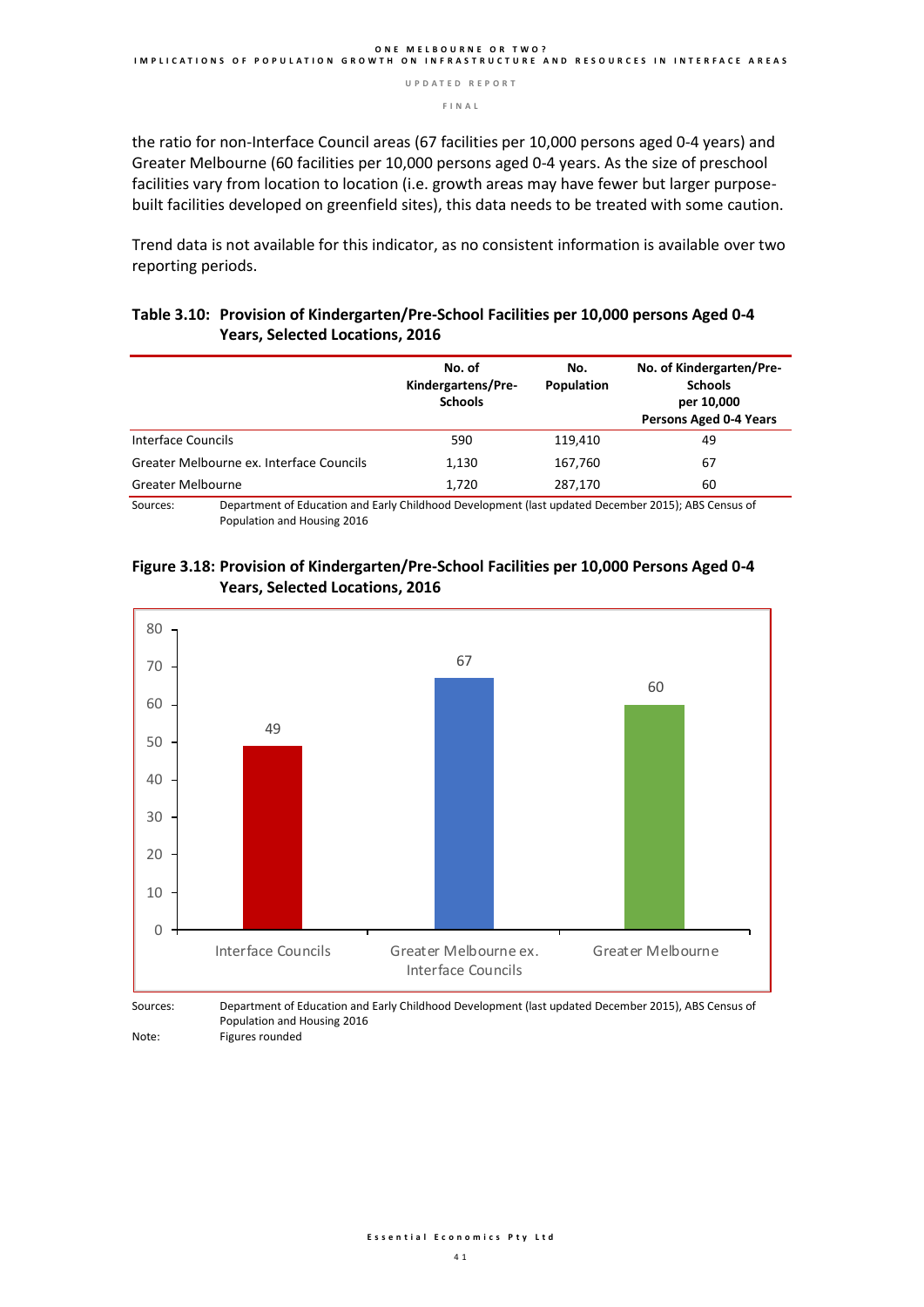the ratio for non-Interface Council areas (67 facilities per 10,000 persons aged 0-4 years) and Greater Melbourne (60 facilities per 10,000 persons aged 0-4 years. As the size of preschool facilities vary from location to location (i.e. growth areas may have fewer but larger purpose-built facilities developed on greenfield sites), this data needs to be treated with some caution.

Trend data is not available for this indicator, as no consistent information is available over two reporting periods.

**Table 3.10: Provision of Kindergarten/Pre-School Facilities per 10,000 persons Aged 0-4 Years, Selected Locations, 2016**

| | No. of Kindergartens/Pre-Schools | No. Population | No. of Kindergarten/Pre-Schools per 10,000 Persons Aged 0-4 Years |
|---|---|---|---|
| Interface Councils | 590 | 119,410 | 49 |
| Greater Melbourne ex. Interface Councils | 1,130 | 167,760 | 67 |
| Greater Melbourne | 1,720 | 287,170 | 60 |

Sources: Department of Education and Early Childhood Development (last updated December 2015); ABS Census of Population and Housing 2016

**Figure 3.18: Provision of Kindergarten/Pre-School Facilities per 10,000 Persons Aged 0-4 Years, Selected Locations, 2016**

| | Value |
|---|---|
| Interface Councils | 49 |
| Greater Melbourne ex. Interface Councils | 67 |
| Greater Melbourne | 60 |

Sources: Department of Education and Early Childhood Development (last updated December 2015), ABS Census of Population and Housing 2016

Note: Figures rounded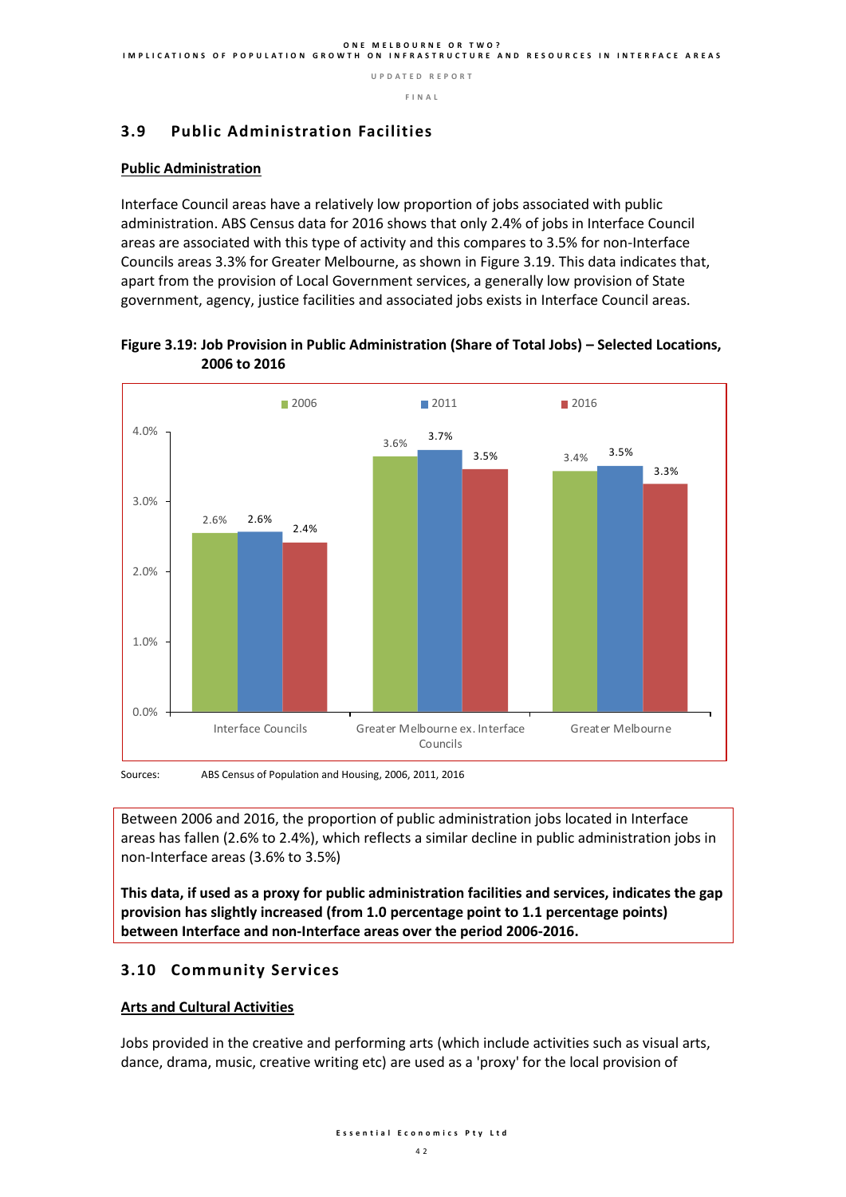## 3.9 Public Administration Facilities

**Public Administration**

Interface Council areas have a relatively low proportion of jobs associated with public administration. ABS Census data for 2016 shows that only 2.4% of jobs in Interface Council areas are associated with this type of activity and this compares to 3.5% for non-Interface Councils areas 3.3% for Greater Melbourne, as shown in Figure 3.19. This data indicates that, apart from the provision of Local Government services, a generally low provision of State government, agency, justice facilities and associated jobs exists in Interface Council areas.

**Figure 3.19: Job Provision in Public Administration (Share of Total Jobs) – Selected Locations, 2006 to 2016**

| | 2006 | 2011 | 2016 |
|---|---|---|---|
| Interface Councils | 2.6% | 2.6% | 2.4% |
| Greater Melbourne ex. Interface Councils | 3.6% | 3.7% | 3.5% |
| Greater Melbourne | 3.4% | 3.5% | 3.3% |

Sources: ABS Census of Population and Housing, 2006, 2011, 2016

Between 2006 and 2016, the proportion of public administration jobs located in Interface areas has fallen (2.6% to 2.4%), which reflects a similar decline in public administration jobs in non-Interface areas (3.6% to 3.5%)

**This data, if used as a proxy for public administration facilities and services, indicates the gap provision has slightly increased (from 1.0 percentage point to 1.1 percentage points) between Interface and non-Interface areas over the period 2006-2016.**

## 3.10 Community Services

**Arts and Cultural Activities**

Jobs provided in the creative and performing arts (which include activities such as visual arts, dance, drama, music, creative writing etc) are used as a 'proxy' for the local provision of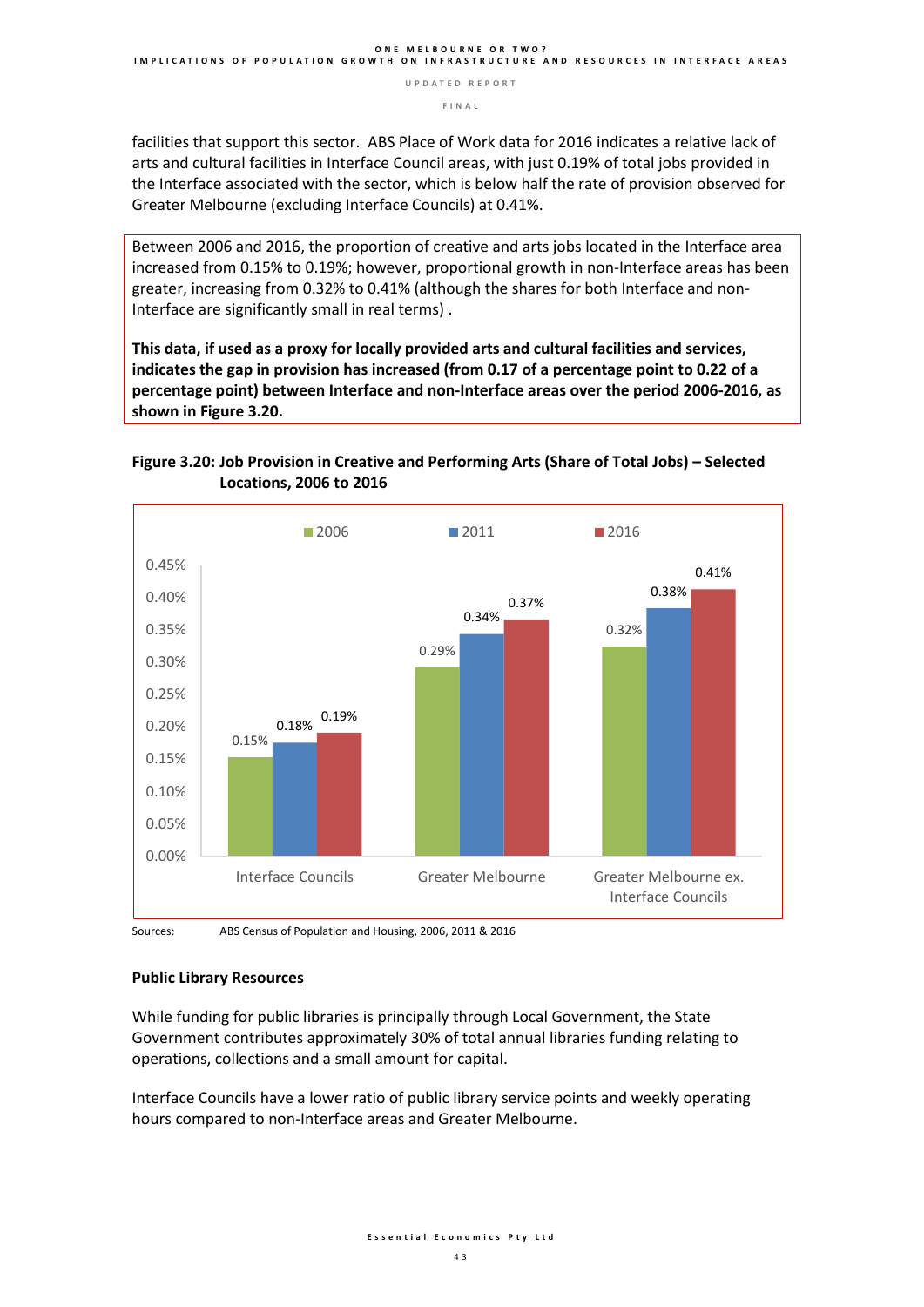facilities that support this sector. ABS Place of Work data for 2016 indicates a relative lack of arts and cultural facilities in Interface Council areas, with just 0.19% of total jobs provided in the Interface associated with the sector, which is below half the rate of provision observed for Greater Melbourne (excluding Interface Councils) at 0.41%.

Between 2006 and 2016, the proportion of creative and arts jobs located in the Interface area increased from 0.15% to 0.19%; however, proportional growth in non-Interface areas has been greater, increasing from 0.32% to 0.41% (although the shares for both Interface and non-Interface are significantly small in real terms) .

**This data, if used as a proxy for locally provided arts and cultural facilities and services, indicates the gap in provision has increased (from 0.17 of a percentage point to 0.22 of a percentage point) between Interface and non-Interface areas over the period 2006-2016, as shown in Figure 3.20.**

**Figure 3.20: Job Provision in Creative and Performing Arts (Share of Total Jobs) – Selected Locations, 2006 to 2016**

| | 2006 | 2011 | 2016 |
|---|---|---|---|
| Interface Councils | 0.15% | 0.18% | 0.19% |
| Greater Melbourne | 0.29% | 0.34% | 0.37% |
| Greater Melbourne ex. Interface Councils | 0.32% | 0.38% | 0.41% |

Sources: ABS Census of Population and Housing, 2006, 2011 & 2016

**<u>Public Library Resources</u>**

While funding for public libraries is principally through Local Government, the State Government contributes approximately 30% of total annual libraries funding relating to operations, collections and a small amount for capital.

Interface Councils have a lower ratio of public library service points and weekly operating hours compared to non-Interface areas and Greater Melbourne.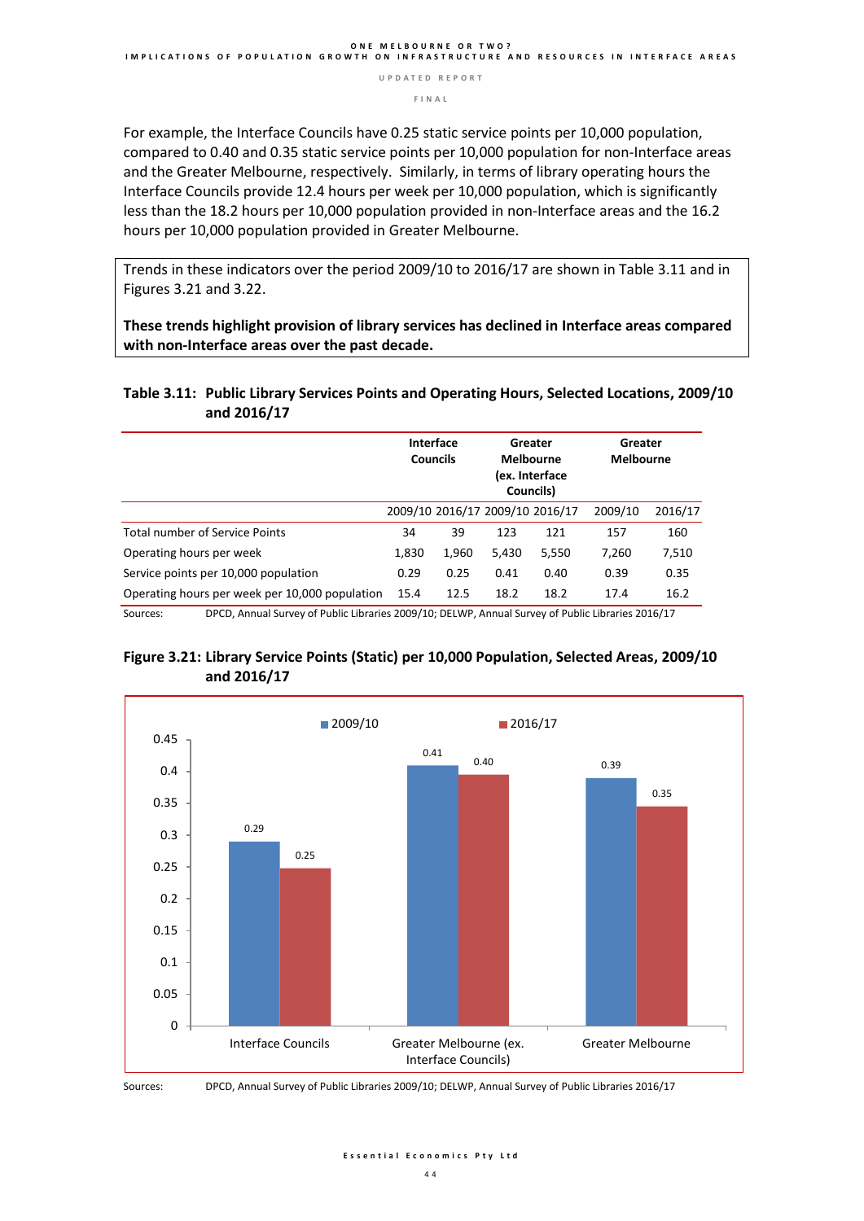For example, the Interface Councils have 0.25 static service points per 10,000 population, compared to 0.40 and 0.35 static service points per 10,000 population for non-Interface areas and the Greater Melbourne, respectively. Similarly, in terms of library operating hours the Interface Councils provide 12.4 hours per week per 10,000 population, which is significantly less than the 18.2 hours per 10,000 population provided in non-Interface areas and the 16.2 hours per 10,000 population provided in Greater Melbourne.

Trends in these indicators over the period 2009/10 to 2016/17 are shown in Table 3.11 and in Figures 3.21 and 3.22.

**These trends highlight provision of library services has declined in Interface areas compared with non-Interface areas over the past decade.**

**Table 3.11: Public Library Services Points and Operating Hours, Selected Locations, 2009/10 and 2016/17**

| | Interface Councils | | Greater Melbourne (ex. Interface Councils) | | Greater Melbourne | |
|---|---|---|---|---|---|---|
| | 2009/10 | 2016/17 | 2009/10 | 2016/17 | 2009/10 | 2016/17 |
| Total number of Service Points | 34 | 39 | 123 | 121 | 157 | 160 |
| Operating hours per week | 1,830 | 1,960 | 5,430 | 5,550 | 7,260 | 7,510 |
| Service points per 10,000 population | 0.29 | 0.25 | 0.41 | 0.40 | 0.39 | 0.35 |
| Operating hours per week per 10,000 population | 15.4 | 12.5 | 18.2 | 18.2 | 17.4 | 16.2 |

Sources: DPCD, Annual Survey of Public Libraries 2009/10; DELWP, Annual Survey of Public Libraries 2016/17

**Figure 3.21: Library Service Points (Static) per 10,000 Population, Selected Areas, 2009/10 and 2016/17**

| | 2009/10 | 2016/17 |
|---|---|---|
| Interface Councils | 0.29 | 0.25 |
| Greater Melbourne (ex. Interface Councils) | 0.41 | 0.40 |
| Greater Melbourne | 0.39 | 0.35 |

Sources: DPCD, Annual Survey of Public Libraries 2009/10; DELWP, Annual Survey of Public Libraries 2016/17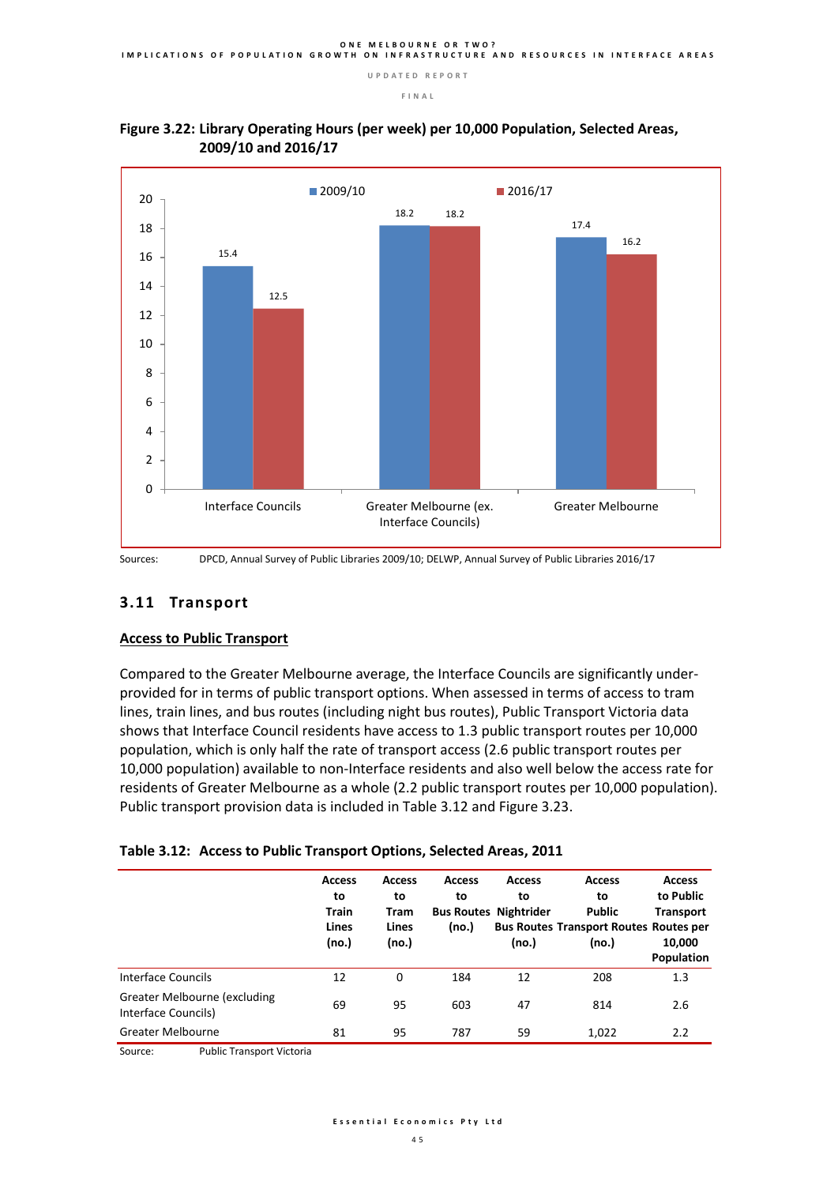**Figure 3.22: Library Operating Hours (per week) per 10,000 Population, Selected Areas, 2009/10 and 2016/17**

| | 2009/10 | 2016/17 |
|---|---|---|
| Interface Councils | 15.4 | 12.5 |
| Greater Melbourne (ex. Interface Councils) | 18.2 | 18.2 |
| Greater Melbourne | 17.4 | 16.2 |

Sources: DPCD, Annual Survey of Public Libraries 2009/10; DELWP, Annual Survey of Public Libraries 2016/17

## 3.11 Transport

### Access to Public Transport

Compared to the Greater Melbourne average, the Interface Councils are significantly under-provided for in terms of public transport options. When assessed in terms of access to tram lines, train lines, and bus routes (including night bus routes), Public Transport Victoria data shows that Interface Council residents have access to 1.3 public transport routes per 10,000 population, which is only half the rate of transport access (2.6 public transport routes per 10,000 population) available to non-Interface residents and also well below the access rate for residents of Greater Melbourne as a whole (2.2 public transport routes per 10,000 population). Public transport provision data is included in Table 3.12 and Figure 3.23.

**Table 3.12: Access to Public Transport Options, Selected Areas, 2011**

| | Access to Train Lines (no.) | Access to Tram Lines (no.) | Access to Bus Routes (no.) | Access to Nightrider Bus Routes (no.) | Access to Public Transport Routes (no.) | Access to Public Transport Routes per 10,000 Population |
|---|---|---|---|---|---|---|
| Interface Councils | 12 | 0 | 184 | 12 | 208 | 1.3 |
| Greater Melbourne (excluding Interface Councils) | 69 | 95 | 603 | 47 | 814 | 2.6 |
| Greater Melbourne | 81 | 95 | 787 | 59 | 1,022 | 2.2 |

Source: Public Transport Victoria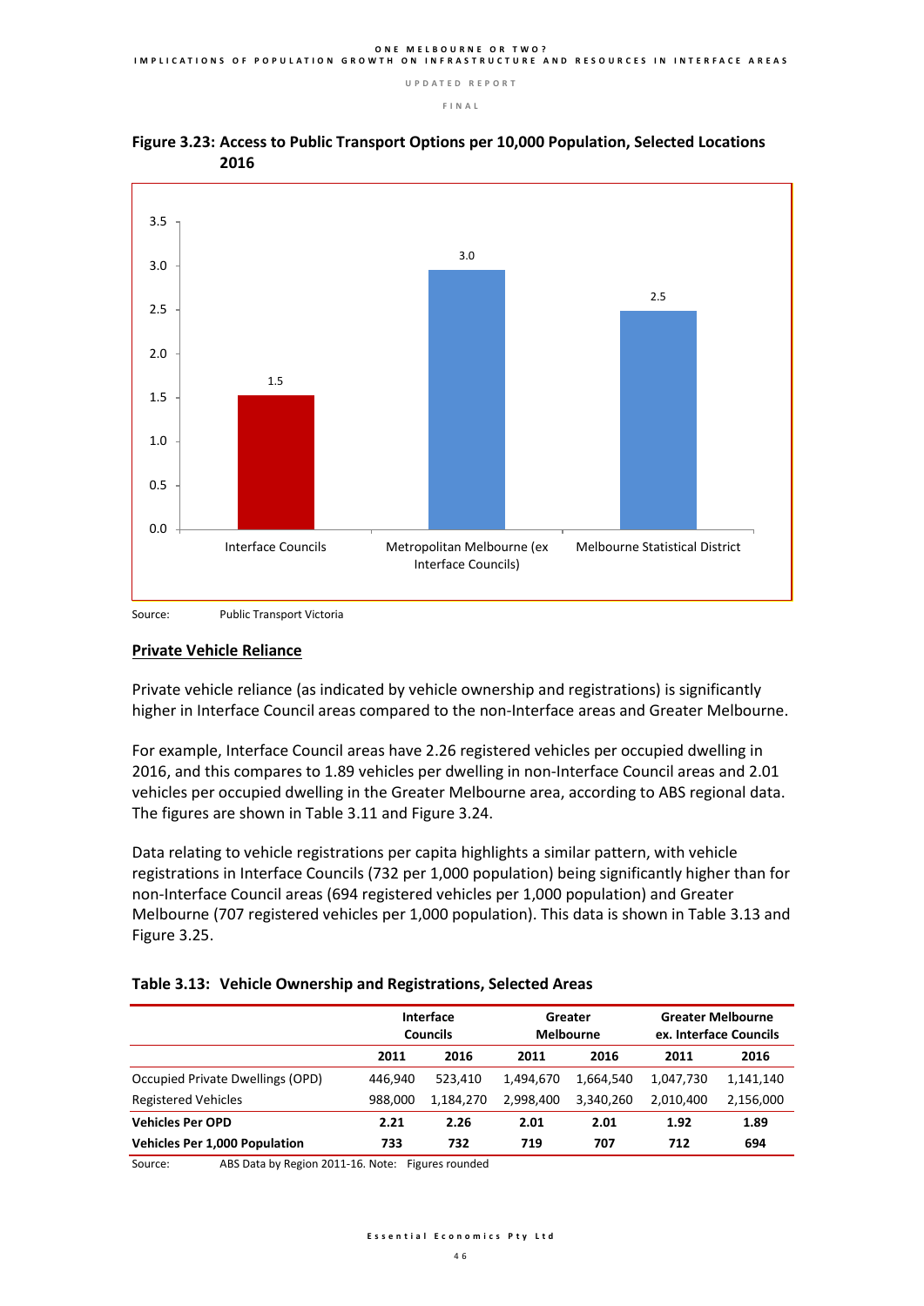**Figure 3.23: Access to Public Transport Options per 10,000 Population, Selected Locations 2016**

| Location | Value |
|---|---|
| Interface Councils | 1.5 |
| Metropolitan Melbourne (ex Interface Councils) | 3.0 |
| Melbourne Statistical District | 2.5 |

Source: Public Transport Victoria

**Private Vehicle Reliance**

Private vehicle reliance (as indicated by vehicle ownership and registrations) is significantly higher in Interface Council areas compared to the non-Interface areas and Greater Melbourne.

For example, Interface Council areas have 2.26 registered vehicles per occupied dwelling in 2016, and this compares to 1.89 vehicles per dwelling in non-Interface Council areas and 2.01 vehicles per occupied dwelling in the Greater Melbourne area, according to ABS regional data. The figures are shown in Table 3.11 and Figure 3.24.

Data relating to vehicle registrations per capita highlights a similar pattern, with vehicle registrations in Interface Councils (732 per 1,000 population) being significantly higher than for non-Interface Council areas (694 registered vehicles per 1,000 population) and Greater Melbourne (707 registered vehicles per 1,000 population). This data is shown in Table 3.13 and Figure 3.25.

**Table 3.13: Vehicle Ownership and Registrations, Selected Areas**

| | Interface Councils | | Greater Melbourne | | Greater Melbourne ex. Interface Councils | |
|---|---|---|---|---|---|---|
| | 2011 | 2016 | 2011 | 2016 | 2011 | 2016 |
| Occupied Private Dwellings (OPD) | 446,940 | 523,410 | 1,494,670 | 1,664,540 | 1,047,730 | 1,141,140 |
| Registered Vehicles | 988,000 | 1,184,270 | 2,998,400 | 3,340,260 | 2,010,400 | 2,156,000 |
| **Vehicles Per OPD** | **2.21** | **2.26** | **2.01** | **2.01** | **1.92** | **1.89** |
| **Vehicles Per 1,000 Population** | **733** | **732** | **719** | **707** | **712** | **694** |

Source: ABS Data by Region 2011-16. Note: Figures rounded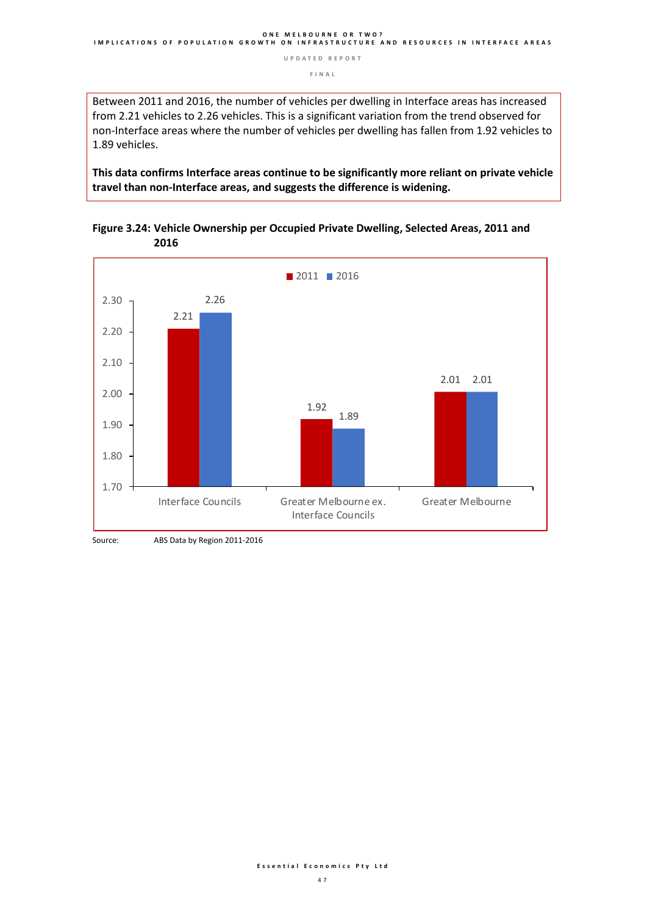Between 2011 and 2016, the number of vehicles per dwelling in Interface areas has increased from 2.21 vehicles to 2.26 vehicles. This is a significant variation from the trend observed for non-Interface areas where the number of vehicles per dwelling has fallen from 1.92 vehicles to 1.89 vehicles.

**This data confirms Interface areas continue to be significantly more reliant on private vehicle travel than non-Interface areas, and suggests the difference is widening.**

**Figure 3.24: Vehicle Ownership per Occupied Private Dwelling, Selected Areas, 2011 and 2016**

| | 2011 | 2016 |
|---|---|---|
| Interface Councils | 2.21 | 2.26 |
| Greater Melbourne ex. Interface Councils | 1.92 | 1.89 |
| Greater Melbourne | 2.01 | 2.01 |

Source: ABS Data by Region 2011-2016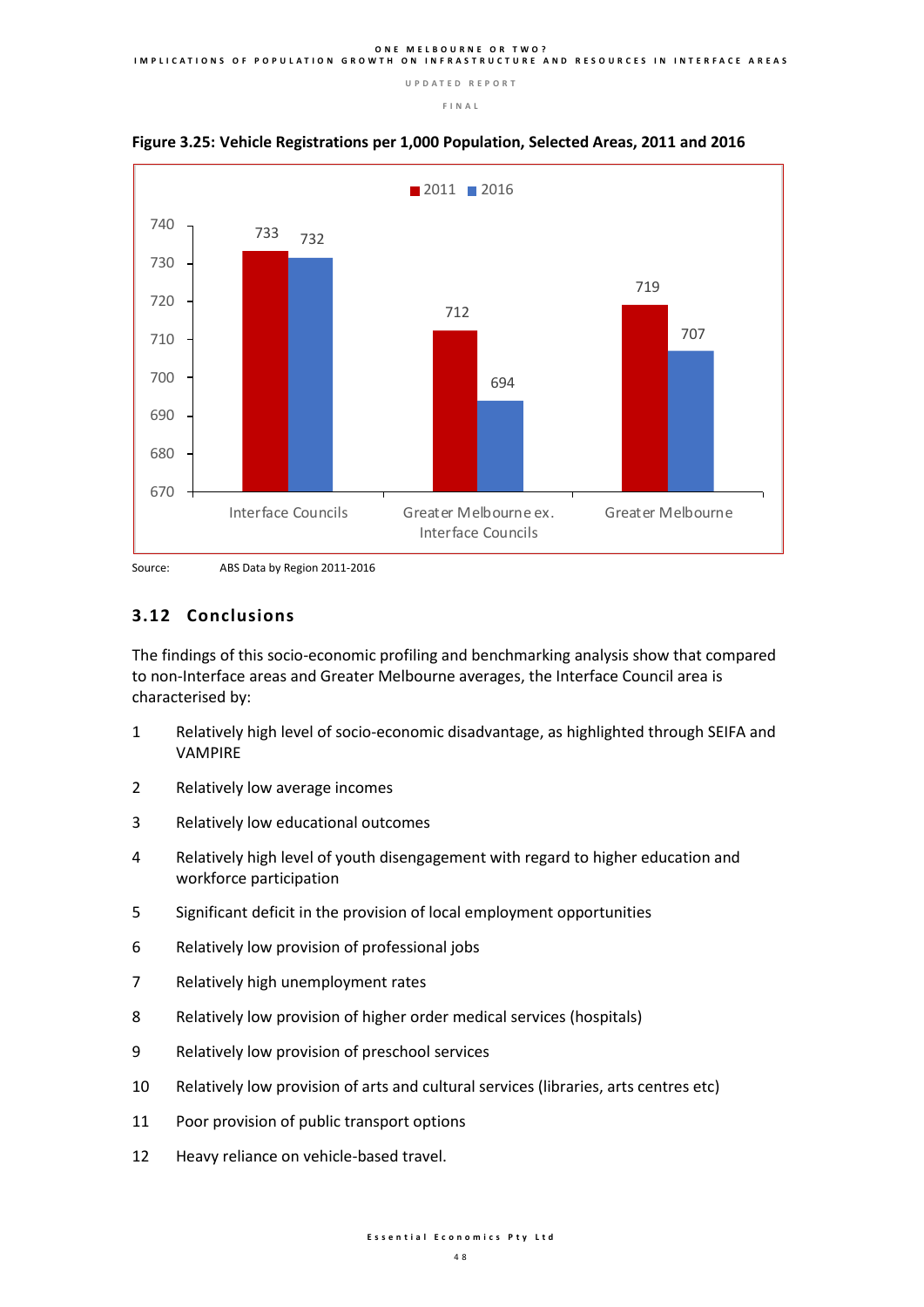**Figure 3.25: Vehicle Registrations per 1,000 Population, Selected Areas, 2011 and 2016**

| | 2011 | 2016 |
|---|---|---|
| Interface Councils | 733 | 732 |
| Greater Melbourne ex. Interface Councils | 712 | 694 |
| Greater Melbourne | 719 | 707 |

Source: ABS Data by Region 2011-2016

## 3.12 Conclusions

The findings of this socio-economic profiling and benchmarking analysis show that compared to non-Interface areas and Greater Melbourne averages, the Interface Council area is characterised by:

1. Relatively high level of socio-economic disadvantage, as highlighted through SEIFA and VAMPIRE
2. Relatively low average incomes
3. Relatively low educational outcomes
4. Relatively high level of youth disengagement with regard to higher education and workforce participation
5. Significant deficit in the provision of local employment opportunities
6. Relatively low provision of professional jobs
7. Relatively high unemployment rates
8. Relatively low provision of higher order medical services (hospitals)
9. Relatively low provision of preschool services
10. Relatively low provision of arts and cultural services (libraries, arts centres etc)
11. Poor provision of public transport options
12. Heavy reliance on vehicle-based travel.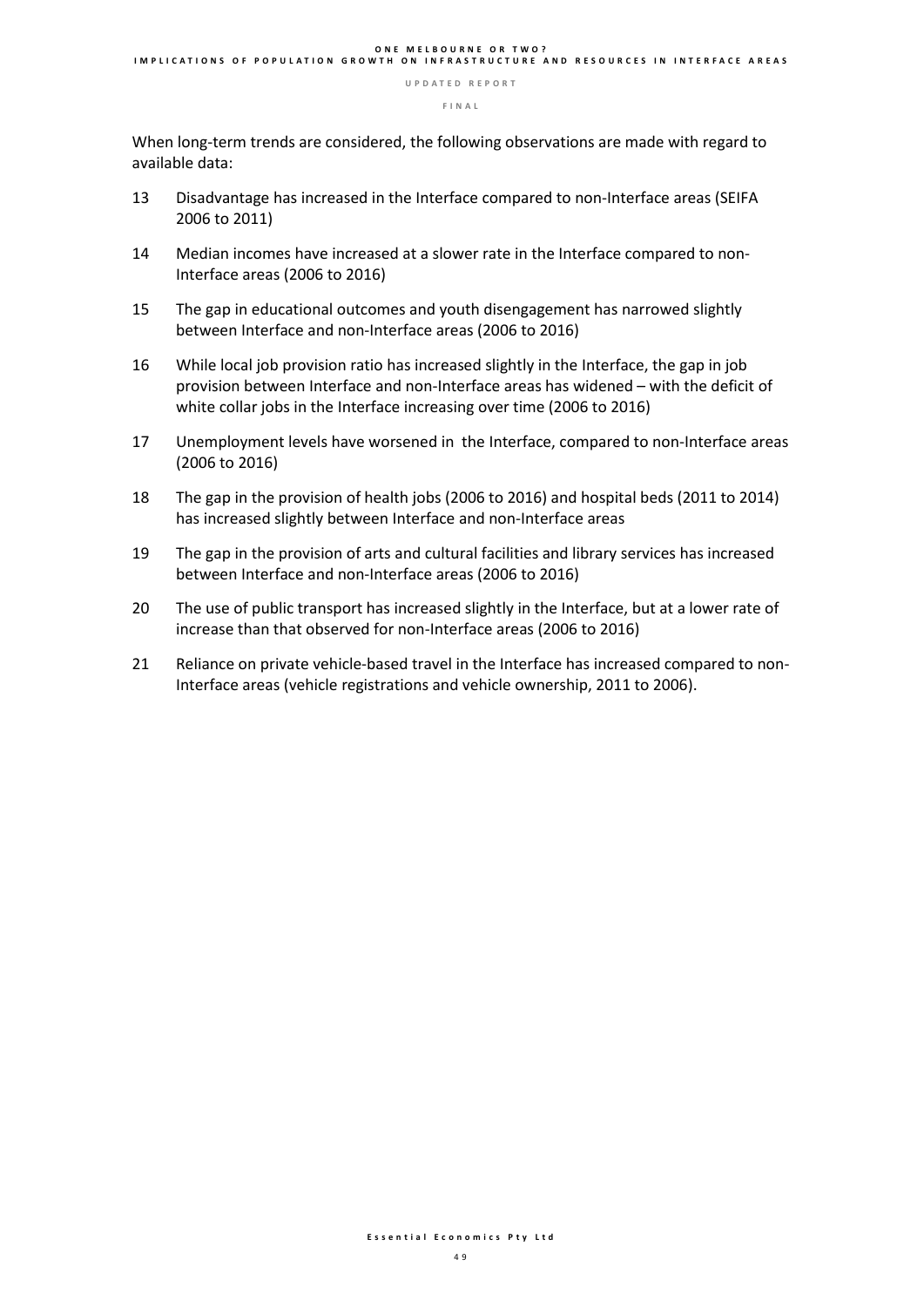When long-term trends are considered, the following observations are made with regard to available data:

13 Disadvantage has increased in the Interface compared to non-Interface areas (SEIFA 2006 to 2011)

14 Median incomes have increased at a slower rate in the Interface compared to non-Interface areas (2006 to 2016)

15 The gap in educational outcomes and youth disengagement has narrowed slightly between Interface and non-Interface areas (2006 to 2016)

16 While local job provision ratio has increased slightly in the Interface, the gap in job provision between Interface and non-Interface areas has widened – with the deficit of white collar jobs in the Interface increasing over time (2006 to 2016)

17 Unemployment levels have worsened in the Interface, compared to non-Interface areas (2006 to 2016)

18 The gap in the provision of health jobs (2006 to 2016) and hospital beds (2011 to 2014) has increased slightly between Interface and non-Interface areas

19 The gap in the provision of arts and cultural facilities and library services has increased between Interface and non-Interface areas (2006 to 2016)

20 The use of public transport has increased slightly in the Interface, but at a lower rate of increase than that observed for non-Interface areas (2006 to 2016)

21 Reliance on private vehicle-based travel in the Interface has increased compared to non-Interface areas (vehicle registrations and vehicle ownership, 2011 to 2006).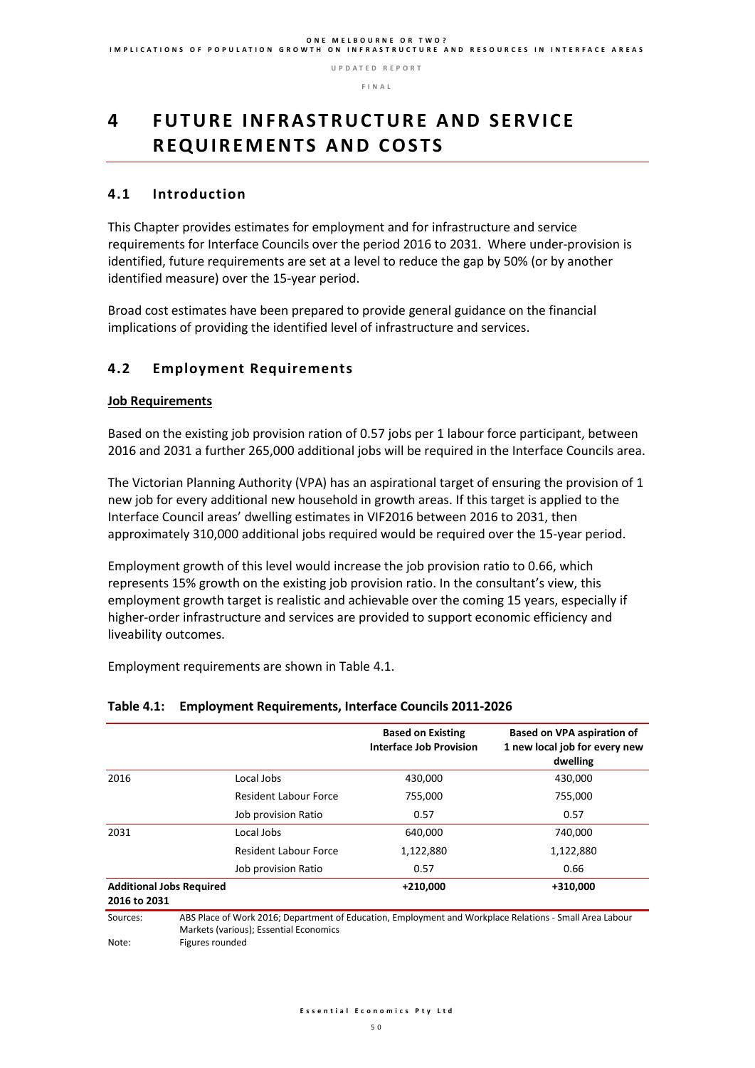# 4 FUTURE INFRASTRUCTURE AND SERVICE REQUIREMENTS AND COSTS

## 4.1 Introduction

This Chapter provides estimates for employment and for infrastructure and service requirements for Interface Councils over the period 2016 to 2031. Where under-provision is identified, future requirements are set at a level to reduce the gap by 50% (or by another identified measure) over the 15-year period.

Broad cost estimates have been prepared to provide general guidance on the financial implications of providing the identified level of infrastructure and services.

## 4.2 Employment Requirements

**Job Requirements**

Based on the existing job provision ration of 0.57 jobs per 1 labour force participant, between 2016 and 2031 a further 265,000 additional jobs will be required in the Interface Councils area.

The Victorian Planning Authority (VPA) has an aspirational target of ensuring the provision of 1 new job for every additional new household in growth areas. If this target is applied to the Interface Council areas' dwelling estimates in VIF2016 between 2016 to 2031, then approximately 310,000 additional jobs required would be required over the 15-year period.

Employment growth of this level would increase the job provision ratio to 0.66, which represents 15% growth on the existing job provision ratio. In the consultant's view, this employment growth target is realistic and achievable over the coming 15 years, especially if higher-order infrastructure and services are provided to support economic efficiency and liveability outcomes.

Employment requirements are shown in Table 4.1.

**Table 4.1: Employment Requirements, Interface Councils 2011-2026**

| | | Based on Existing Interface Job Provision | Based on VPA aspiration of 1 new local job for every new dwelling |
|---|---|---|---|
| 2016 | Local Jobs | 430,000 | 430,000 |
| | Resident Labour Force | 755,000 | 755,000 |
| | Job provision Ratio | 0.57 | 0.57 |
| 2031 | Local Jobs | 640,000 | 740,000 |
| | Resident Labour Force | 1,122,880 | 1,122,880 |
| | Job provision Ratio | 0.57 | 0.66 |
| **Additional Jobs Required 2016 to 2031** | | **+210,000** | **+310,000** |

Sources: ABS Place of Work 2016; Department of Education, Employment and Workplace Relations - Small Area Labour Markets (various); Essential Economics

Note: Figures rounded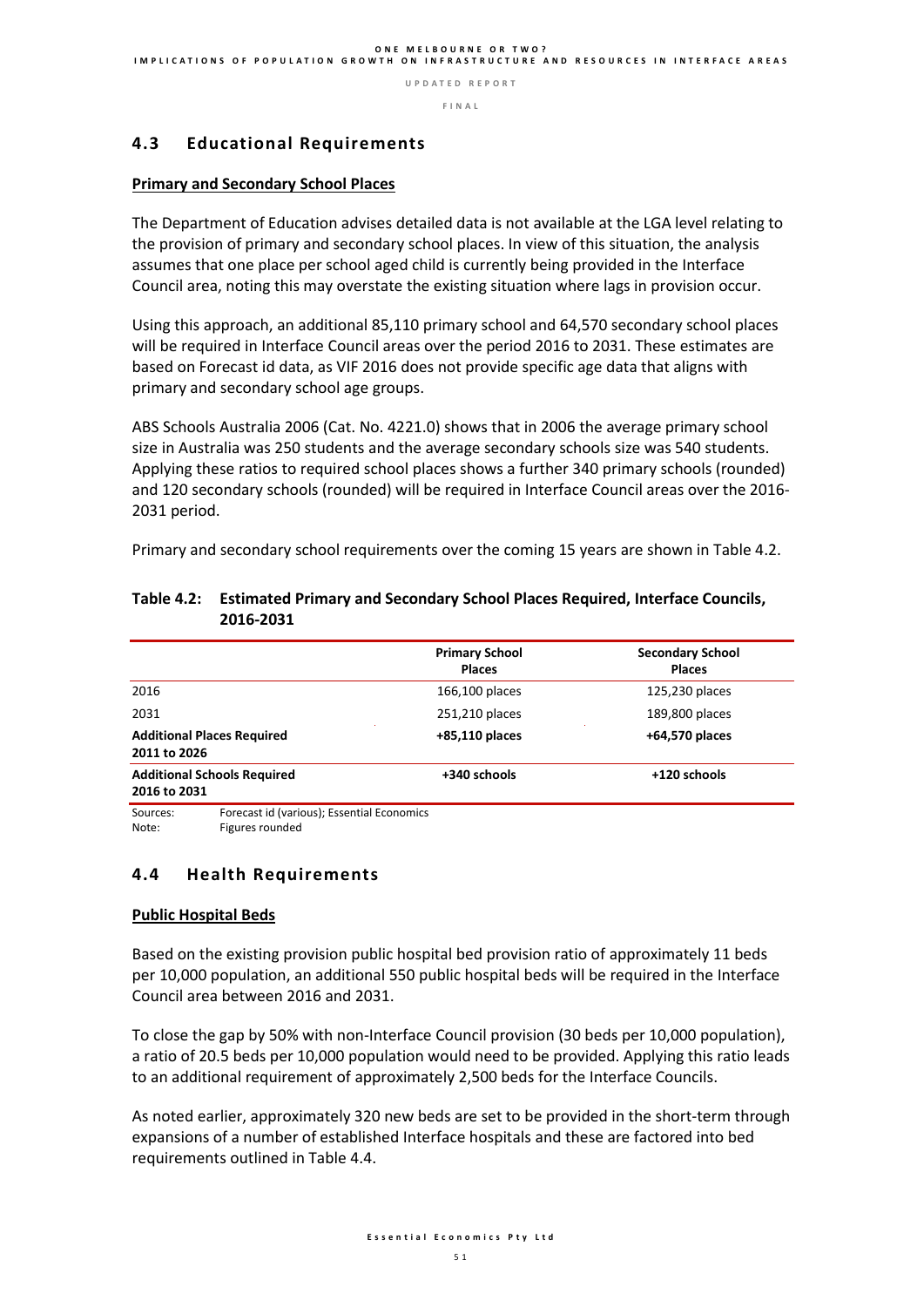## 4.3 Educational Requirements

**Primary and Secondary School Places**

The Department of Education advises detailed data is not available at the LGA level relating to the provision of primary and secondary school places. In view of this situation, the analysis assumes that one place per school aged child is currently being provided in the Interface Council area, noting this may overstate the existing situation where lags in provision occur.

Using this approach, an additional 85,110 primary school and 64,570 secondary school places will be required in Interface Council areas over the period 2016 to 2031. These estimates are based on Forecast id data, as VIF 2016 does not provide specific age data that aligns with primary and secondary school age groups.

ABS Schools Australia 2006 (Cat. No. 4221.0) shows that in 2006 the average primary school size in Australia was 250 students and the average secondary schools size was 540 students. Applying these ratios to required school places shows a further 340 primary schools (rounded) and 120 secondary schools (rounded) will be required in Interface Council areas over the 2016-2031 period.

Primary and secondary school requirements over the coming 15 years are shown in Table 4.2.

**Table 4.2: Estimated Primary and Secondary School Places Required, Interface Councils, 2016-2031**

| | Primary School Places | Secondary School Places |
|---|---|---|
| 2016 | 166,100 places | 125,230 places |
| 2031 | 251,210 places | 189,800 places |
| **Additional Places Required 2011 to 2026** | **+85,110 places** | **+64,570 places** |
| **Additional Schools Required 2016 to 2031** | **+340 schools** | **+120 schools** |

Sources: Forecast id (various); Essential Economics
Note: Figures rounded

## 4.4 Health Requirements

**Public Hospital Beds**

Based on the existing provision public hospital bed provision ratio of approximately 11 beds per 10,000 population, an additional 550 public hospital beds will be required in the Interface Council area between 2016 and 2031.

To close the gap by 50% with non-Interface Council provision (30 beds per 10,000 population), a ratio of 20.5 beds per 10,000 population would need to be provided. Applying this ratio leads to an additional requirement of approximately 2,500 beds for the Interface Councils.

As noted earlier, approximately 320 new beds are set to be provided in the short-term through expansions of a number of established Interface hospitals and these are factored into bed requirements outlined in Table 4.4.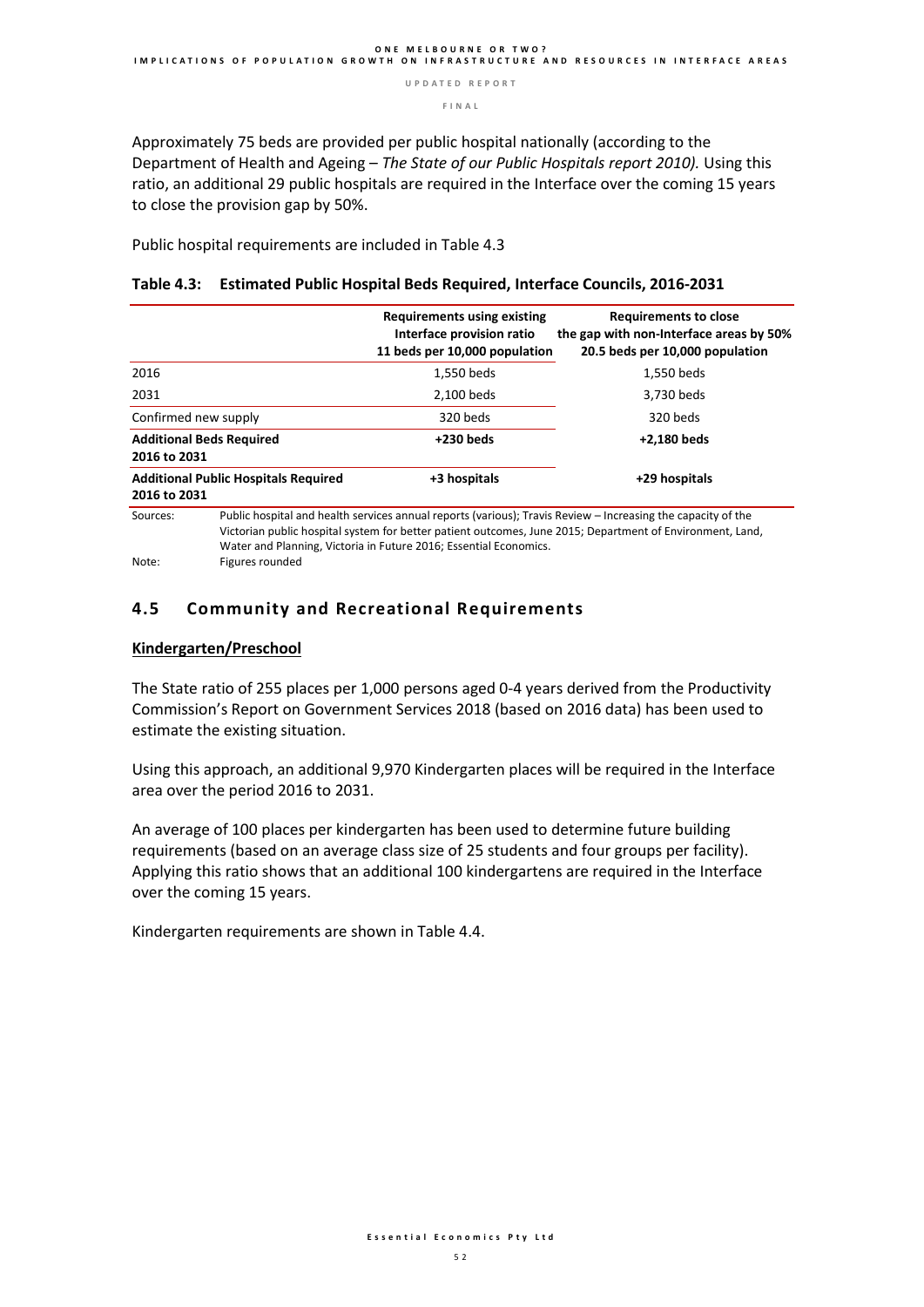Approximately 75 beds are provided per public hospital nationally (according to the Department of Health and Ageing – *The State of our Public Hospitals report 2010).* Using this ratio, an additional 29 public hospitals are required in the Interface over the coming 15 years to close the provision gap by 50%.

Public hospital requirements are included in Table 4.3

**Table 4.3: Estimated Public Hospital Beds Required, Interface Councils, 2016-2031**

| | **Requirements using existing Interface provision ratio 11 beds per 10,000 population** | **Requirements to close the gap with non-Interface areas by 50% 20.5 beds per 10,000 population** |
|---|---|---|
| 2016 | 1,550 beds | 1,550 beds |
| 2031 | 2,100 beds | 3,730 beds |
| Confirmed new supply | 320 beds | 320 beds |
| **Additional Beds Required 2016 to 2031** | **+230 beds** | **+2,180 beds** |
| **Additional Public Hospitals Required 2016 to 2031** | **+3 hospitals** | **+29 hospitals** |

Sources: Public hospital and health services annual reports (various); Travis Review – Increasing the capacity of the Victorian public hospital system for better patient outcomes, June 2015; Department of Environment, Land, Water and Planning, Victoria in Future 2016; Essential Economics.

Note: Figures rounded

## 4.5 Community and Recreational Requirements

**Kindergarten/Preschool**

The State ratio of 255 places per 1,000 persons aged 0-4 years derived from the Productivity Commission's Report on Government Services 2018 (based on 2016 data) has been used to estimate the existing situation.

Using this approach, an additional 9,970 Kindergarten places will be required in the Interface area over the period 2016 to 2031.

An average of 100 places per kindergarten has been used to determine future building requirements (based on an average class size of 25 students and four groups per facility). Applying this ratio shows that an additional 100 kindergartens are required in the Interface over the coming 15 years.

Kindergarten requirements are shown in Table 4.4.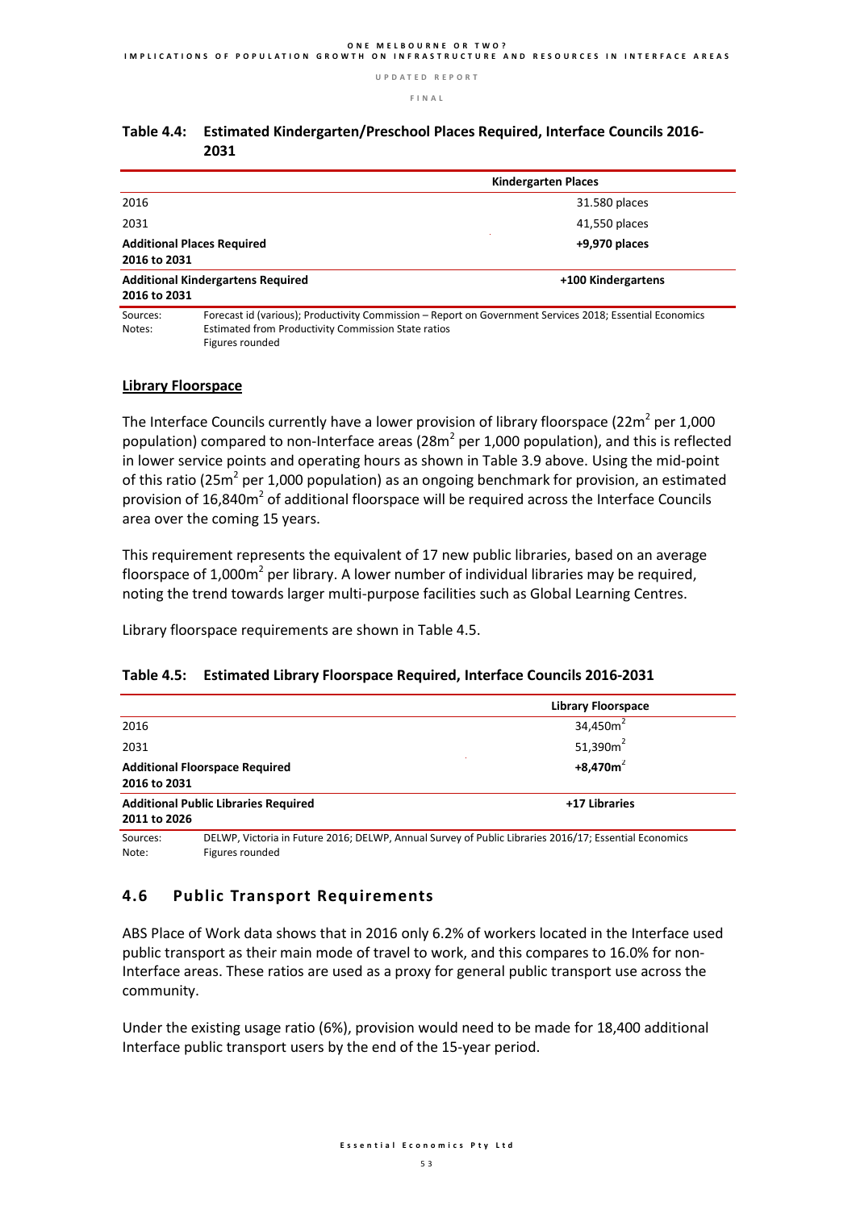**Table 4.4: Estimated Kindergarten/Preschool Places Required, Interface Councils 2016-2031**

| | Kindergarten Places |
|---|---|
| 2016 | 31.580 places |
| 2031 | 41,550 places |
| **Additional Places Required 2016 to 2031** | **+9,970 places** |
| **Additional Kindergartens Required 2016 to 2031** | **+100 Kindergartens** |

Sources: Forecast id (various); Productivity Commission – Report on Government Services 2018; Essential Economics
Notes: Estimated from Productivity Commission State ratios
Figures rounded

### Library Floorspace

The Interface Councils currently have a lower provision of library floorspace (22m$^2$ per 1,000 population) compared to non-Interface areas (28m$^2$ per 1,000 population), and this is reflected in lower service points and operating hours as shown in Table 3.9 above. Using the mid-point of this ratio (25m$^2$ per 1,000 population) as an ongoing benchmark for provision, an estimated provision of 16,840m$^2$ of additional floorspace will be required across the Interface Councils area over the coming 15 years.

This requirement represents the equivalent of 17 new public libraries, based on an average floorspace of 1,000m$^2$ per library. A lower number of individual libraries may be required, noting the trend towards larger multi-purpose facilities such as Global Learning Centres.

Library floorspace requirements are shown in Table 4.5.

**Table 4.5: Estimated Library Floorspace Required, Interface Councils 2016-2031**

| | Library Floorspace |
|---|---|
| 2016 | 34,450m$^2$ |
| 2031 | 51,390m$^2$ |
| **Additional Floorspace Required 2016 to 2031** | **+8,470m$^2$** |
| **Additional Public Libraries Required 2011 to 2026** | **+17 Libraries** |

Sources: DELWP, Victoria in Future 2016; DELWP, Annual Survey of Public Libraries 2016/17; Essential Economics
Note: Figures rounded

## 4.6 Public Transport Requirements

ABS Place of Work data shows that in 2016 only 6.2% of workers located in the Interface used public transport as their main mode of travel to work, and this compares to 16.0% for non-Interface areas. These ratios are used as a proxy for general public transport use across the community.

Under the existing usage ratio (6%), provision would need to be made for 18,400 additional Interface public transport users by the end of the 15-year period.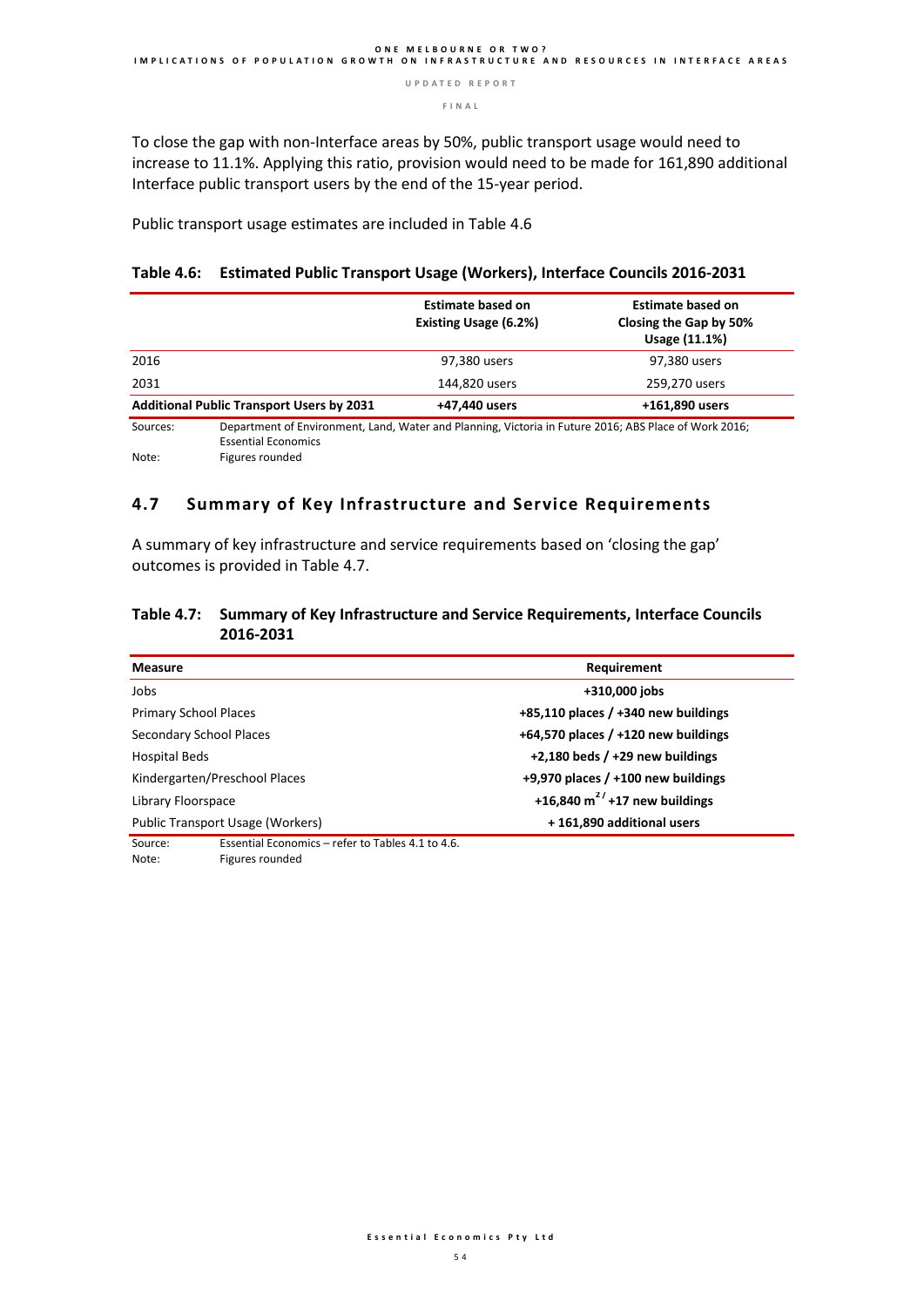To close the gap with non-Interface areas by 50%, public transport usage would need to increase to 11.1%. Applying this ratio, provision would need to be made for 161,890 additional Interface public transport users by the end of the 15-year period.

Public transport usage estimates are included in Table 4.6

### Table 4.6: Estimated Public Transport Usage (Workers), Interface Councils 2016-2031

| | Estimate based on Existing Usage (6.2%) | Estimate based on Closing the Gap by 50% Usage (11.1%) |
|---|---|---|
| 2016 | 97,380 users | 97,380 users |
| 2031 | 144,820 users | 259,270 users |
| **Additional Public Transport Users by 2031** | **+47,440 users** | **+161,890 users** |

Sources: Department of Environment, Land, Water and Planning, Victoria in Future 2016; ABS Place of Work 2016; Essential Economics

Note: Figures rounded

## 4.7 Summary of Key Infrastructure and Service Requirements

A summary of key infrastructure and service requirements based on 'closing the gap' outcomes is provided in Table 4.7.

### Table 4.7: Summary of Key Infrastructure and Service Requirements, Interface Councils 2016-2031

| Measure | Requirement |
|---|---|
| Jobs | **+310,000 jobs** |
| Primary School Places | **+85,110 places / +340 new buildings** |
| Secondary School Places | **+64,570 places / +120 new buildings** |
| Hospital Beds | **+2,180 beds / +29 new buildings** |
| Kindergarten/Preschool Places | **+9,970 places / +100 new buildings** |
| Library Floorspace | **+16,840 m$^{2}$ / +17 new buildings** |
| Public Transport Usage (Workers) | **+ 161,890 additional users** |

Source: Essential Economics – refer to Tables 4.1 to 4.6.

Note: Figures rounded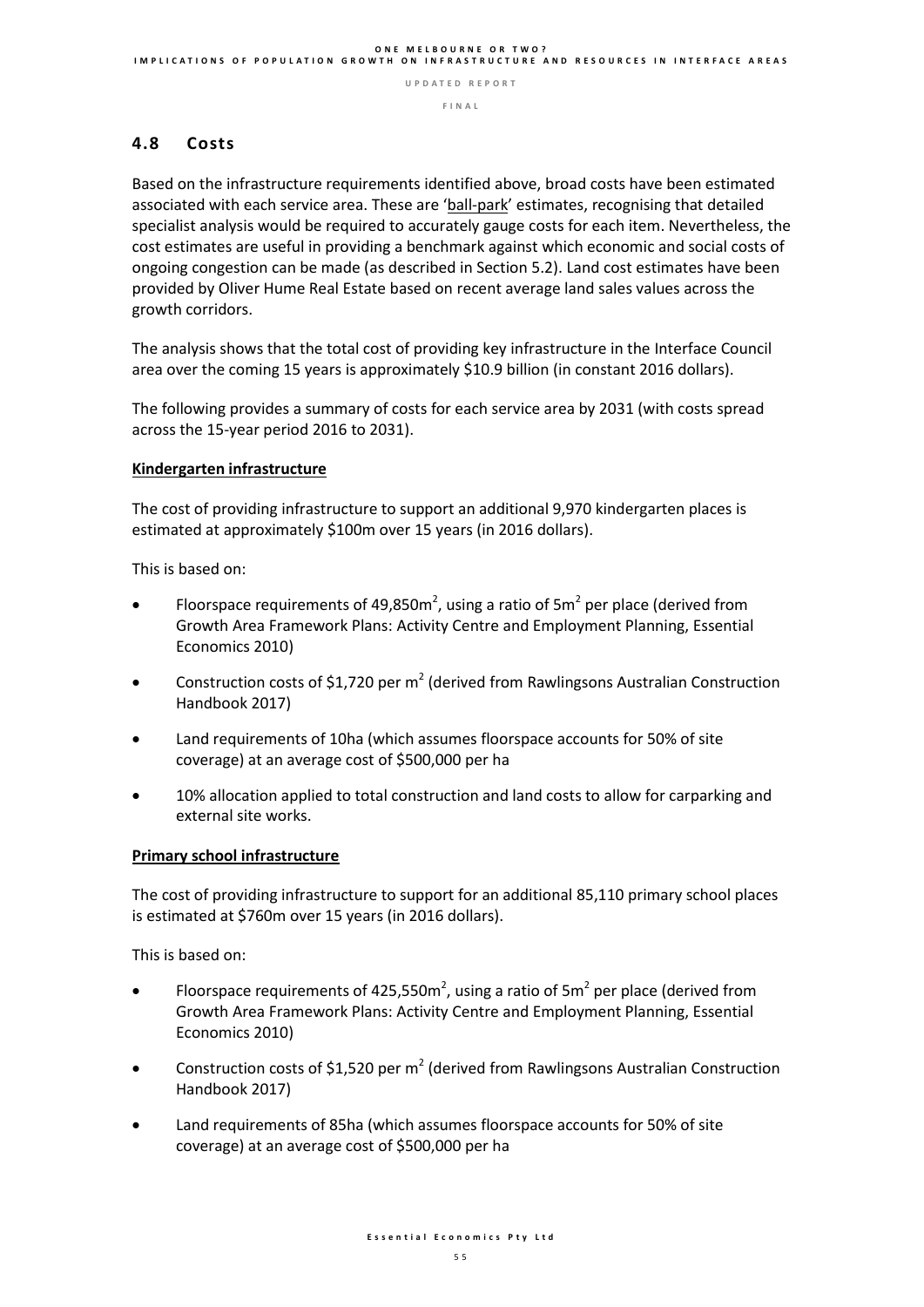## 4.8 Costs

Based on the infrastructure requirements identified above, broad costs have been estimated associated with each service area. These are 'ball-park' estimates, recognising that detailed specialist analysis would be required to accurately gauge costs for each item. Nevertheless, the cost estimates are useful in providing a benchmark against which economic and social costs of ongoing congestion can be made (as described in Section 5.2). Land cost estimates have been provided by Oliver Hume Real Estate based on recent average land sales values across the growth corridors.

The analysis shows that the total cost of providing key infrastructure in the Interface Council area over the coming 15 years is approximately $10.9 billion (in constant 2016 dollars).

The following provides a summary of costs for each service area by 2031 (with costs spread across the 15-year period 2016 to 2031).

**Kindergarten infrastructure**

The cost of providing infrastructure to support an additional 9,970 kindergarten places is estimated at approximately $100m over 15 years (in 2016 dollars).

This is based on:

- Floorspace requirements of 49,850m$^2$, using a ratio of 5m$^2$ per place (derived from Growth Area Framework Plans: Activity Centre and Employment Planning, Essential Economics 2010)
- Construction costs of $1,720 per m$^2$ (derived from Rawlingsons Australian Construction Handbook 2017)
- Land requirements of 10ha (which assumes floorspace accounts for 50% of site coverage) at an average cost of $500,000 per ha
- 10% allocation applied to total construction and land costs to allow for carparking and external site works.

**Primary school infrastructure**

The cost of providing infrastructure to support for an additional 85,110 primary school places is estimated at $760m over 15 years (in 2016 dollars).

This is based on:

- Floorspace requirements of 425,550m$^2$, using a ratio of 5m$^2$ per place (derived from Growth Area Framework Plans: Activity Centre and Employment Planning, Essential Economics 2010)
- Construction costs of $1,520 per m$^2$ (derived from Rawlingsons Australian Construction Handbook 2017)
- Land requirements of 85ha (which assumes floorspace accounts for 50% of site coverage) at an average cost of $500,000 per ha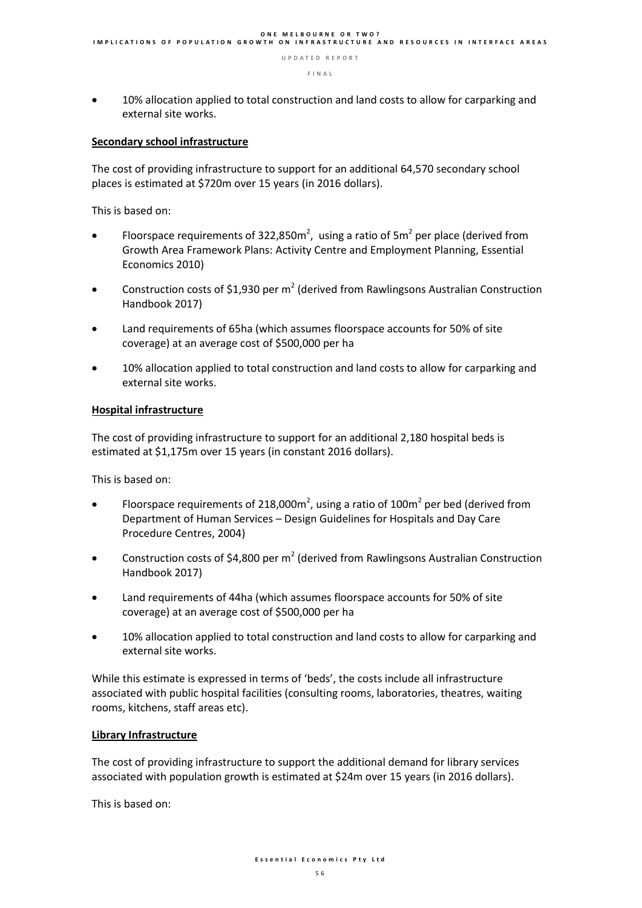- 10% allocation applied to total construction and land costs to allow for carparking and external site works.

**Secondary school infrastructure**

The cost of providing infrastructure to support for an additional 64,570 secondary school places is estimated at $720m over 15 years (in 2016 dollars).

This is based on:

- Floorspace requirements of 322,850m$^2$, using a ratio of 5m$^2$ per place (derived from Growth Area Framework Plans: Activity Centre and Employment Planning, Essential Economics 2010)
- Construction costs of $1,930 per m$^2$ (derived from Rawlingsons Australian Construction Handbook 2017)
- Land requirements of 65ha (which assumes floorspace accounts for 50% of site coverage) at an average cost of $500,000 per ha
- 10% allocation applied to total construction and land costs to allow for carparking and external site works.

**Hospital infrastructure**

The cost of providing infrastructure to support for an additional 2,180 hospital beds is estimated at $1,175m over 15 years (in constant 2016 dollars).

This is based on:

- Floorspace requirements of 218,000m$^2$, using a ratio of 100m$^2$ per bed (derived from Department of Human Services – Design Guidelines for Hospitals and Day Care Procedure Centres, 2004)
- Construction costs of $4,800 per m$^2$ (derived from Rawlingsons Australian Construction Handbook 2017)
- Land requirements of 44ha (which assumes floorspace accounts for 50% of site coverage) at an average cost of $500,000 per ha
- 10% allocation applied to total construction and land costs to allow for carparking and external site works.

While this estimate is expressed in terms of 'beds', the costs include all infrastructure associated with public hospital facilities (consulting rooms, laboratories, theatres, waiting rooms, kitchens, staff areas etc).

**Library Infrastructure**

The cost of providing infrastructure to support the additional demand for library services associated with population growth is estimated at $24m over 15 years (in 2016 dollars).

This is based on: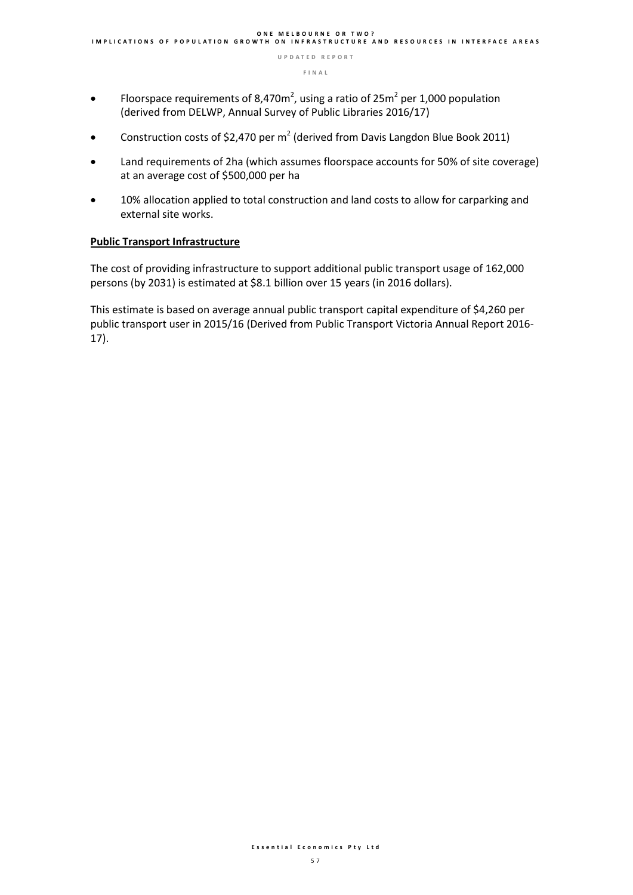- Floorspace requirements of 8,470m$^2$, using a ratio of 25m$^2$ per 1,000 population (derived from DELWP, Annual Survey of Public Libraries 2016/17)
- Construction costs of \$2,470 per m$^2$ (derived from Davis Langdon Blue Book 2011)
- Land requirements of 2ha (which assumes floorspace accounts for 50% of site coverage) at an average cost of \$500,000 per ha
- 10% allocation applied to total construction and land costs to allow for carparking and external site works.

**Public Transport Infrastructure**

The cost of providing infrastructure to support additional public transport usage of 162,000 persons (by 2031) is estimated at \$8.1 billion over 15 years (in 2016 dollars).

This estimate is based on average annual public transport capital expenditure of \$4,260 per public transport user in 2015/16 (Derived from Public Transport Victoria Annual Report 2016-17).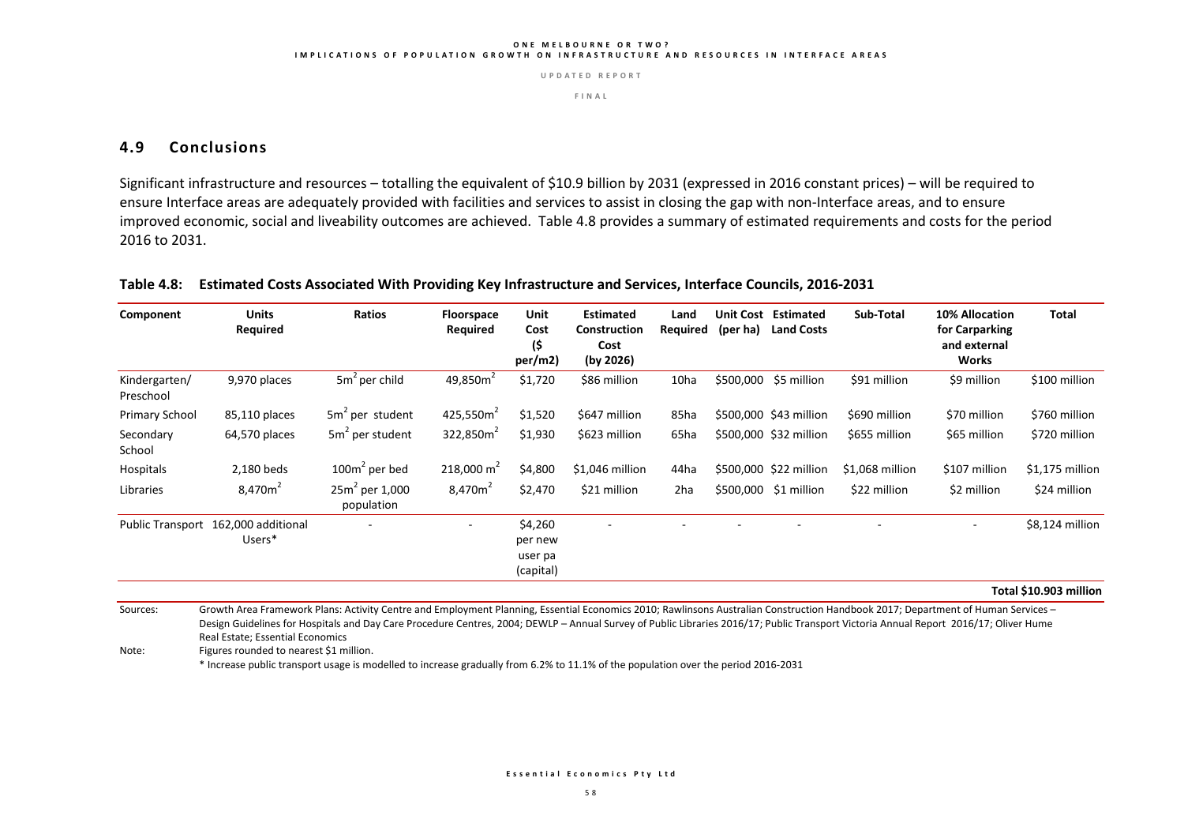## 4.9 Conclusions

Significant infrastructure and resources – totalling the equivalent of $10.9 billion by 2031 (expressed in 2016 constant prices) – will be required to ensure Interface areas are adequately provided with facilities and services to assist in closing the gap with non-Interface areas, and to ensure improved economic, social and liveability outcomes are achieved. Table 4.8 provides a summary of estimated requirements and costs for the period 2016 to 2031.

**Table 4.8: Estimated Costs Associated With Providing Key Infrastructure and Services, Interface Councils, 2016-2031**

| Component | Units Required | Ratios | Floorspace Required | Unit Cost ($ per/m2) | Estimated Construction Cost (by 2026) | Land Required | Unit Cost (per ha) | Estimated Land Costs | Sub-Total | 10% Allocation for Carparking and external Works | Total |
|---|---|---|---|---|---|---|---|---|---|---|---|
| Kindergarten/ Preschool | 9,970 places | $5m^2$ per child | $49,850m^2$ | $1,720 | $86 million | 10ha | $500,000 | $5 million | $91 million | $9 million | $100 million |
| Primary School | 85,110 places | $5m^2$ per student | $425,550m^2$ | $1,520 | $647 million | 85ha | $500,000 | $43 million | $690 million | $70 million | $760 million |
| Secondary School | 64,570 places | $5m^2$ per student | $322,850m^2$ | $1,930 | $623 million | 65ha | $500,000 | $32 million | $655 million | $65 million | $720 million |
| Hospitals | 2,180 beds | $100m^2$ per bed | $218,000\ m^2$ | $4,800 | $1,046 million | 44ha | $500,000 | $22 million | $1,068 million | $107 million | $1,175 million |
| Libraries | $8,470m^2$ | $25m^2$ per 1,000 population | $8,470m^2$ | $2,470 | $21 million | 2ha | $500,000 | $1 million | $22 million | $2 million | $24 million |
| Public Transport | 162,000 additional Users* | - | - | $4,260 per new user pa (capital) | - | - | - | - | - | - | $8,124 million |
| | | | | | | | | | | | **Total $10.903 million** |

Sources: Growth Area Framework Plans: Activity Centre and Employment Planning, Essential Economics 2010; Rawlinsons Australian Construction Handbook 2017; Department of Human Services – Design Guidelines for Hospitals and Day Care Procedure Centres, 2004; DEWLP – Annual Survey of Public Libraries 2016/17; Public Transport Victoria Annual Report 2016/17; Oliver Hume Real Estate; Essential Economics

Note: Figures rounded to nearest $1 million.

* Increase public transport usage is modelled to increase gradually from 6.2% to 11.1% of the population over the period 2016-2031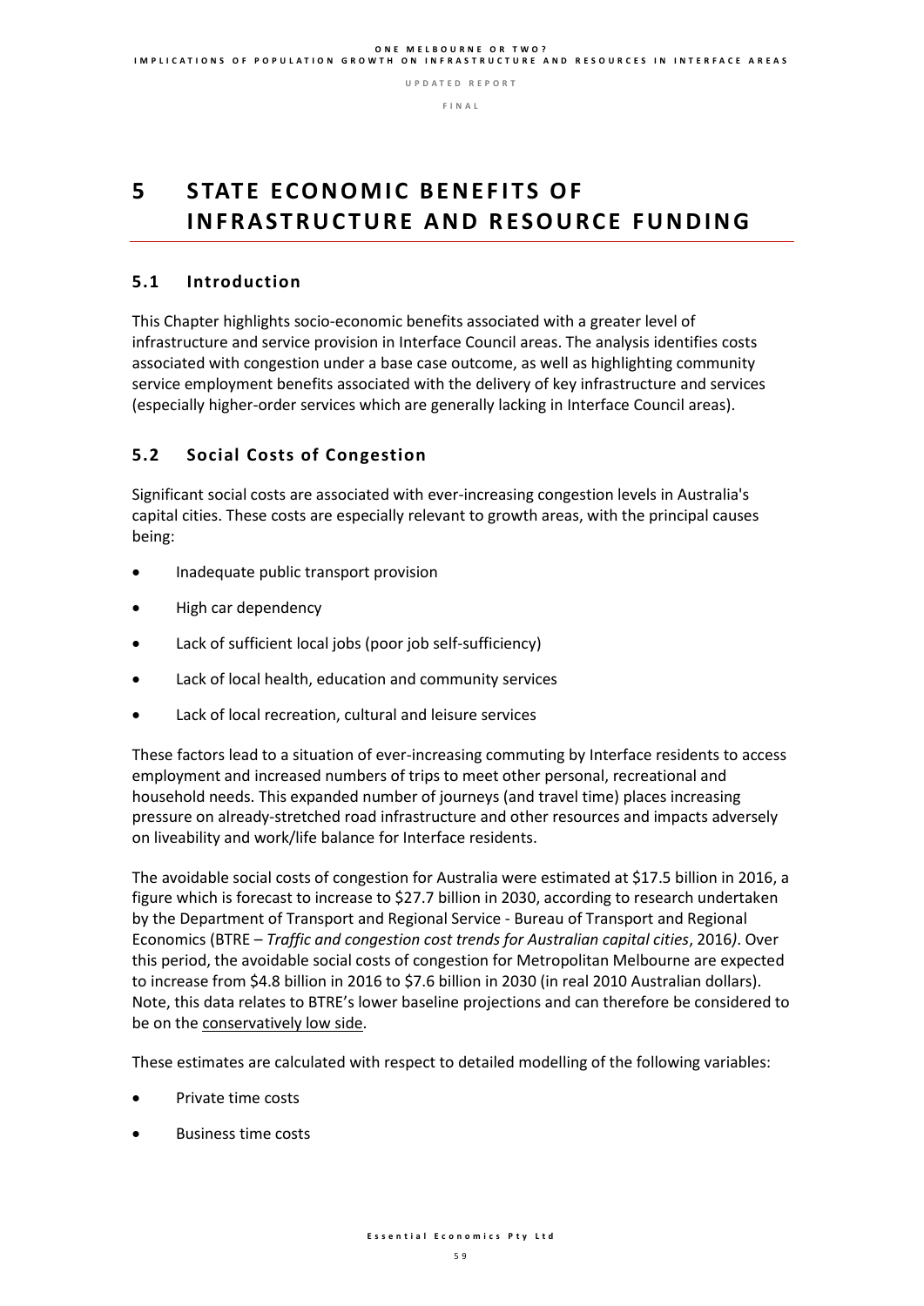# 5 STATE ECONOMIC BENEFITS OF INFRASTRUCTURE AND RESOURCE FUNDING

## 5.1 Introduction

This Chapter highlights socio-economic benefits associated with a greater level of infrastructure and service provision in Interface Council areas. The analysis identifies costs associated with congestion under a base case outcome, as well as highlighting community service employment benefits associated with the delivery of key infrastructure and services (especially higher-order services which are generally lacking in Interface Council areas).

## 5.2 Social Costs of Congestion

Significant social costs are associated with ever-increasing congestion levels in Australia's capital cities. These costs are especially relevant to growth areas, with the principal causes being:

- Inadequate public transport provision
- High car dependency
- Lack of sufficient local jobs (poor job self-sufficiency)
- Lack of local health, education and community services
- Lack of local recreation, cultural and leisure services

These factors lead to a situation of ever-increasing commuting by Interface residents to access employment and increased numbers of trips to meet other personal, recreational and household needs. This expanded number of journeys (and travel time) places increasing pressure on already-stretched road infrastructure and other resources and impacts adversely on liveability and work/life balance for Interface residents.

The avoidable social costs of congestion for Australia were estimated at $17.5 billion in 2016, a figure which is forecast to increase to $27.7 billion in 2030, according to research undertaken by the Department of Transport and Regional Service - Bureau of Transport and Regional Economics (BTRE – *Traffic and congestion cost trends for Australian capital cities*, 2016). Over this period, the avoidable social costs of congestion for Metropolitan Melbourne are expected to increase from $4.8 billion in 2016 to $7.6 billion in 2030 (in real 2010 Australian dollars). Note, this data relates to BTRE's lower baseline projections and can therefore be considered to be on the conservatively low side.

These estimates are calculated with respect to detailed modelling of the following variables:

- Private time costs
- Business time costs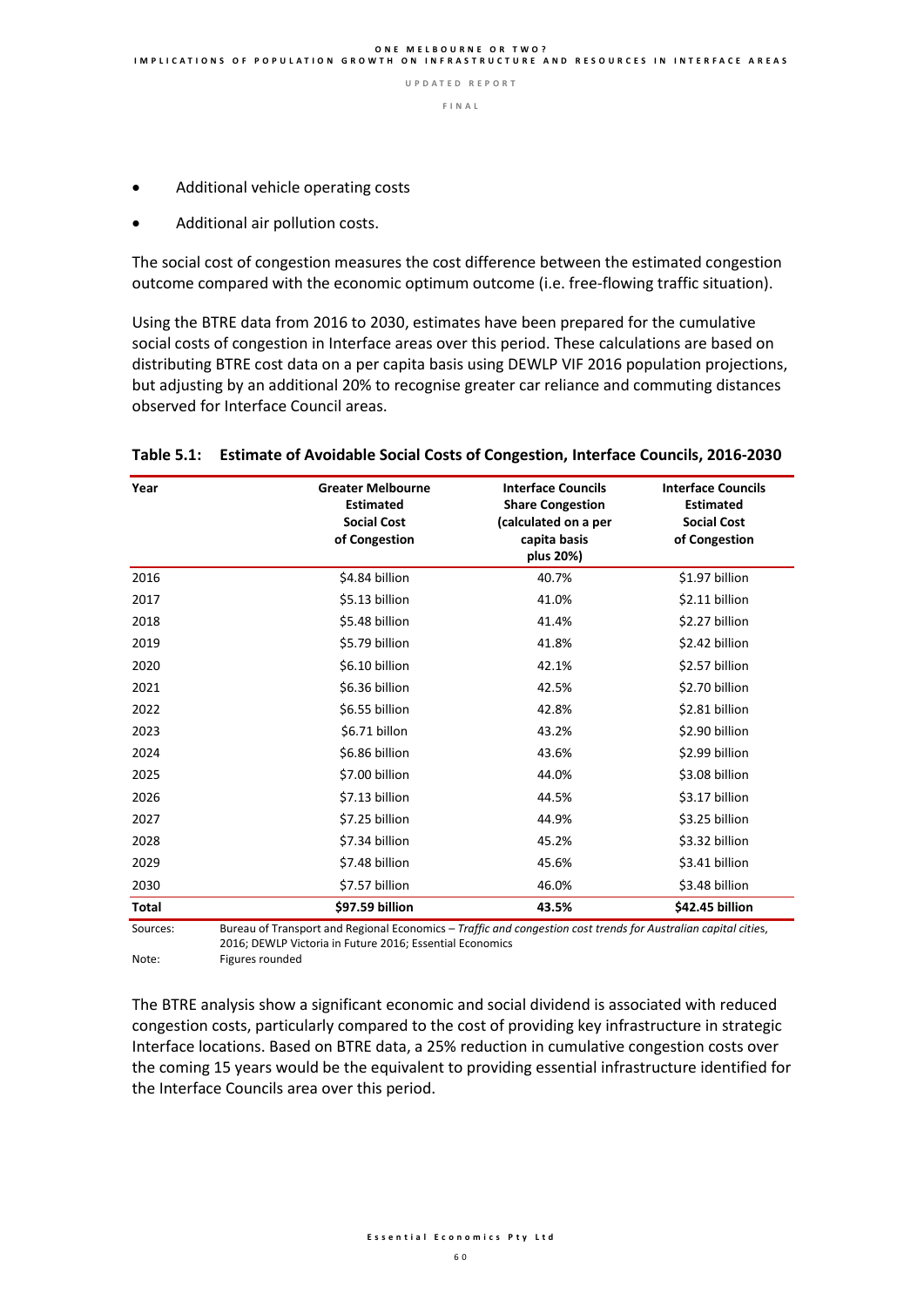- Additional vehicle operating costs
- Additional air pollution costs.

The social cost of congestion measures the cost difference between the estimated congestion outcome compared with the economic optimum outcome (i.e. free-flowing traffic situation).

Using the BTRE data from 2016 to 2030, estimates have been prepared for the cumulative social costs of congestion in Interface areas over this period. These calculations are based on distributing BTRE cost data on a per capita basis using DEWLP VIF 2016 population projections, but adjusting by an additional 20% to recognise greater car reliance and commuting distances observed for Interface Council areas.

**Table 5.1: Estimate of Avoidable Social Costs of Congestion, Interface Councils, 2016-2030**

| Year | Greater Melbourne Estimated Social Cost of Congestion | Interface Councils Share Congestion (calculated on a per capita basis plus 20%) | Interface Councils Estimated Social Cost of Congestion |
|---|---|---|---|
| 2016 | $4.84 billion | 40.7% | $1.97 billion |
| 2017 | $5.13 billion | 41.0% | $2.11 billion |
| 2018 | $5.48 billion | 41.4% | $2.27 billion |
| 2019 | $5.79 billion | 41.8% | $2.42 billion |
| 2020 | $6.10 billion | 42.1% | $2.57 billion |
| 2021 | $6.36 billion | 42.5% | $2.70 billion |
| 2022 | $6.55 billion | 42.8% | $2.81 billion |
| 2023 | $6.71 billon | 43.2% | $2.90 billion |
| 2024 | $6.86 billion | 43.6% | $2.99 billion |
| 2025 | $7.00 billion | 44.0% | $3.08 billion |
| 2026 | $7.13 billion | 44.5% | $3.17 billion |
| 2027 | $7.25 billion | 44.9% | $3.25 billion |
| 2028 | $7.34 billion | 45.2% | $3.32 billion |
| 2029 | $7.48 billion | 45.6% | $3.41 billion |
| 2030 | $7.57 billion | 46.0% | $3.48 billion |
| **Total** | **$97.59 billion** | **43.5%** | **$42.45 billion** |

Sources: Bureau of Transport and Regional Economics – *Traffic and congestion cost trends for Australian capital cities*, 2016; DEWLP Victoria in Future 2016; Essential Economics

Note: Figures rounded

The BTRE analysis show a significant economic and social dividend is associated with reduced congestion costs, particularly compared to the cost of providing key infrastructure in strategic Interface locations. Based on BTRE data, a 25% reduction in cumulative congestion costs over the coming 15 years would be the equivalent to providing essential infrastructure identified for the Interface Councils area over this period.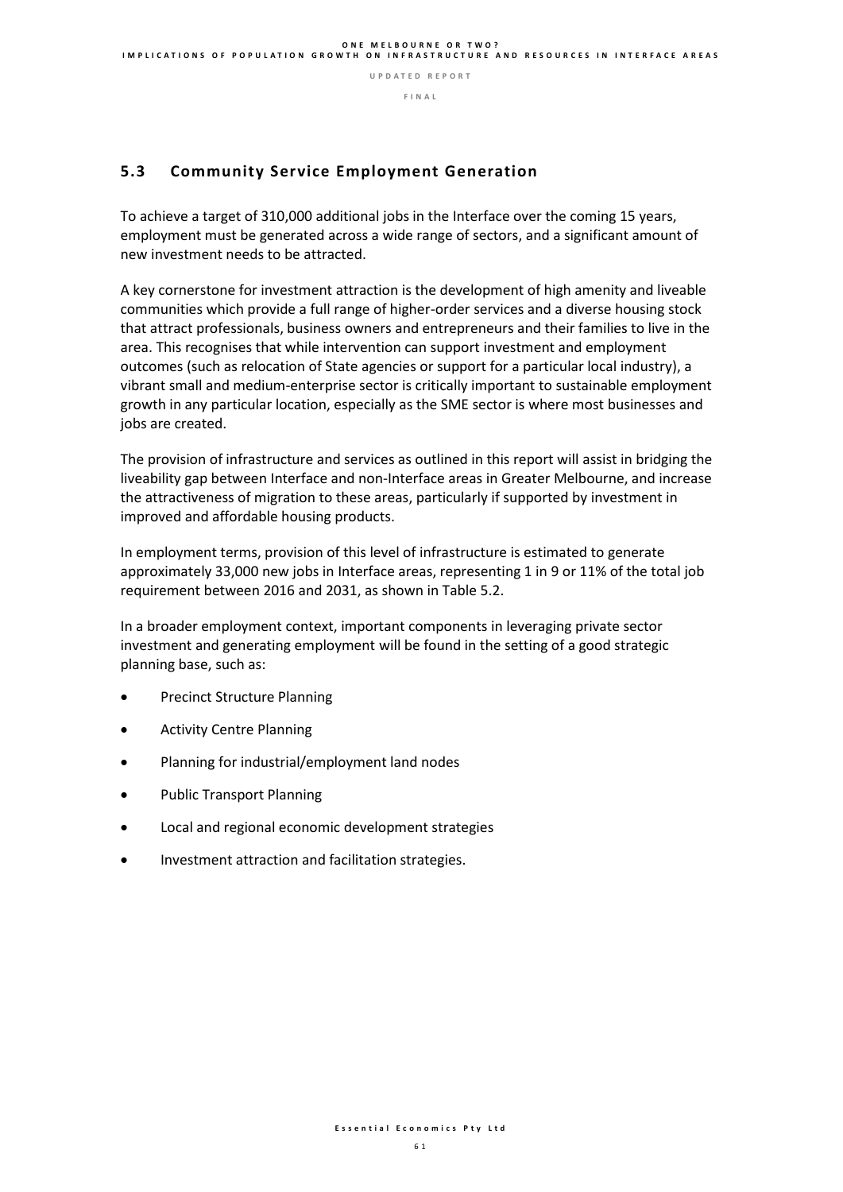## 5.3 Community Service Employment Generation

To achieve a target of 310,000 additional jobs in the Interface over the coming 15 years, employment must be generated across a wide range of sectors, and a significant amount of new investment needs to be attracted.

A key cornerstone for investment attraction is the development of high amenity and liveable communities which provide a full range of higher-order services and a diverse housing stock that attract professionals, business owners and entrepreneurs and their families to live in the area. This recognises that while intervention can support investment and employment outcomes (such as relocation of State agencies or support for a particular local industry), a vibrant small and medium-enterprise sector is critically important to sustainable employment growth in any particular location, especially as the SME sector is where most businesses and jobs are created.

The provision of infrastructure and services as outlined in this report will assist in bridging the liveability gap between Interface and non-Interface areas in Greater Melbourne, and increase the attractiveness of migration to these areas, particularly if supported by investment in improved and affordable housing products.

In employment terms, provision of this level of infrastructure is estimated to generate approximately 33,000 new jobs in Interface areas, representing 1 in 9 or 11% of the total job requirement between 2016 and 2031, as shown in Table 5.2.

In a broader employment context, important components in leveraging private sector investment and generating employment will be found in the setting of a good strategic planning base, such as:

- Precinct Structure Planning
- Activity Centre Planning
- Planning for industrial/employment land nodes
- Public Transport Planning
- Local and regional economic development strategies
- Investment attraction and facilitation strategies.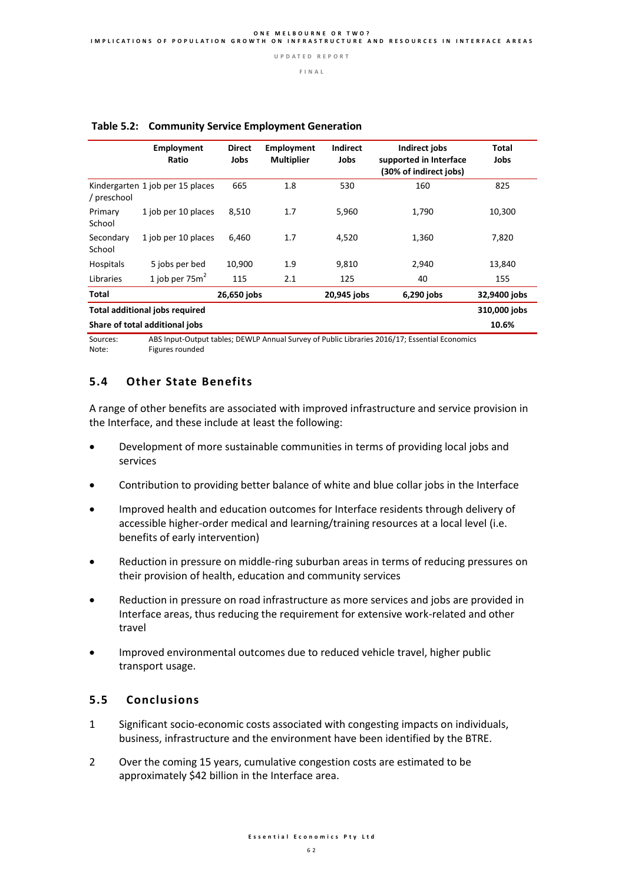**Table 5.2: Community Service Employment Generation**

| | Employment Ratio | Direct Jobs | Employment Multiplier | Indirect Jobs | Indirect jobs supported in Interface (30% of indirect jobs) | Total Jobs |
|---|---|---|---|---|---|---|
| Kindergarten / preschool | 1 job per 15 places | 665 | 1.8 | 530 | 160 | 825 |
| Primary School | 1 job per 10 places | 8,510 | 1.7 | 5,960 | 1,790 | 10,300 |
| Secondary School | 1 job per 10 places | 6,460 | 1.7 | 4,520 | 1,360 | 7,820 |
| Hospitals | 5 jobs per bed | 10,900 | 1.9 | 9,810 | 2,940 | 13,840 |
| Libraries | 1 job per 75m$^2$ | 115 | 2.1 | 125 | 40 | 155 |
| **Total** | | **26,650 jobs** | | **20,945 jobs** | **6,290 jobs** | **32,9400 jobs** |
| **Total additional jobs required** | | | | | | **310,000 jobs** |
| **Share of total additional jobs** | | | | | | **10.6%** |

Sources: ABS Input-Output tables; DEWLP Annual Survey of Public Libraries 2016/17; Essential Economics
Note: Figures rounded

## 5.4 Other State Benefits

A range of other benefits are associated with improved infrastructure and service provision in the Interface, and these include at least the following:

- Development of more sustainable communities in terms of providing local jobs and services
- Contribution to providing better balance of white and blue collar jobs in the Interface
- Improved health and education outcomes for Interface residents through delivery of accessible higher-order medical and learning/training resources at a local level (i.e. benefits of early intervention)
- Reduction in pressure on middle-ring suburban areas in terms of reducing pressures on their provision of health, education and community services
- Reduction in pressure on road infrastructure as more services and jobs are provided in Interface areas, thus reducing the requirement for extensive work-related and other travel
- Improved environmental outcomes due to reduced vehicle travel, higher public transport usage.

## 5.5 Conclusions

1. Significant socio-economic costs associated with congesting impacts on individuals, business, infrastructure and the environment have been identified by the BTRE.
2. Over the coming 15 years, cumulative congestion costs are estimated to be approximately $42 billion in the Interface area.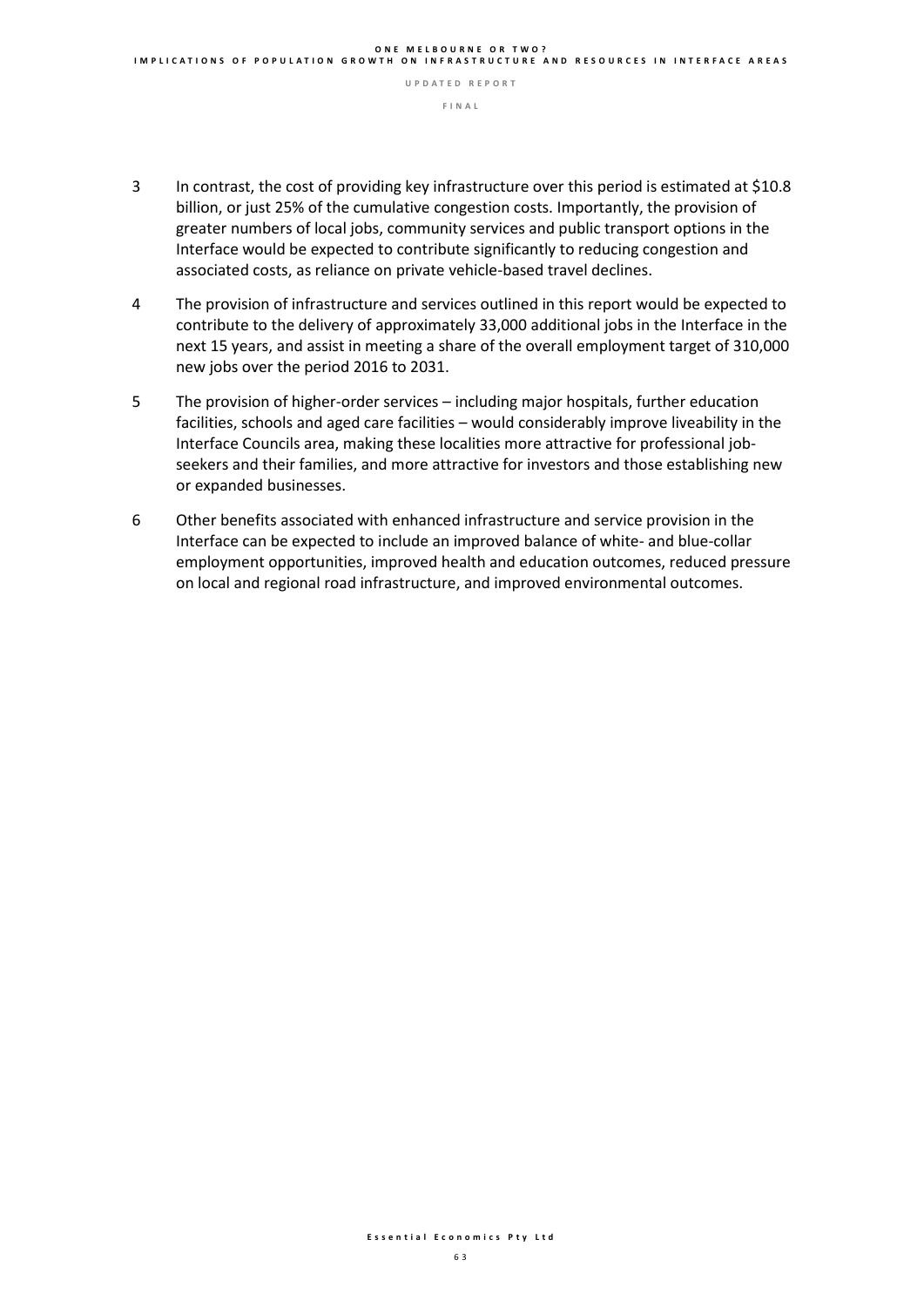3 In contrast, the cost of providing key infrastructure over this period is estimated at $10.8 billion, or just 25% of the cumulative congestion costs. Importantly, the provision of greater numbers of local jobs, community services and public transport options in the Interface would be expected to contribute significantly to reducing congestion and associated costs, as reliance on private vehicle-based travel declines.

4 The provision of infrastructure and services outlined in this report would be expected to contribute to the delivery of approximately 33,000 additional jobs in the Interface in the next 15 years, and assist in meeting a share of the overall employment target of 310,000 new jobs over the period 2016 to 2031.

5 The provision of higher-order services – including major hospitals, further education facilities, schools and aged care facilities – would considerably improve liveability in the Interface Councils area, making these localities more attractive for professional job-seekers and their families, and more attractive for investors and those establishing new or expanded businesses.

6 Other benefits associated with enhanced infrastructure and service provision in the Interface can be expected to include an improved balance of white- and blue-collar employment opportunities, improved health and education outcomes, reduced pressure on local and regional road infrastructure, and improved environmental outcomes.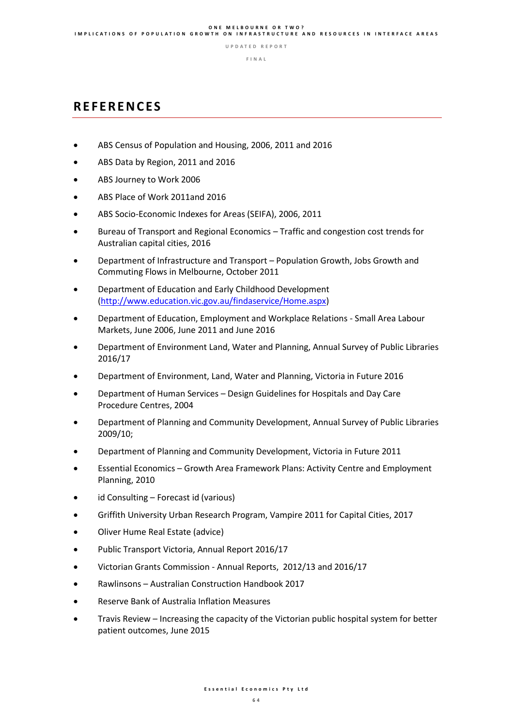# REFERENCES

- ABS Census of Population and Housing, 2006, 2011 and 2016
- ABS Data by Region, 2011 and 2016
- ABS Journey to Work 2006
- ABS Place of Work 2011and 2016
- ABS Socio-Economic Indexes for Areas (SEIFA), 2006, 2011
- Bureau of Transport and Regional Economics – Traffic and congestion cost trends for Australian capital cities, 2016
- Department of Infrastructure and Transport – Population Growth, Jobs Growth and Commuting Flows in Melbourne, October 2011
- Department of Education and Early Childhood Development (http://www.education.vic.gov.au/findaservice/Home.aspx)
- Department of Education, Employment and Workplace Relations - Small Area Labour Markets, June 2006, June 2011 and June 2016
- Department of Environment Land, Water and Planning, Annual Survey of Public Libraries 2016/17
- Department of Environment, Land, Water and Planning, Victoria in Future 2016
- Department of Human Services – Design Guidelines for Hospitals and Day Care Procedure Centres, 2004
- Department of Planning and Community Development, Annual Survey of Public Libraries 2009/10;
- Department of Planning and Community Development, Victoria in Future 2011
- Essential Economics – Growth Area Framework Plans: Activity Centre and Employment Planning, 2010
- id Consulting – Forecast id (various)
- Griffith University Urban Research Program, Vampire 2011 for Capital Cities, 2017
- Oliver Hume Real Estate (advice)
- Public Transport Victoria, Annual Report 2016/17
- Victorian Grants Commission - Annual Reports, 2012/13 and 2016/17
- Rawlinsons – Australian Construction Handbook 2017
- Reserve Bank of Australia Inflation Measures
- Travis Review – Increasing the capacity of the Victorian public hospital system for better patient outcomes, June 2015